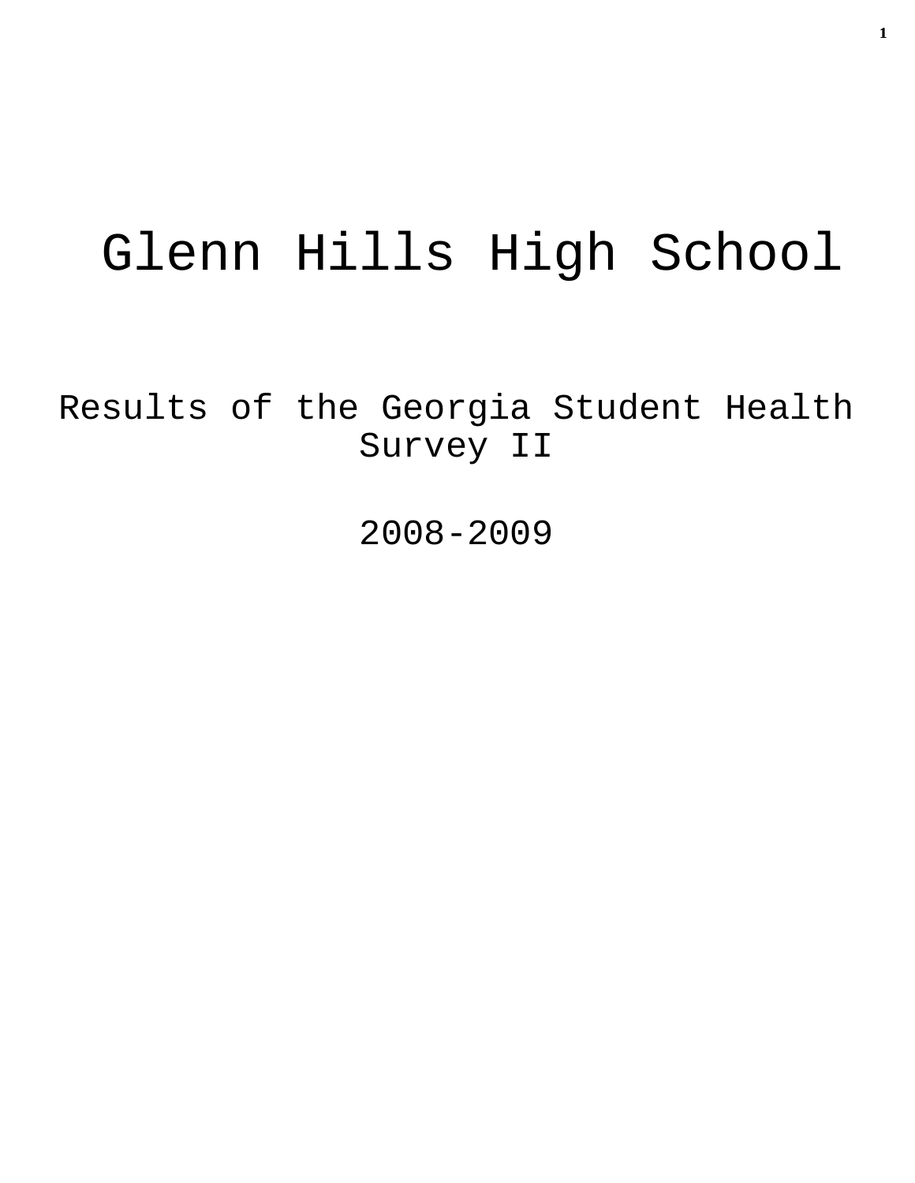# Glenn Hills High School

## Results of the Georgia Student Health Survey II

## 2008-2009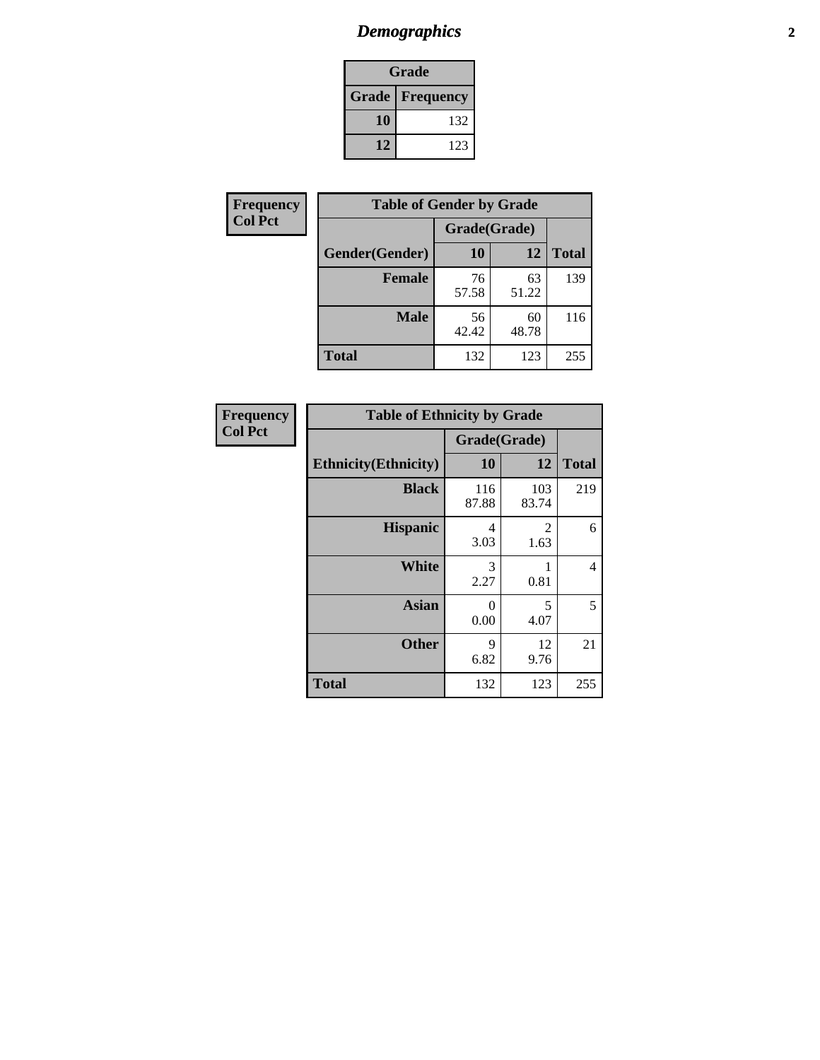# *Demographics*

| Grade | |
|---|---|
| **Grade** | **Frequency** |
| **10** | 132 |
| **12** | 123 |

| Frequency<br>Col Pct |
|---|

| Table of Gender by Grade | | | |
|---|---|---|---|
| | Grade(Grade) | | |
| **Gender(Gender)** | **10** | **12** | **Total** |
| **Female** | 76<br>57.58 | 63<br>51.22 | 139 |
| **Male** | 56<br>42.42 | 60<br>48.78 | 116 |
| **Total** | 132 | 123 | 255 |

| Frequency<br>Col Pct |
|---|

| Table of Ethnicity by Grade | | | |
|---|---|---|---|
| | Grade(Grade) | | |
| **Ethnicity(Ethnicity)** | **10** | **12** | **Total** |
| **Black** | 116<br>87.88 | 103<br>83.74 | 219 |
| **Hispanic** | 4<br>3.03 | 2<br>1.63 | 6 |
| **White** | 3<br>2.27 | 1<br>0.81 | 4 |
| **Asian** | 0<br>0.00 | 5<br>4.07 | 5 |
| **Other** | 9<br>6.82 | 12<br>9.76 | 21 |
| **Total** | 132 | 123 | 255 |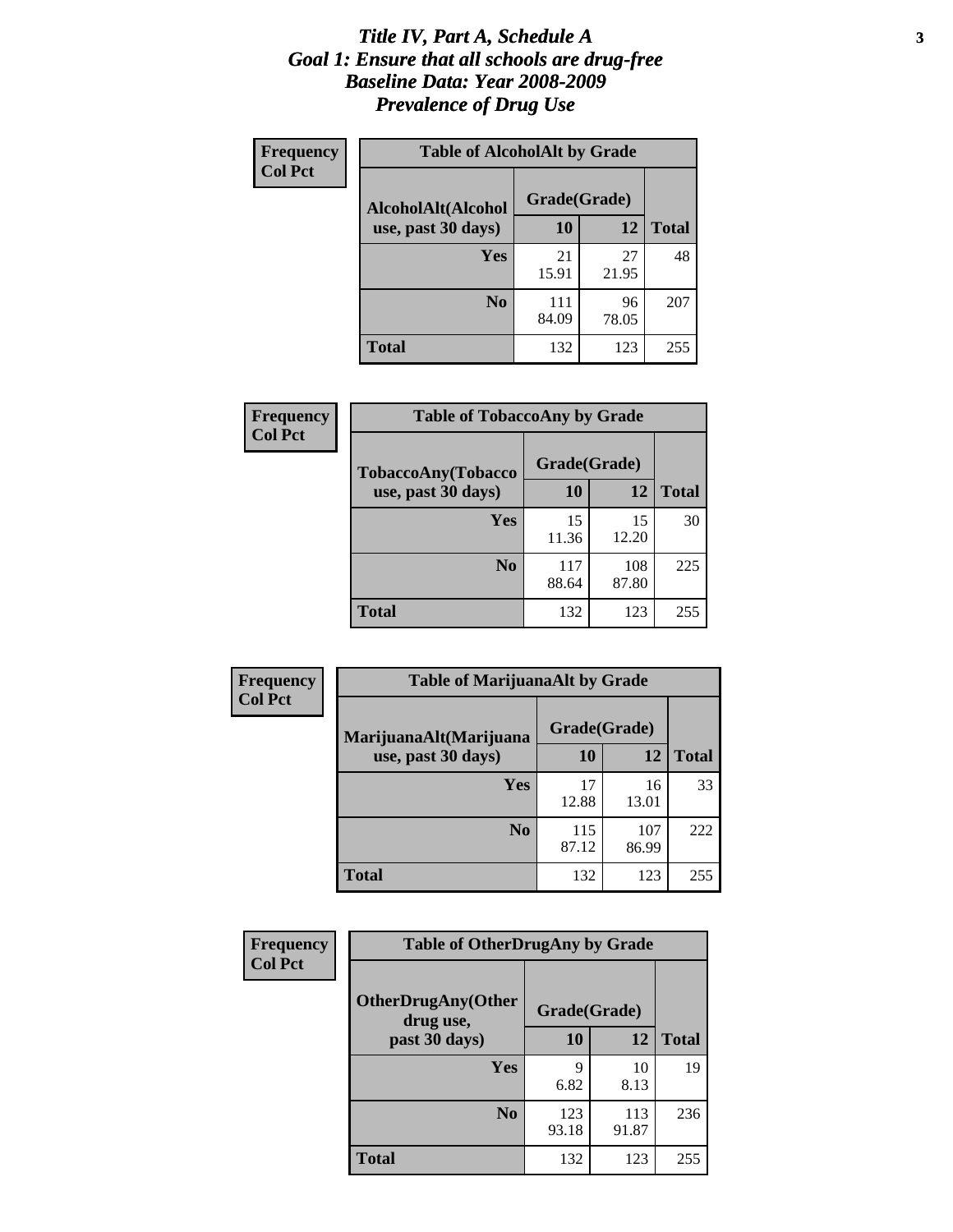# *Title IV, Part A, Schedule A*
# *Goal 1: Ensure that all schools are drug-free*
# *Baseline Data: Year 2008-2009*
# *Prevalence of Drug Use*

**Frequency**
**Col Pct**

| Table of AlcoholAlt by Grade | | | |
|---|---|---|---|
| AlcoholAlt(Alcohol use, past 30 days) | Grade(Grade) | | |
| | 10 | 12 | Total |
| Yes | 21<br>15.91 | 27<br>21.95 | 48 |
| No | 111<br>84.09 | 96<br>78.05 | 207 |
| Total | 132 | 123 | 255 |

**Frequency**
**Col Pct**

| Table of TobaccoAny by Grade | | | |
|---|---|---|---|
| TobaccoAny(Tobacco use, past 30 days) | Grade(Grade) | | |
| | 10 | 12 | Total |
| Yes | 15<br>11.36 | 15<br>12.20 | 30 |
| No | 117<br>88.64 | 108<br>87.80 | 225 |
| Total | 132 | 123 | 255 |

**Frequency**
**Col Pct**

| Table of MarijuanaAlt by Grade | | | |
|---|---|---|---|
| MarijuanaAlt(Marijuana use, past 30 days) | Grade(Grade) | | |
| | 10 | 12 | Total |
| Yes | 17<br>12.88 | 16<br>13.01 | 33 |
| No | 115<br>87.12 | 107<br>86.99 | 222 |
| Total | 132 | 123 | 255 |

**Frequency**
**Col Pct**

| Table of OtherDrugAny by Grade | | | |
|---|---|---|---|
| OtherDrugAny(Other drug use, past 30 days) | Grade(Grade) | | |
| | 10 | 12 | Total |
| Yes | 9<br>6.82 | 10<br>8.13 | 19 |
| No | 123<br>93.18 | 113<br>91.87 | 236 |
| Total | 132 | 123 | 255 |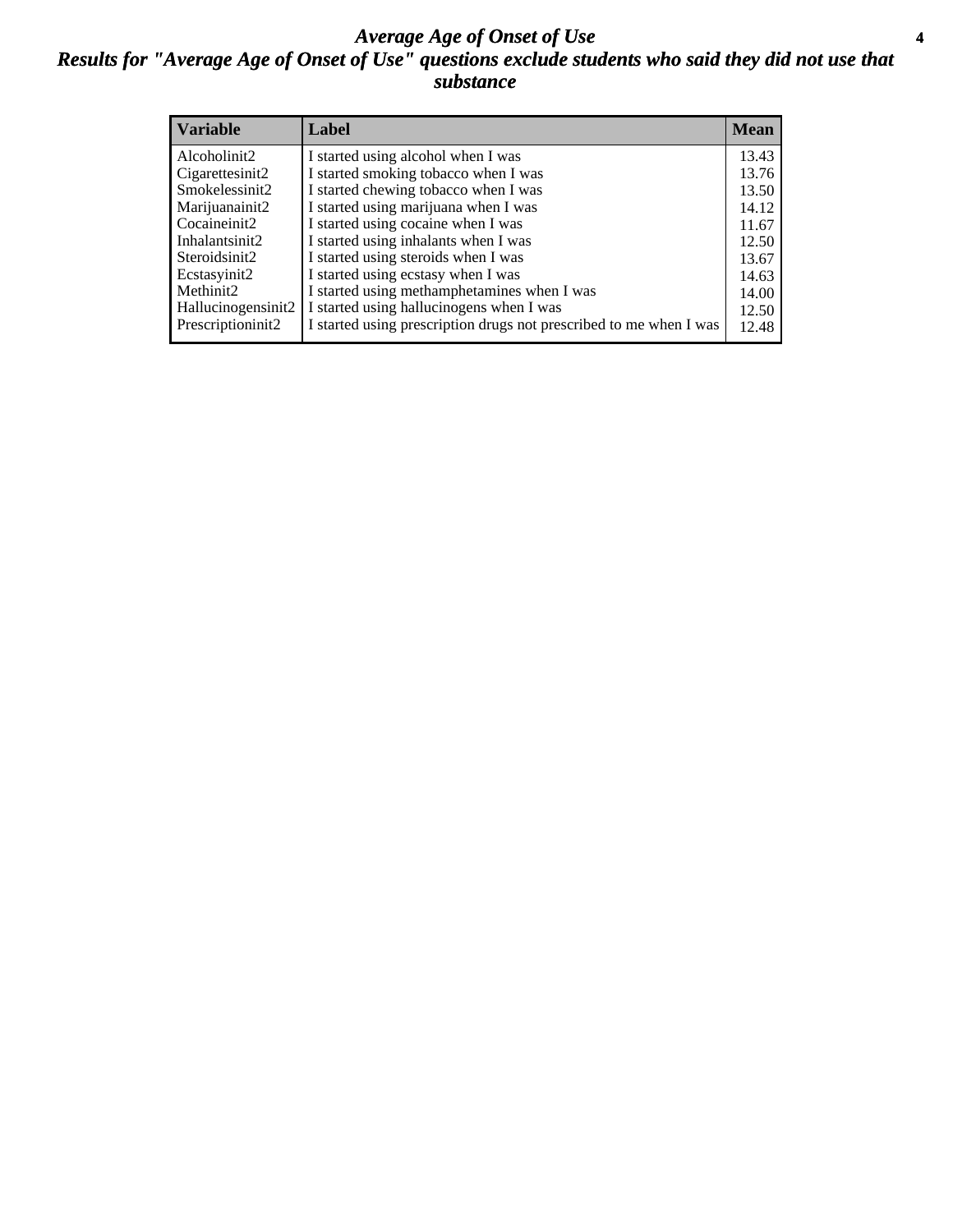# *Average Age of Onset of Use*

## *Results for "Average Age of Onset of Use" questions exclude students who said they did not use that substance*

| Variable | Label | Mean |
| --- | --- | --- |
| Alcoholinit2 | I started using alcohol when I was | 13.43 |
| Cigarettesinit2 | I started smoking tobacco when I was | 13.76 |
| Smokelessinit2 | I started chewing tobacco when I was | 13.50 |
| Marijuanainit2 | I started using marijuana when I was | 14.12 |
| Cocaineinit2 | I started using cocaine when I was | 11.67 |
| Inhalantsinit2 | I started using inhalants when I was | 12.50 |
| Steroidsinit2 | I started using steroids when I was | 13.67 |
| Ecstasyinit2 | I started using ecstasy when I was | 14.63 |
| Methinit2 | I started using methamphetamines when I was | 14.00 |
| Hallucinogensinit2 | I started using hallucinogens when I was | 12.50 |
| Prescriptioninit2 | I started using prescription drugs not prescribed to me when I was | 12.48 |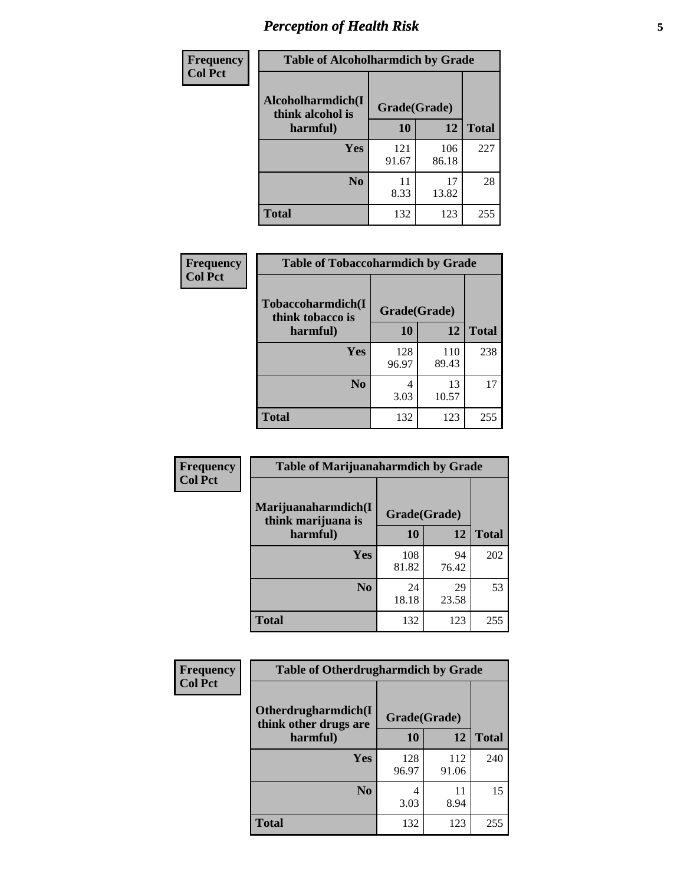# Perception of Health Risk

| Frequency Col Pct | Table of Alcoholharmdich by Grade | | |
|---|---|---|---|
| Alcoholharmdich(I think alcohol is harmful) | Grade(Grade) | | |
| | 10 | 12 | Total |
| Yes | 121<br>91.67 | 106<br>86.18 | 227 |
| No | 11<br>8.33 | 17<br>13.82 | 28 |
| Total | 132 | 123 | 255 |

| Frequency Col Pct | Table of Tobaccoharmdich by Grade | | |
|---|---|---|---|
| Tobaccoharmdich(I think tobacco is harmful) | Grade(Grade) | | |
| | 10 | 12 | Total |
| Yes | 128<br>96.97 | 110<br>89.43 | 238 |
| No | 4<br>3.03 | 13<br>10.57 | 17 |
| Total | 132 | 123 | 255 |

| Frequency Col Pct | Table of Marijuanaharmdich by Grade | | |
|---|---|---|---|
| Marijuanaharmdich(I think marijuana is harmful) | Grade(Grade) | | |
| | 10 | 12 | Total |
| Yes | 108<br>81.82 | 94<br>76.42 | 202 |
| No | 24<br>18.18 | 29<br>23.58 | 53 |
| Total | 132 | 123 | 255 |

| Frequency Col Pct | Table of Otherdrugharmdich by Grade | | |
|---|---|---|---|
| Otherdrugharmdich(I think other drugs are harmful) | Grade(Grade) | | |
| | 10 | 12 | Total |
| Yes | 128<br>96.97 | 112<br>91.06 | 240 |
| No | 4<br>3.03 | 11<br>8.94 | 15 |
| Total | 132 | 123 | 255 |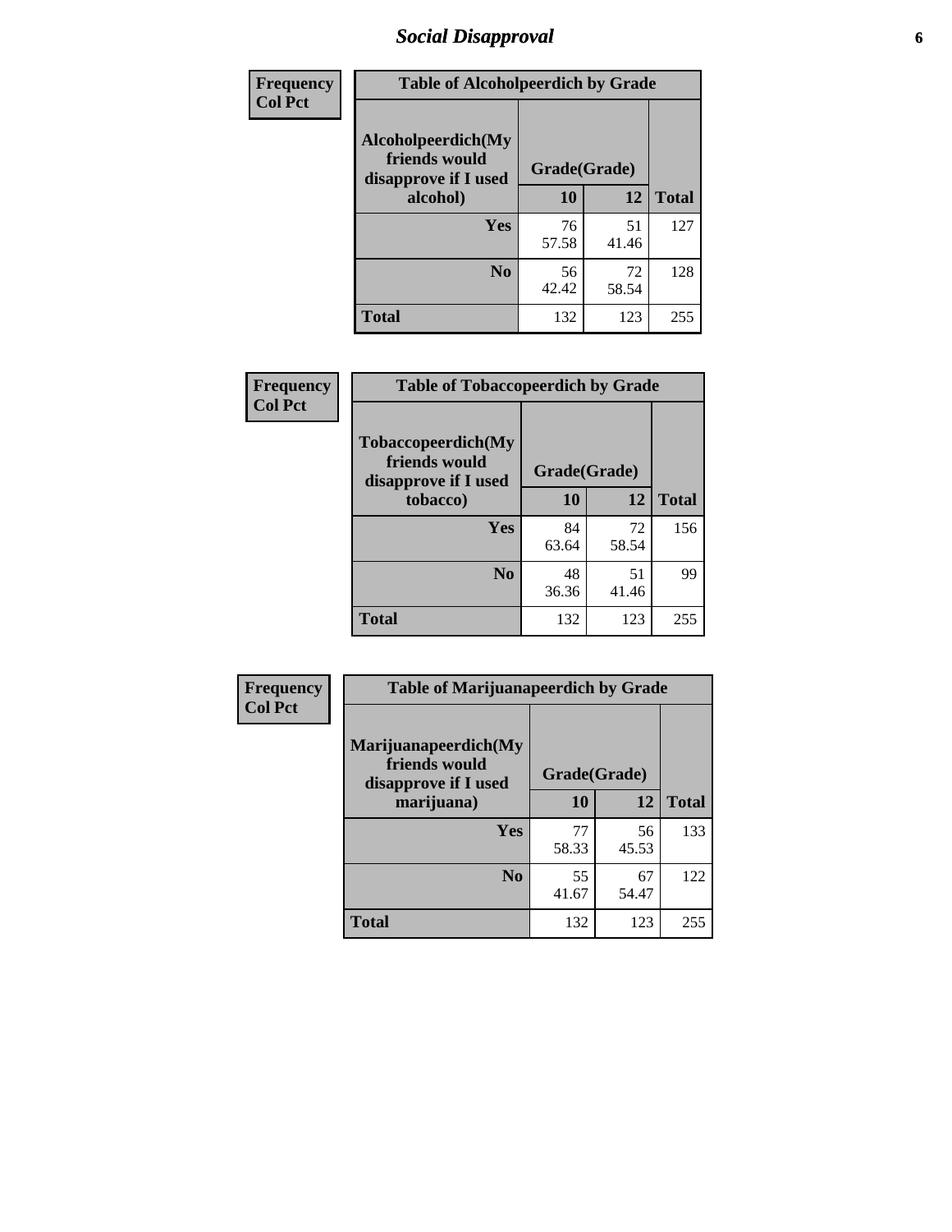# *Social Disapproval*

**Frequency**
**Col Pct**

**Table of Alcoholpeerdich by Grade**

| Alcoholpeerdich(My friends would disapprove if I used alcohol) | Grade(Grade) 10 | 12 | Total |
|---|---|---|---|
| **Yes** | 76<br>57.58 | 51<br>41.46 | 127 |
| **No** | 56<br>42.42 | 72<br>58.54 | 128 |
| **Total** | 132 | 123 | 255 |

**Frequency**
**Col Pct**

**Table of Tobaccopeerdich by Grade**

| Tobaccopeerdich(My friends would disapprove if I used tobacco) | Grade(Grade) 10 | 12 | Total |
|---|---|---|---|
| **Yes** | 84<br>63.64 | 72<br>58.54 | 156 |
| **No** | 48<br>36.36 | 51<br>41.46 | 99 |
| **Total** | 132 | 123 | 255 |

**Frequency**
**Col Pct**

**Table of Marijuanapeerdich by Grade**

| Marijuanapeerdich(My friends would disapprove if I used marijuana) | Grade(Grade) 10 | 12 | Total |
|---|---|---|---|
| **Yes** | 77<br>58.33 | 56<br>45.53 | 133 |
| **No** | 55<br>41.67 | 67<br>54.47 | 122 |
| **Total** | 132 | 123 | 255 |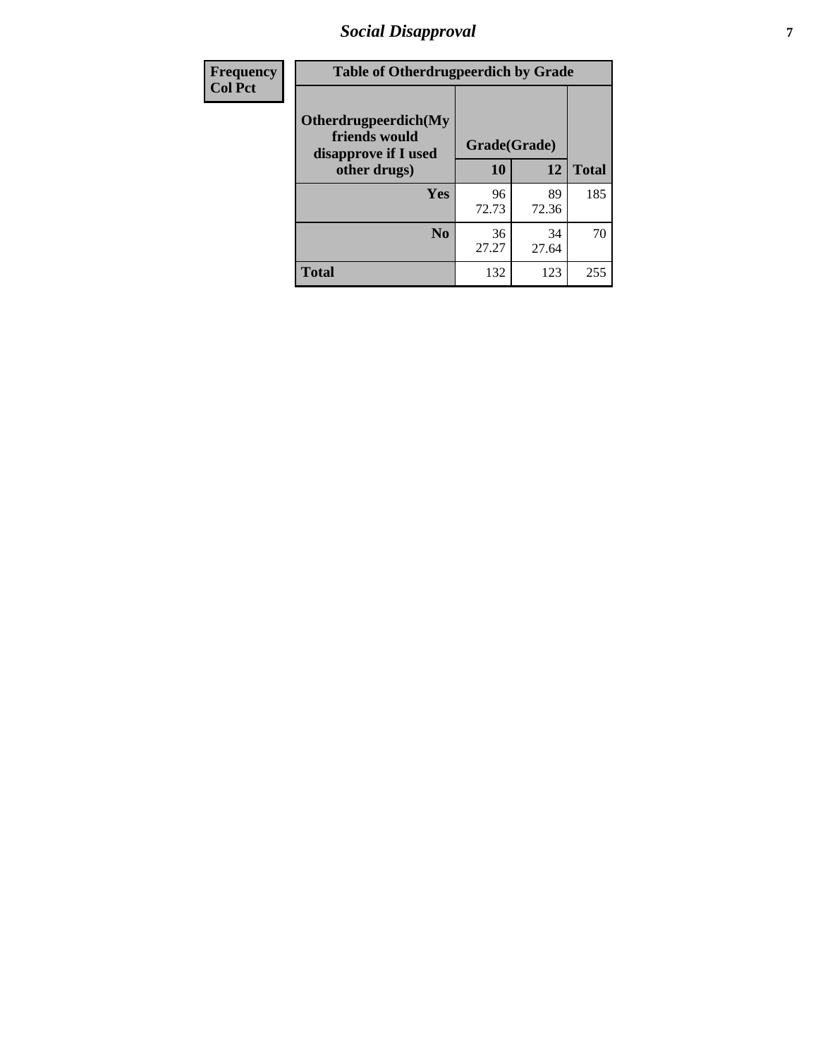| Frequency Col Pct | Table of Otherdrugpeerdich by Grade | | |
|---|---|---|---|
| Otherdrugpeerdich(My friends would disapprove if I used other drugs) | Grade(Grade) | | |
| | 10 | 12 | Total |
| Yes | 96<br>72.73 | 89<br>72.36 | 185 |
| No | 36<br>27.27 | 34<br>27.64 | 70 |
| Total | 132 | 123 | 255 |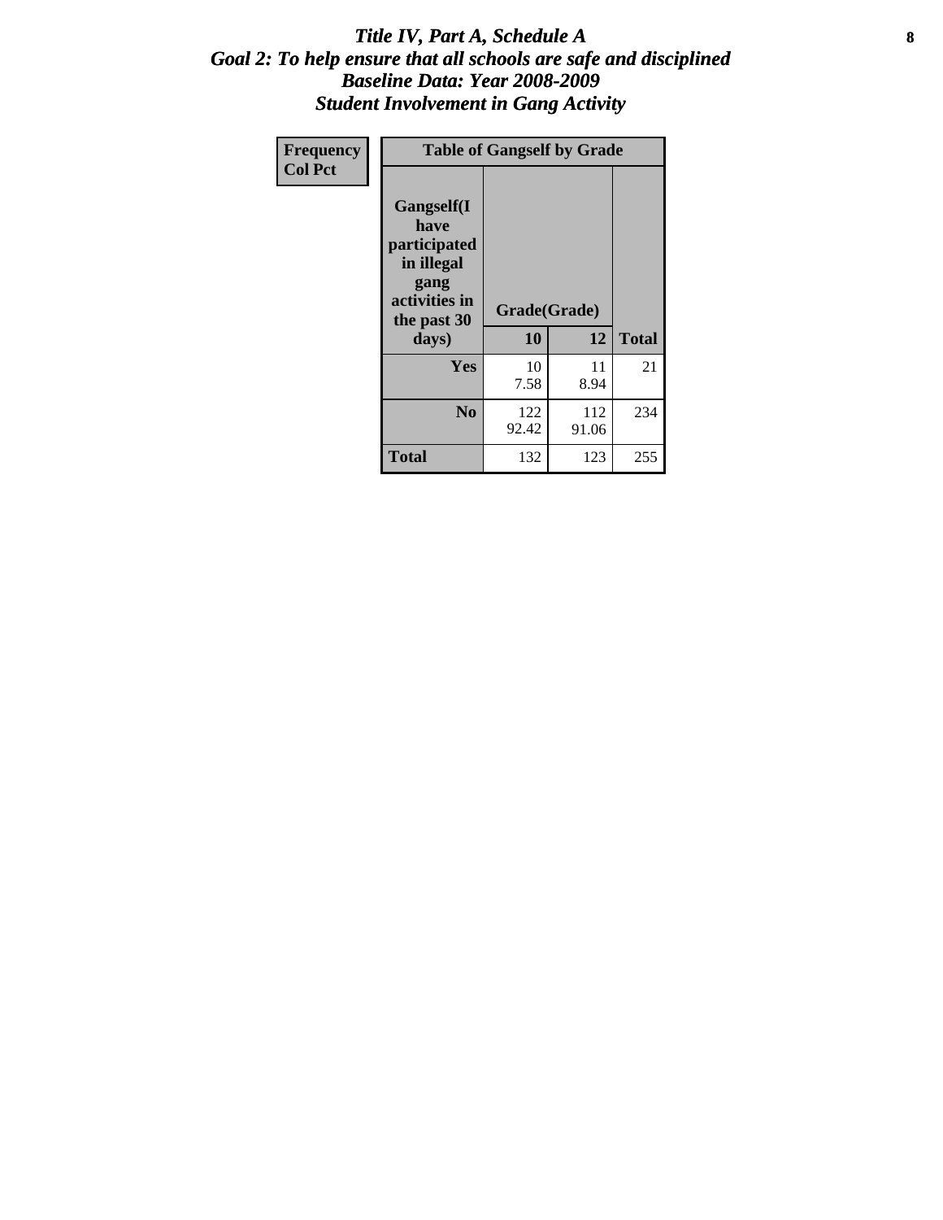# *Title IV, Part A, Schedule A*
## *Goal 2: To help ensure that all schools are safe and disciplined*
## *Baseline Data: Year 2008-2009*
## *Student Involvement in Gang Activity*

| Frequency<br>Col Pct | Table of Gangself by Grade | | |
|---|---|---|---|
| **Gangself(I have participated in illegal gang activities in the past 30 days)** | **Grade(Grade)** | | |
| | **10** | **12** | **Total** |
| **Yes** | 10<br>7.58 | 11<br>8.94 | 21 |
| **No** | 122<br>92.42 | 112<br>91.06 | 234 |
| **Total** | 132 | 123 | 255 |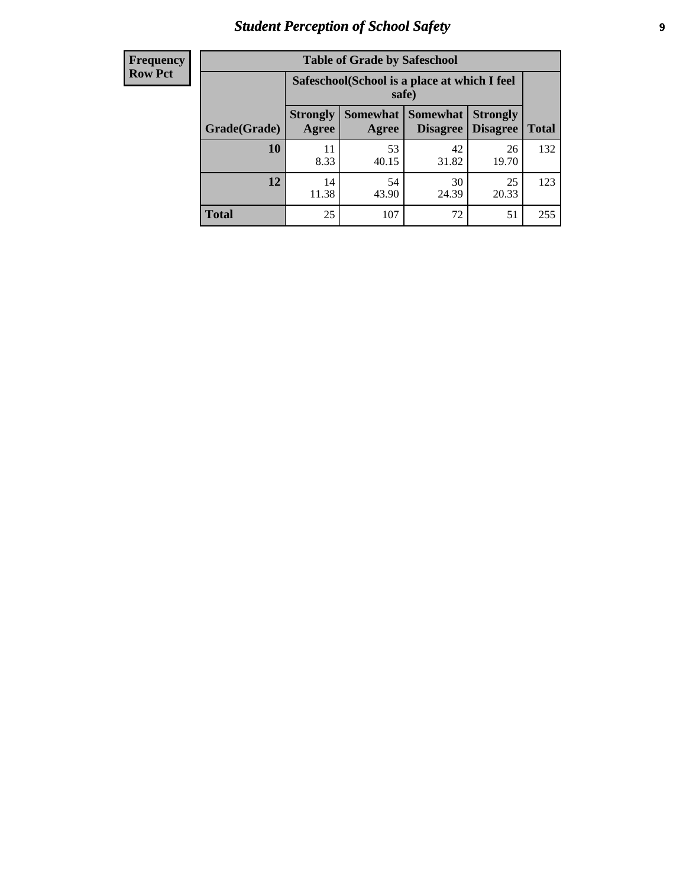| Frequency<br>Row Pct |
|---|

| Table of Grade by Safeschool | | | | | |
|---|---|---|---|---|---|
| | Safeschool(School is a place at which I feel safe) | | | | |
| Grade(Grade) | Strongly Agree | Somewhat Agree | Somewhat Disagree | Strongly Disagree | Total |
| **10** | 11<br>8.33 | 53<br>40.15 | 42<br>31.82 | 26<br>19.70 | 132 |
| **12** | 14<br>11.38 | 54<br>43.90 | 30<br>24.39 | 25<br>20.33 | 123 |
| **Total** | 25 | 107 | 72 | 51 | 255 |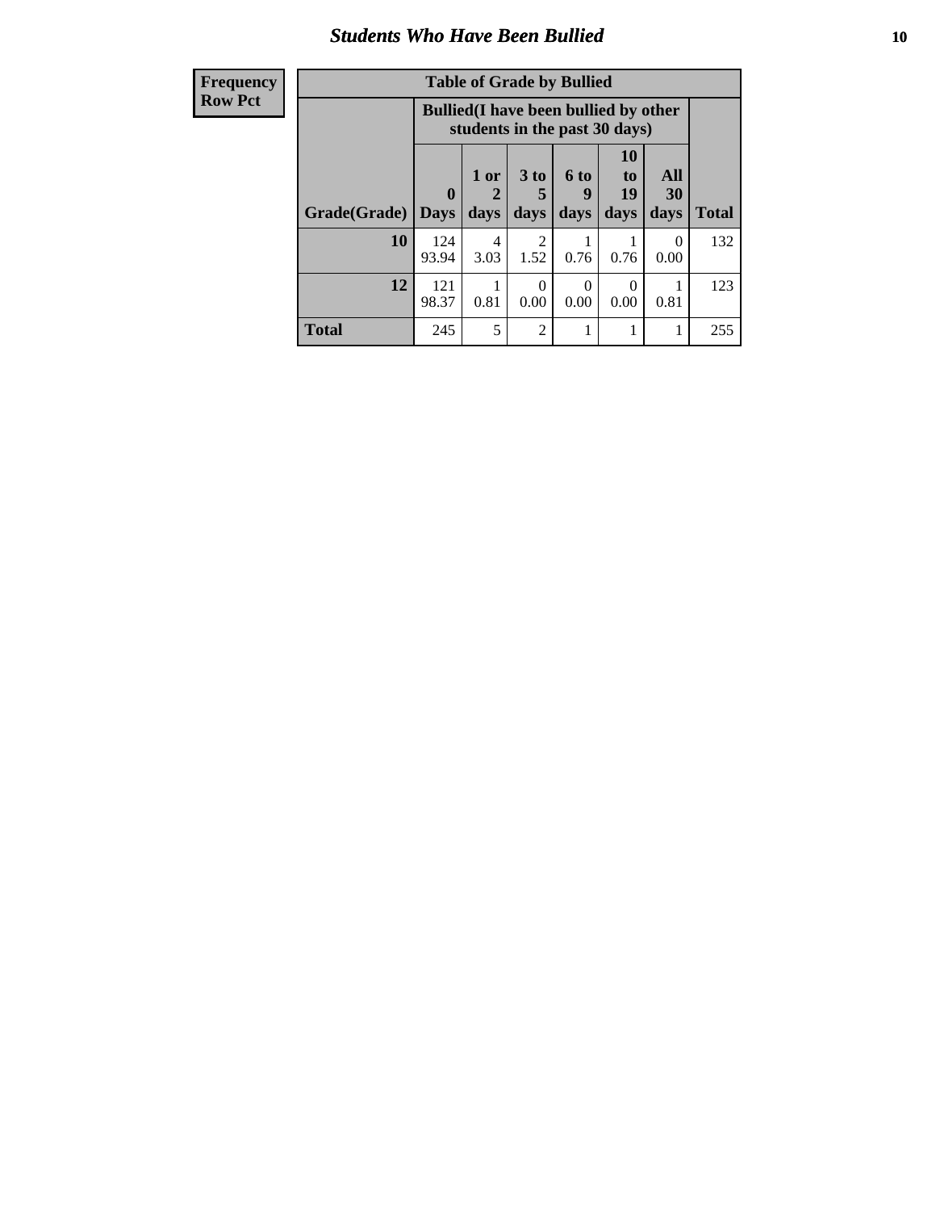## Students Who Have Been Bullied

| Frequency<br>Row Pct |
|---|

**Table of Grade by Bullied**

| Grade(Grade) | Bullied(I have been bullied by other students in the past 30 days) | | | | | | Total |
|---|---|---|---|---|---|---|---|
| | 0 Days | 1 or 2 days | 3 to 5 days | 6 to 9 days | 10 to 19 days | All 30 days | |
| **10** | 124<br>93.94 | 4<br>3.03 | 2<br>1.52 | 1<br>0.76 | 1<br>0.76 | 0<br>0.00 | 132 |
| **12** | 121<br>98.37 | 1<br>0.81 | 0<br>0.00 | 0<br>0.00 | 0<br>0.00 | 1<br>0.81 | 123 |
| **Total** | 245 | 5 | 2 | 1 | 1 | 1 | 255 |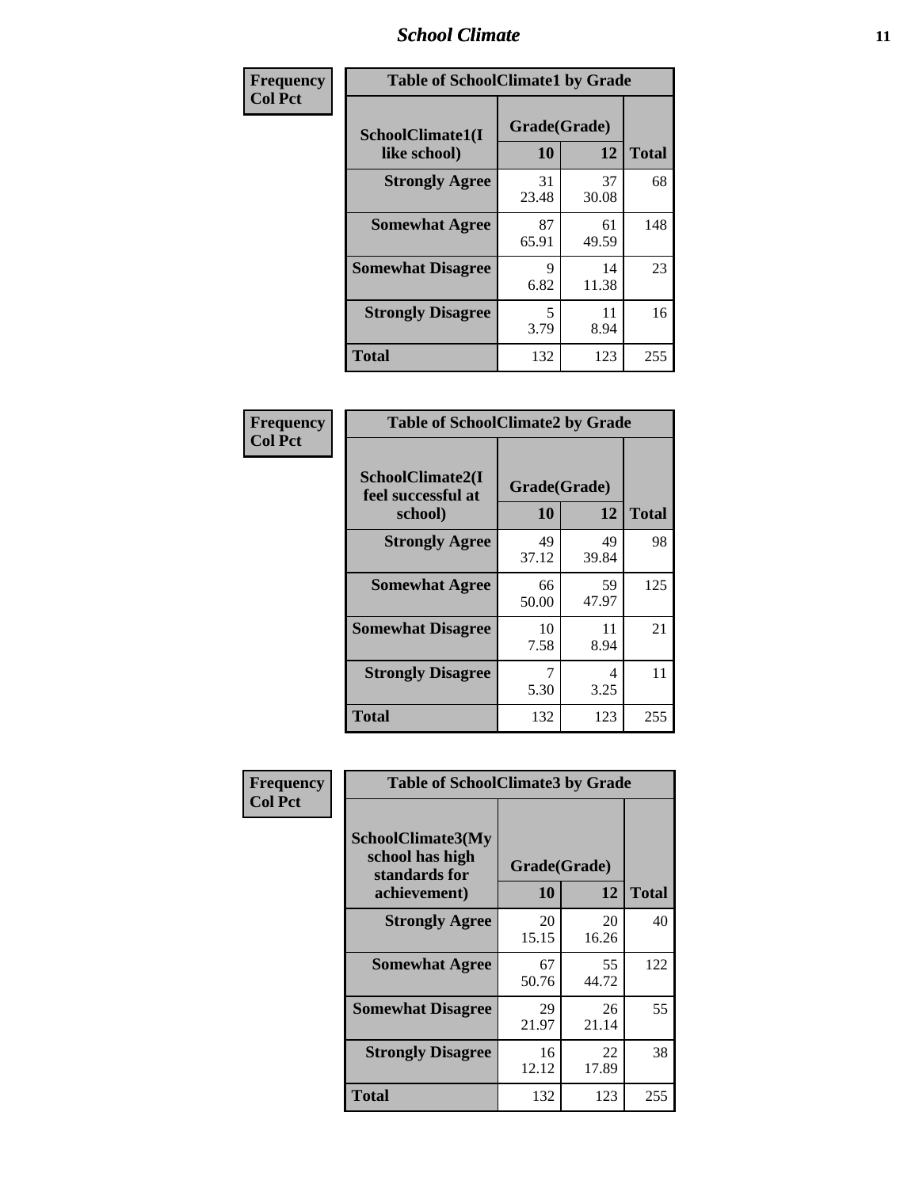| Frequency Col Pct | Table of SchoolClimate1 by Grade | | |
|---|---|---|---|
| SchoolClimate1(I like school) | Grade(Grade) | | |
| | 10 | 12 | Total |
| Strongly Agree | 31<br>23.48 | 37<br>30.08 | 68 |
| Somewhat Agree | 87<br>65.91 | 61<br>49.59 | 148 |
| Somewhat Disagree | 9<br>6.82 | 14<br>11.38 | 23 |
| Strongly Disagree | 5<br>3.79 | 11<br>8.94 | 16 |
| Total | 132 | 123 | 255 |

| Frequency Col Pct | Table of SchoolClimate2 by Grade | | |
|---|---|---|---|
| SchoolClimate2(I feel successful at school) | Grade(Grade) | | |
| | 10 | 12 | Total |
| Strongly Agree | 49<br>37.12 | 49<br>39.84 | 98 |
| Somewhat Agree | 66<br>50.00 | 59<br>47.97 | 125 |
| Somewhat Disagree | 10<br>7.58 | 11<br>8.94 | 21 |
| Strongly Disagree | 7<br>5.30 | 4<br>3.25 | 11 |
| Total | 132 | 123 | 255 |

| Frequency Col Pct | Table of SchoolClimate3 by Grade | | |
|---|---|---|---|
| SchoolClimate3(My school has high standards for achievement) | Grade(Grade) | | |
| | 10 | 12 | Total |
| Strongly Agree | 20<br>15.15 | 20<br>16.26 | 40 |
| Somewhat Agree | 67<br>50.76 | 55<br>44.72 | 122 |
| Somewhat Disagree | 29<br>21.97 | 26<br>21.14 | 55 |
| Strongly Disagree | 16<br>12.12 | 22<br>17.89 | 38 |
| Total | 132 | 123 | 255 |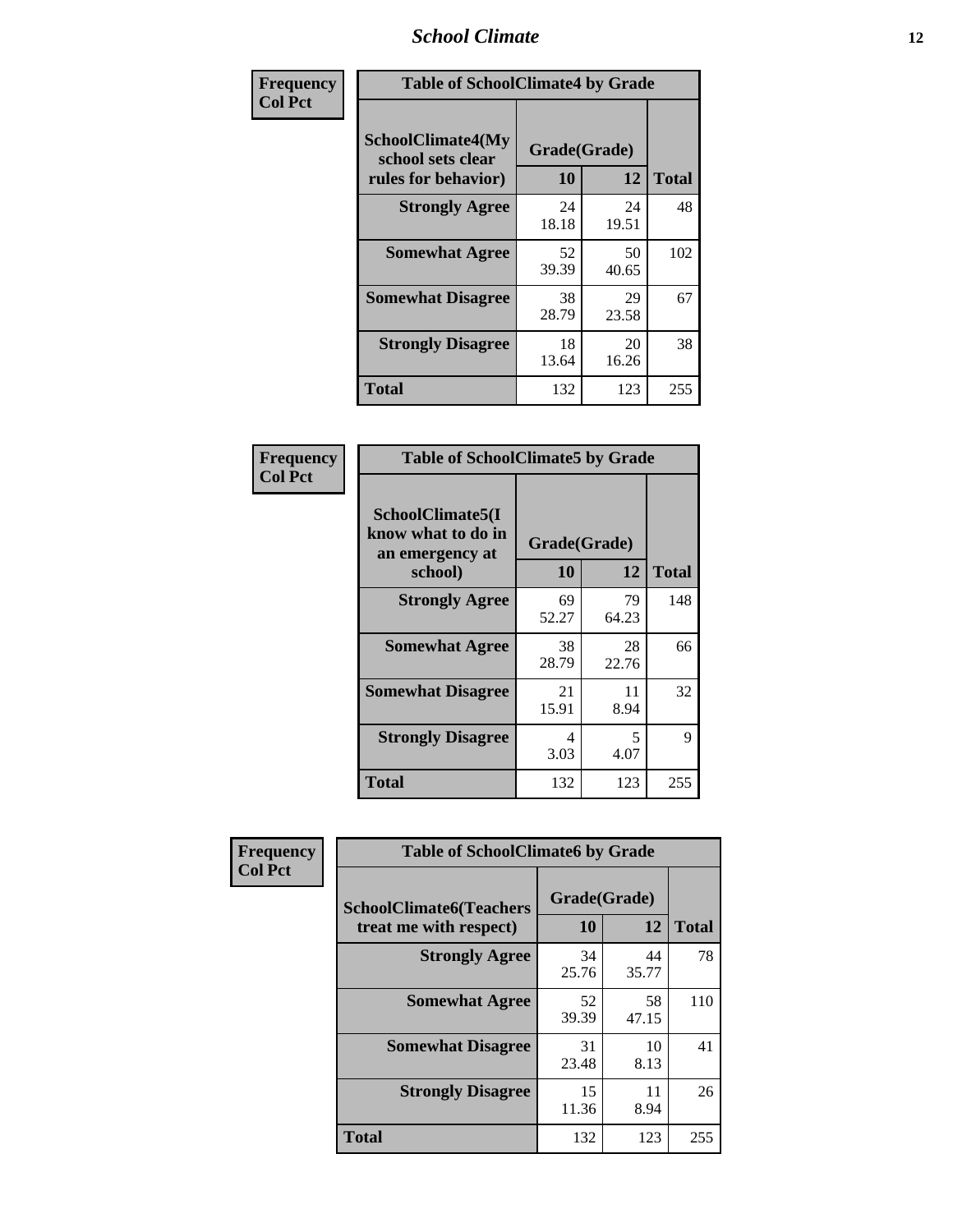| Frequency<br>Col Pct | Table of SchoolClimate4 by Grade | | |
|---|---|---|---|
| SchoolClimate4(My school sets clear rules for behavior) | Grade(Grade) | | |
| | 10 | 12 | Total |
| Strongly Agree | 24<br>18.18 | 24<br>19.51 | 48 |
| Somewhat Agree | 52<br>39.39 | 50<br>40.65 | 102 |
| Somewhat Disagree | 38<br>28.79 | 29<br>23.58 | 67 |
| Strongly Disagree | 18<br>13.64 | 20<br>16.26 | 38 |
| Total | 132 | 123 | 255 |

| Frequency<br>Col Pct | Table of SchoolClimate5 by Grade | | |
|---|---|---|---|
| SchoolClimate5(I know what to do in an emergency at school) | Grade(Grade) | | |
| | 10 | 12 | Total |
| Strongly Agree | 69<br>52.27 | 79<br>64.23 | 148 |
| Somewhat Agree | 38<br>28.79 | 28<br>22.76 | 66 |
| Somewhat Disagree | 21<br>15.91 | 11<br>8.94 | 32 |
| Strongly Disagree | 4<br>3.03 | 5<br>4.07 | 9 |
| Total | 132 | 123 | 255 |

| Frequency<br>Col Pct | Table of SchoolClimate6 by Grade | | |
|---|---|---|---|
| SchoolClimate6(Teachers treat me with respect) | Grade(Grade) | | |
| | 10 | 12 | Total |
| Strongly Agree | 34<br>25.76 | 44<br>35.77 | 78 |
| Somewhat Agree | 52<br>39.39 | 58<br>47.15 | 110 |
| Somewhat Disagree | 31<br>23.48 | 10<br>8.13 | 41 |
| Strongly Disagree | 15<br>11.36 | 11<br>8.94 | 26 |
| Total | 132 | 123 | 255 |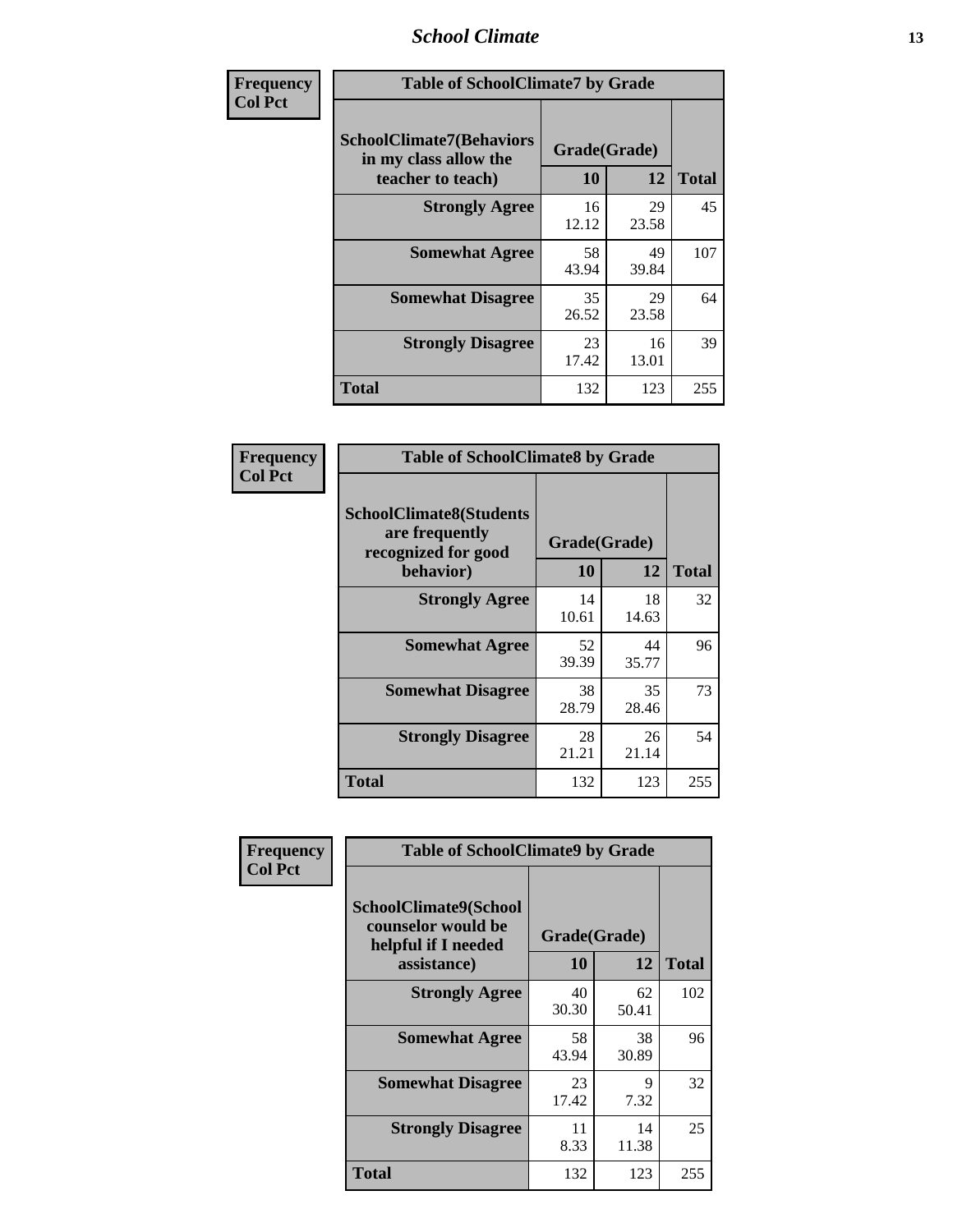| Frequency<br>Col Pct |
|---|

**Table of SchoolClimate7 by Grade**

| SchoolClimate7(Behaviors in my class allow the teacher to teach) | Grade(Grade) | | Total |
|---|---|---|---|
| | 10 | 12 | |
| Strongly Agree | 16<br>12.12 | 29<br>23.58 | 45 |
| Somewhat Agree | 58<br>43.94 | 49<br>39.84 | 107 |
| Somewhat Disagree | 35<br>26.52 | 29<br>23.58 | 64 |
| Strongly Disagree | 23<br>17.42 | 16<br>13.01 | 39 |
| Total | 132 | 123 | 255 |

| Frequency<br>Col Pct |
|---|

**Table of SchoolClimate8 by Grade**

| SchoolClimate8(Students are frequently recognized for good behavior) | Grade(Grade) | | Total |
|---|---|---|---|
| | 10 | 12 | |
| Strongly Agree | 14<br>10.61 | 18<br>14.63 | 32 |
| Somewhat Agree | 52<br>39.39 | 44<br>35.77 | 96 |
| Somewhat Disagree | 38<br>28.79 | 35<br>28.46 | 73 |
| Strongly Disagree | 28<br>21.21 | 26<br>21.14 | 54 |
| Total | 132 | 123 | 255 |

| Frequency<br>Col Pct |
|---|

**Table of SchoolClimate9 by Grade**

| SchoolClimate9(School counselor would be helpful if I needed assistance) | Grade(Grade) | | Total |
|---|---|---|---|
| | 10 | 12 | |
| Strongly Agree | 40<br>30.30 | 62<br>50.41 | 102 |
| Somewhat Agree | 58<br>43.94 | 38<br>30.89 | 96 |
| Somewhat Disagree | 23<br>17.42 | 9<br>7.32 | 32 |
| Strongly Disagree | 11<br>8.33 | 14<br>11.38 | 25 |
| Total | 132 | 123 | 255 |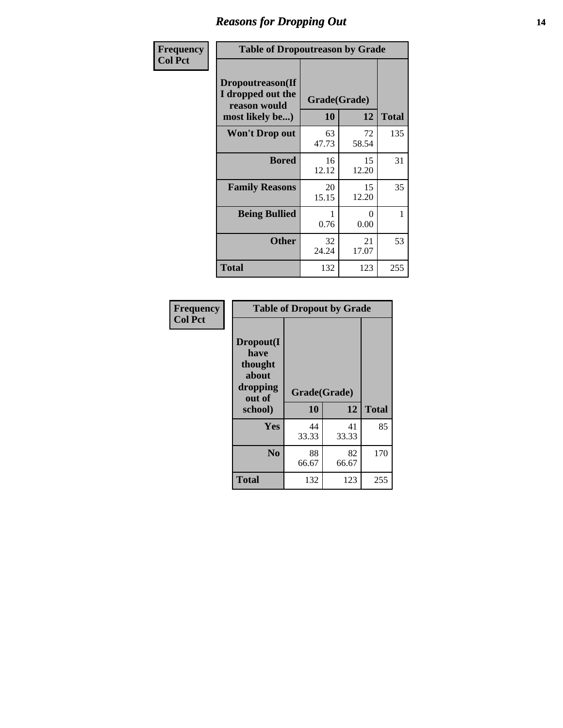# Reasons for Dropping Out

**Frequency**
**Col Pct**

| Table of Dropoutreason by Grade | | | |
|---|---|---|---|
| Dropoutreason(If I dropped out the reason would most likely be...) | Grade(Grade) | | |
| | 10 | 12 | Total |
| Won't Drop out | 63<br>47.73 | 72<br>58.54 | 135 |
| Bored | 16<br>12.12 | 15<br>12.20 | 31 |
| Family Reasons | 20<br>15.15 | 15<br>12.20 | 35 |
| Being Bullied | 1<br>0.76 | 0<br>0.00 | 1 |
| Other | 32<br>24.24 | 21<br>17.07 | 53 |
| Total | 132 | 123 | 255 |

**Frequency**
**Col Pct**

| Table of Dropout by Grade | | | |
|---|---|---|---|
| Dropout(I have thought about dropping out of school) | Grade(Grade) | | |
| | 10 | 12 | Total |
| Yes | 44<br>33.33 | 41<br>33.33 | 85 |
| No | 88<br>66.67 | 82<br>66.67 | 170 |
| Total | 132 | 123 | 255 |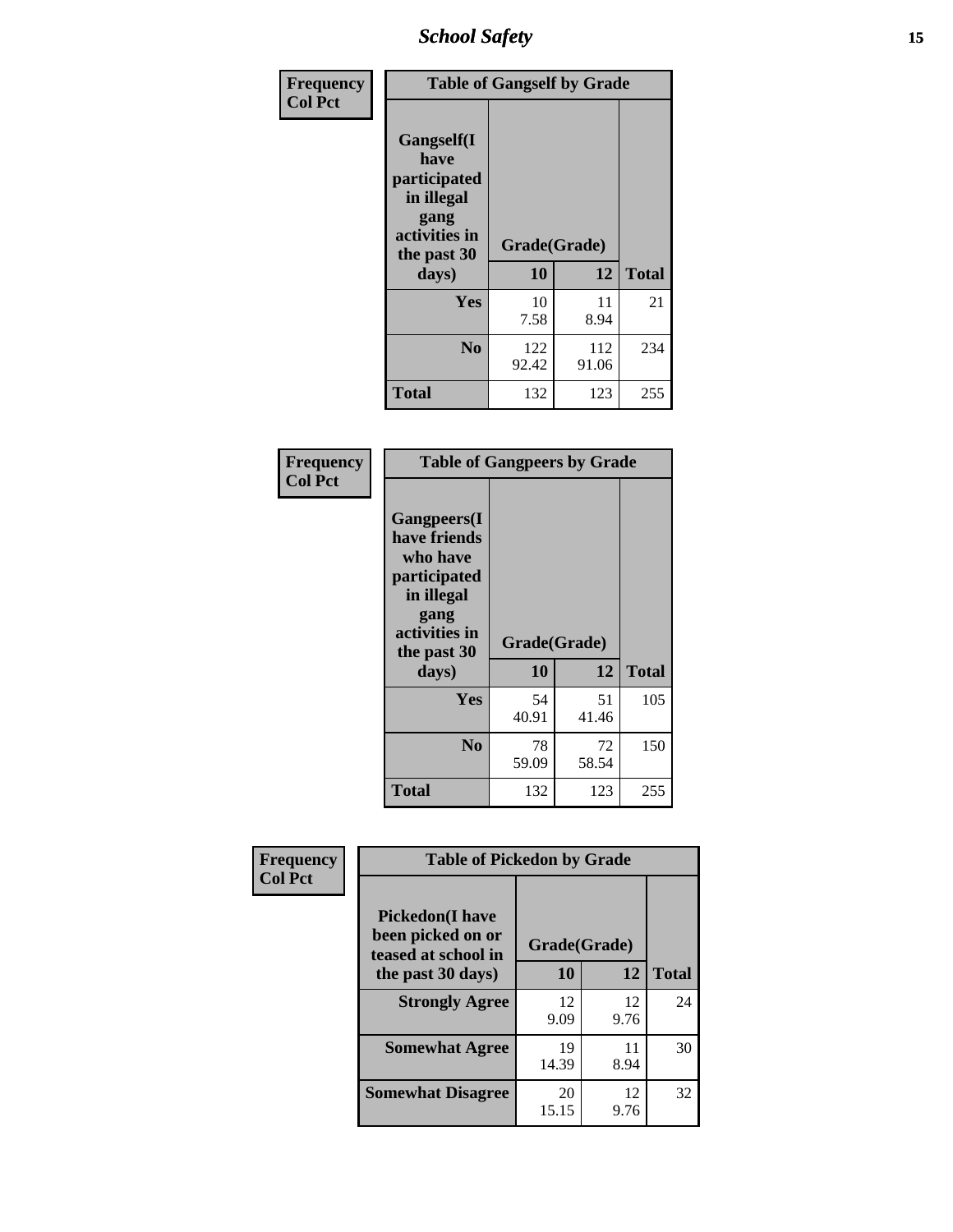| Frequency Col Pct | Table of Gangself by Grade | | |
|---|---|---|---|
| Gangself(I have participated in illegal gang activities in the past 30 days) | Grade(Grade) | | |
| | 10 | 12 | Total |
| Yes | 10<br>7.58 | 11<br>8.94 | 21 |
| No | 122<br>92.42 | 112<br>91.06 | 234 |
| Total | 132 | 123 | 255 |

| Frequency Col Pct | Table of Gangpeers by Grade | | |
|---|---|---|---|
| Gangpeers(I have friends who have participated in illegal gang activities in the past 30 days) | Grade(Grade) | | |
| | 10 | 12 | Total |
| Yes | 54<br>40.91 | 51<br>41.46 | 105 |
| No | 78<br>59.09 | 72<br>58.54 | 150 |
| Total | 132 | 123 | 255 |

| Frequency Col Pct | Table of Pickedon by Grade | | |
|---|---|---|---|
| Pickedon(I have been picked on or teased at school in the past 30 days) | Grade(Grade) | | |
| | 10 | 12 | Total |
| Strongly Agree | 12<br>9.09 | 12<br>9.76 | 24 |
| Somewhat Agree | 19<br>14.39 | 11<br>8.94 | 30 |
| Somewhat Disagree | 20<br>15.15 | 12<br>9.76 | 32 |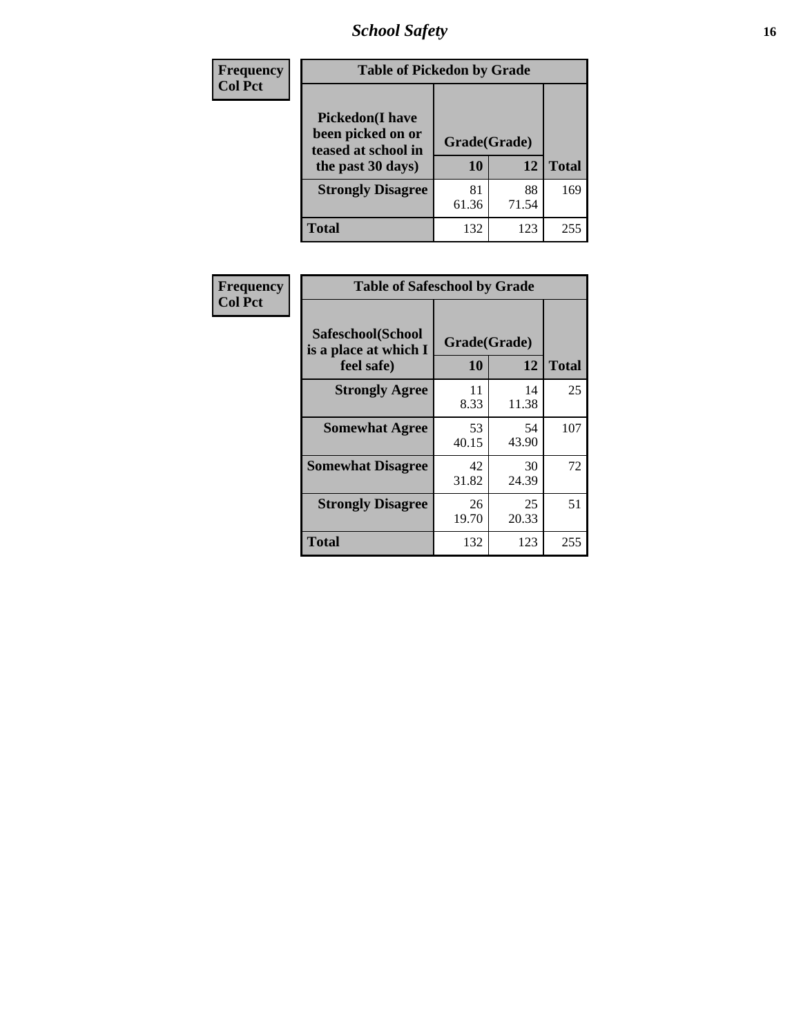| Frequency<br>Col Pct | Table of Pickedon by Grade | | |
|---|---|---|---|
| Pickedon(I have been picked on or teased at school in the past 30 days) | Grade(Grade) | | |
| | 10 | 12 | Total |
| Strongly Disagree | 81<br>61.36 | 88<br>71.54 | 169 |
| Total | 132 | 123 | 255 |

| Frequency<br>Col Pct | Table of Safeschool by Grade | | |
|---|---|---|---|
| Safeschool(School is a place at which I feel safe) | Grade(Grade) | | |
| | 10 | 12 | Total |
| Strongly Agree | 11<br>8.33 | 14<br>11.38 | 25 |
| Somewhat Agree | 53<br>40.15 | 54<br>43.90 | 107 |
| Somewhat Disagree | 42<br>31.82 | 30<br>24.39 | 72 |
| Strongly Disagree | 26<br>19.70 | 25<br>20.33 | 51 |
| Total | 132 | 123 | 255 |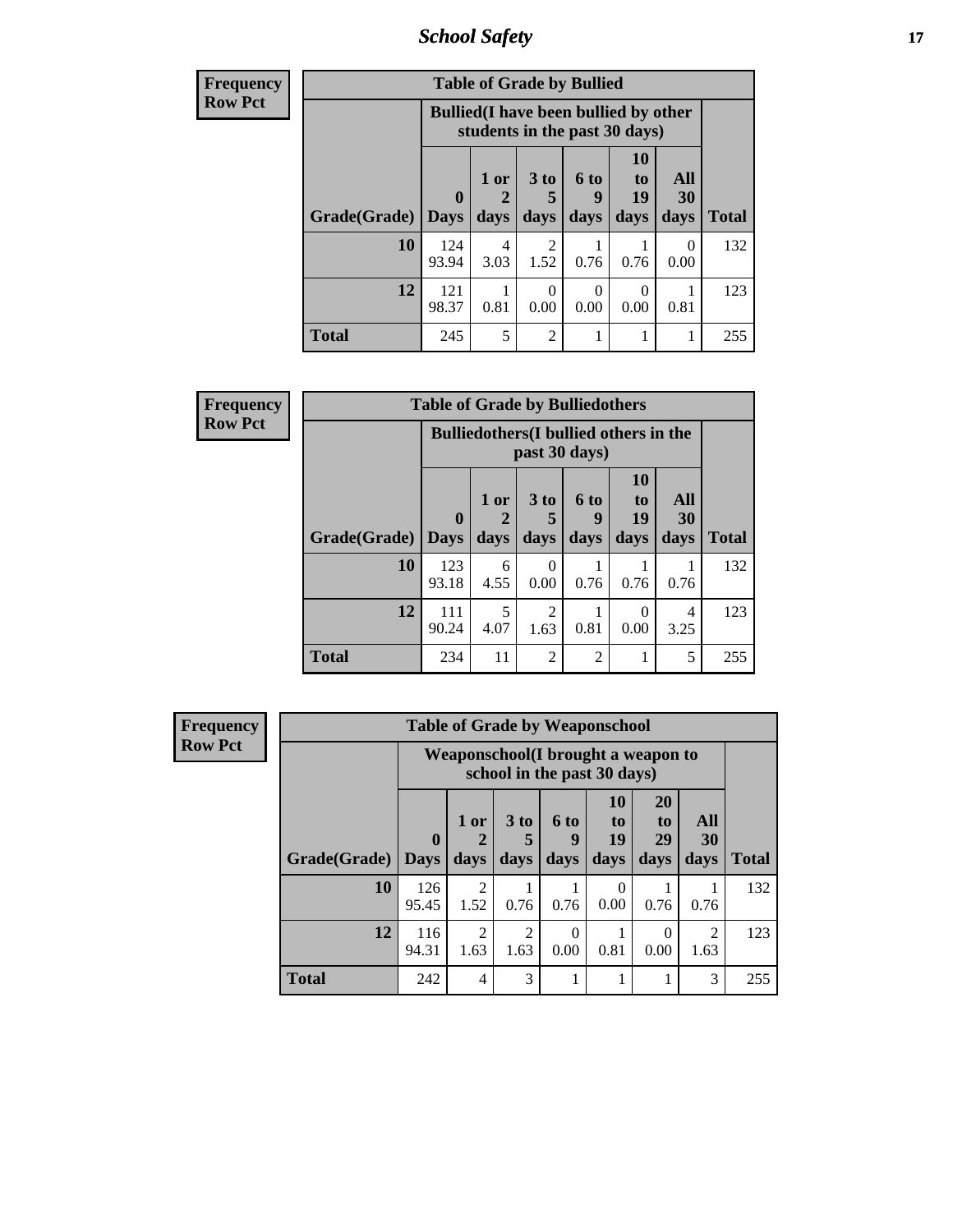| Frequency |
|---|
| Row Pct |

| Table of Grade by Bullied | | | | | | | |
|---|---|---|---|---|---|---|---|
| | Bullied(I have been bullied by other students in the past 30 days) | | | | | | |
| Grade(Grade) | 0 Days | 1 or 2 days | 3 to 5 days | 6 to 9 days | 10 to 19 days | All 30 days | Total |
| 10 | 124<br>93.94 | 4<br>3.03 | 2<br>1.52 | 1<br>0.76 | 1<br>0.76 | 0<br>0.00 | 132 |
| 12 | 121<br>98.37 | 1<br>0.81 | 0<br>0.00 | 0<br>0.00 | 0<br>0.00 | 1<br>0.81 | 123 |
| Total | 245 | 5 | 2 | 1 | 1 | 1 | 255 |

| Frequency |
|---|
| Row Pct |

| Table of Grade by Bulliedothers | | | | | | | |
|---|---|---|---|---|---|---|---|
| | Bulliedothers(I bullied others in the past 30 days) | | | | | | |
| Grade(Grade) | 0 Days | 1 or 2 days | 3 to 5 days | 6 to 9 days | 10 to 19 days | All 30 days | Total |
| 10 | 123<br>93.18 | 6<br>4.55 | 0<br>0.00 | 1<br>0.76 | 1<br>0.76 | 1<br>0.76 | 132 |
| 12 | 111<br>90.24 | 5<br>4.07 | 2<br>1.63 | 1<br>0.81 | 0<br>0.00 | 4<br>3.25 | 123 |
| Total | 234 | 11 | 2 | 2 | 1 | 5 | 255 |

| Frequency |
|---|
| Row Pct |

| Table of Grade by Weaponschool | | | | | | | | |
|---|---|---|---|---|---|---|---|---|
| | Weaponschool(I brought a weapon to school in the past 30 days) | | | | | | | |
| Grade(Grade) | 0 Days | 1 or 2 days | 3 to 5 days | 6 to 9 days | 10 to 19 days | 20 to 29 days | All 30 days | Total |
| 10 | 126<br>95.45 | 2<br>1.52 | 1<br>0.76 | 1<br>0.76 | 0<br>0.00 | 1<br>0.76 | 1<br>0.76 | 132 |
| 12 | 116<br>94.31 | 2<br>1.63 | 2<br>1.63 | 0<br>0.00 | 1<br>0.81 | 0<br>0.00 | 2<br>1.63 | 123 |
| Total | 242 | 4 | 3 | 1 | 1 | 1 | 3 | 255 |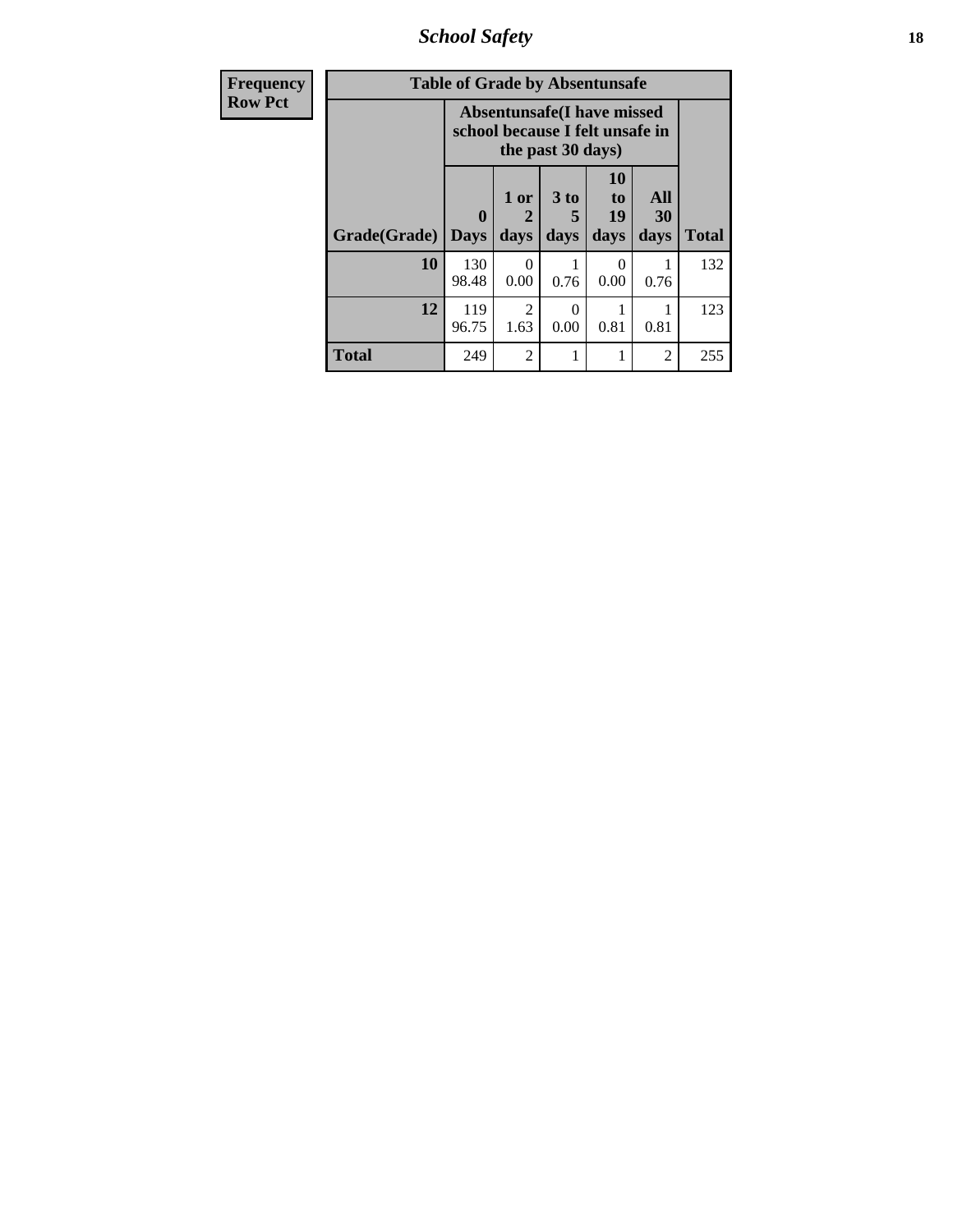| Frequency |
|---|
| Row Pct |

| Table of Grade by Absentunsafe | | | | | | |
|---|---|---|---|---|---|---|
| | Absentunsafe(I have missed school because I felt unsafe in the past 30 days) | | | | | |
| Grade(Grade) | 0 Days | 1 or 2 days | 3 to 5 days | 10 to 19 days | All 30 days | Total |
| **10** | 130<br>98.48 | 0<br>0.00 | 1<br>0.76 | 0<br>0.00 | 1<br>0.76 | 132 |
| **12** | 119<br>96.75 | 2<br>1.63 | 0<br>0.00 | 1<br>0.81 | 1<br>0.81 | 123 |
| **Total** | 249 | 2 | 1 | 1 | 2 | 255 |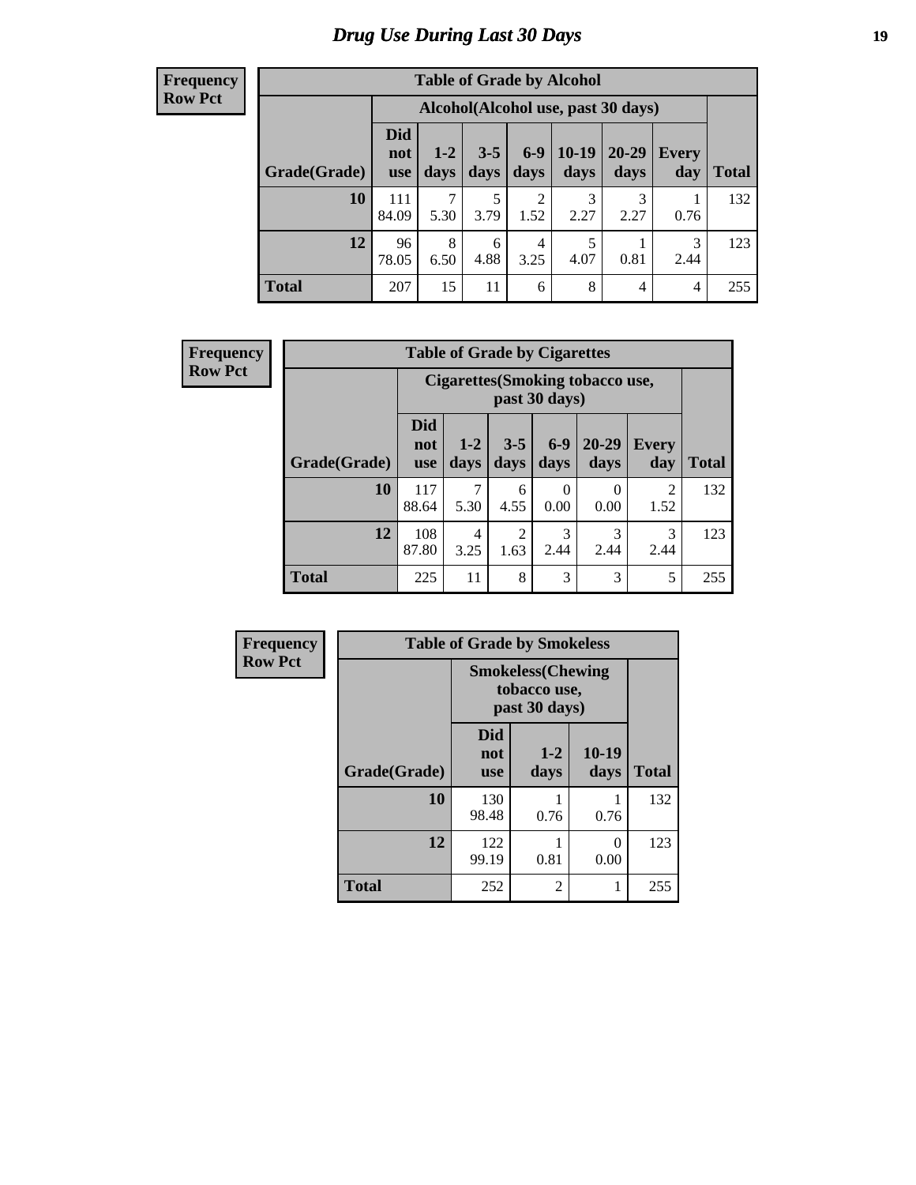# Drug Use During Last 30 Days

**Frequency**
**Row Pct**

**Table of Grade by Alcohol**

| Grade(Grade) | Alcohol(Alcohol use, past 30 days) | | | | | | | Total |
|---|---|---|---|---|---|---|---|---|
| | Did not use | 1-2 days | 3-5 days | 6-9 days | 10-19 days | 20-29 days | Every day | |
| **10** | 111<br>84.09 | 7<br>5.30 | 5<br>3.79 | 2<br>1.52 | 3<br>2.27 | 3<br>2.27 | 1<br>0.76 | 132 |
| **12** | 96<br>78.05 | 8<br>6.50 | 6<br>4.88 | 4<br>3.25 | 5<br>4.07 | 1<br>0.81 | 3<br>2.44 | 123 |
| **Total** | 207 | 15 | 11 | 6 | 8 | 4 | 4 | 255 |

**Frequency**
**Row Pct**

**Table of Grade by Cigarettes**

| Grade(Grade) | Cigarettes(Smoking tobacco use, past 30 days) | | | | | | Total |
|---|---|---|---|---|---|---|---|
| | Did not use | 1-2 days | 3-5 days | 6-9 days | 20-29 days | Every day | |
| **10** | 117<br>88.64 | 7<br>5.30 | 6<br>4.55 | 0<br>0.00 | 0<br>0.00 | 2<br>1.52 | 132 |
| **12** | 108<br>87.80 | 4<br>3.25 | 2<br>1.63 | 3<br>2.44 | 3<br>2.44 | 3<br>2.44 | 123 |
| **Total** | 225 | 11 | 8 | 3 | 3 | 5 | 255 |

**Frequency**
**Row Pct**

**Table of Grade by Smokeless**

| Grade(Grade) | Smokeless(Chewing tobacco use, past 30 days) | | | Total |
|---|---|---|---|---|
| | Did not use | 1-2 days | 10-19 days | |
| **10** | 130<br>98.48 | 1<br>0.76 | 1<br>0.76 | 132 |
| **12** | 122<br>99.19 | 1<br>0.81 | 0<br>0.00 | 123 |
| **Total** | 252 | 2 | 1 | 255 |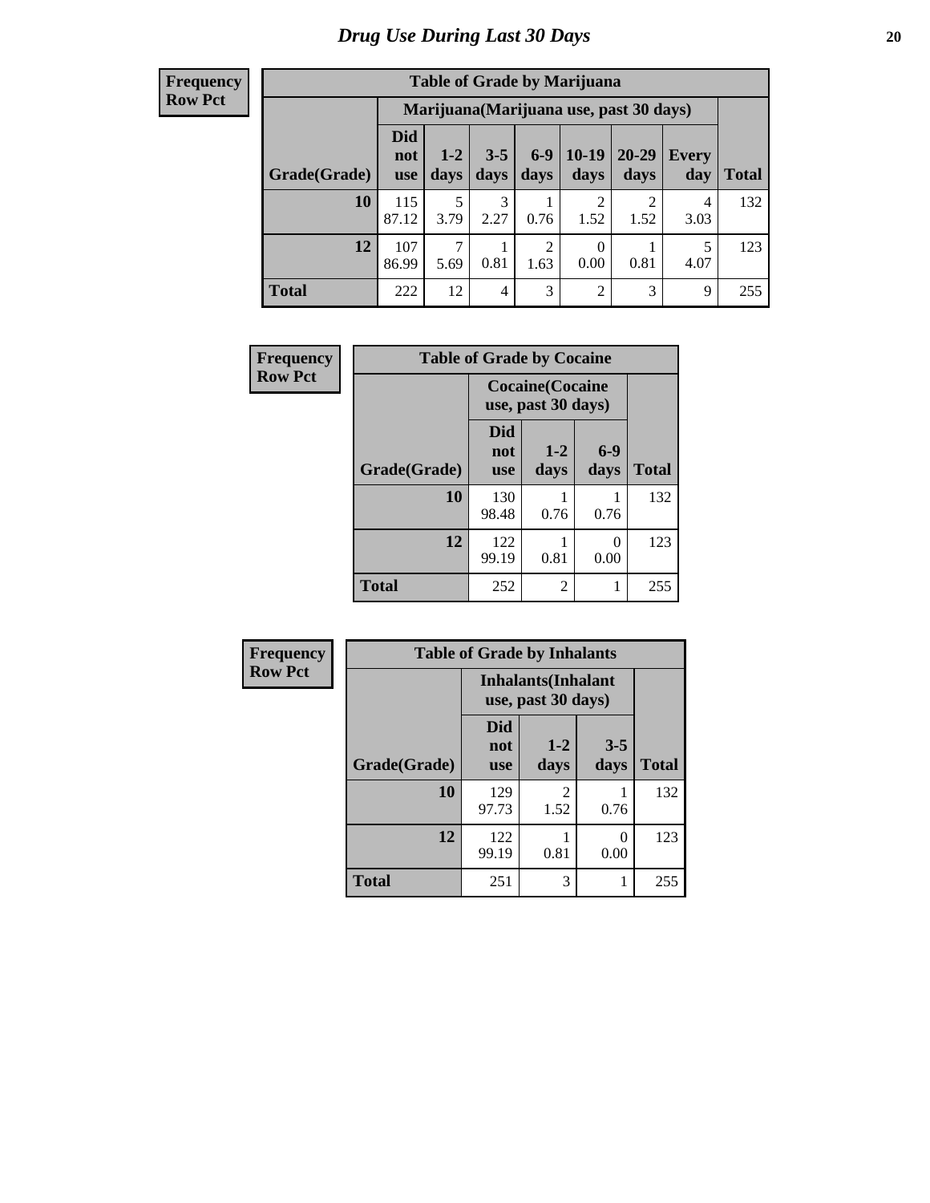# Drug Use During Last 30 Days

**Frequency**
**Row Pct**

| Table of Grade by Marijuana | | | | | | | | |
|---|---|---|---|---|---|---|---|---|
| | Marijuana(Marijuana use, past 30 days) | | | | | | | |
| Grade(Grade) | Did not use | 1-2 days | 3-5 days | 6-9 days | 10-19 days | 20-29 days | Every day | Total |
| **10** | 115<br>87.12 | 5<br>3.79 | 3<br>2.27 | 1<br>0.76 | 2<br>1.52 | 2<br>1.52 | 4<br>3.03 | 132 |
| **12** | 107<br>86.99 | 7<br>5.69 | 1<br>0.81 | 2<br>1.63 | 0<br>0.00 | 1<br>0.81 | 5<br>4.07 | 123 |
| **Total** | 222 | 12 | 4 | 3 | 2 | 3 | 9 | 255 |

**Frequency**
**Row Pct**

| Table of Grade by Cocaine | | | | |
|---|---|---|---|---|
| | Cocaine(Cocaine use, past 30 days) | | | |
| Grade(Grade) | Did not use | 1-2 days | 6-9 days | Total |
| **10** | 130<br>98.48 | 1<br>0.76 | 1<br>0.76 | 132 |
| **12** | 122<br>99.19 | 1<br>0.81 | 0<br>0.00 | 123 |
| **Total** | 252 | 2 | 1 | 255 |

**Frequency**
**Row Pct**

| Table of Grade by Inhalants | | | | |
|---|---|---|---|---|
| | Inhalants(Inhalant use, past 30 days) | | | |
| Grade(Grade) | Did not use | 1-2 days | 3-5 days | Total |
| **10** | 129<br>97.73 | 2<br>1.52 | 1<br>0.76 | 132 |
| **12** | 122<br>99.19 | 1<br>0.81 | 0<br>0.00 | 123 |
| **Total** | 251 | 3 | 1 | 255 |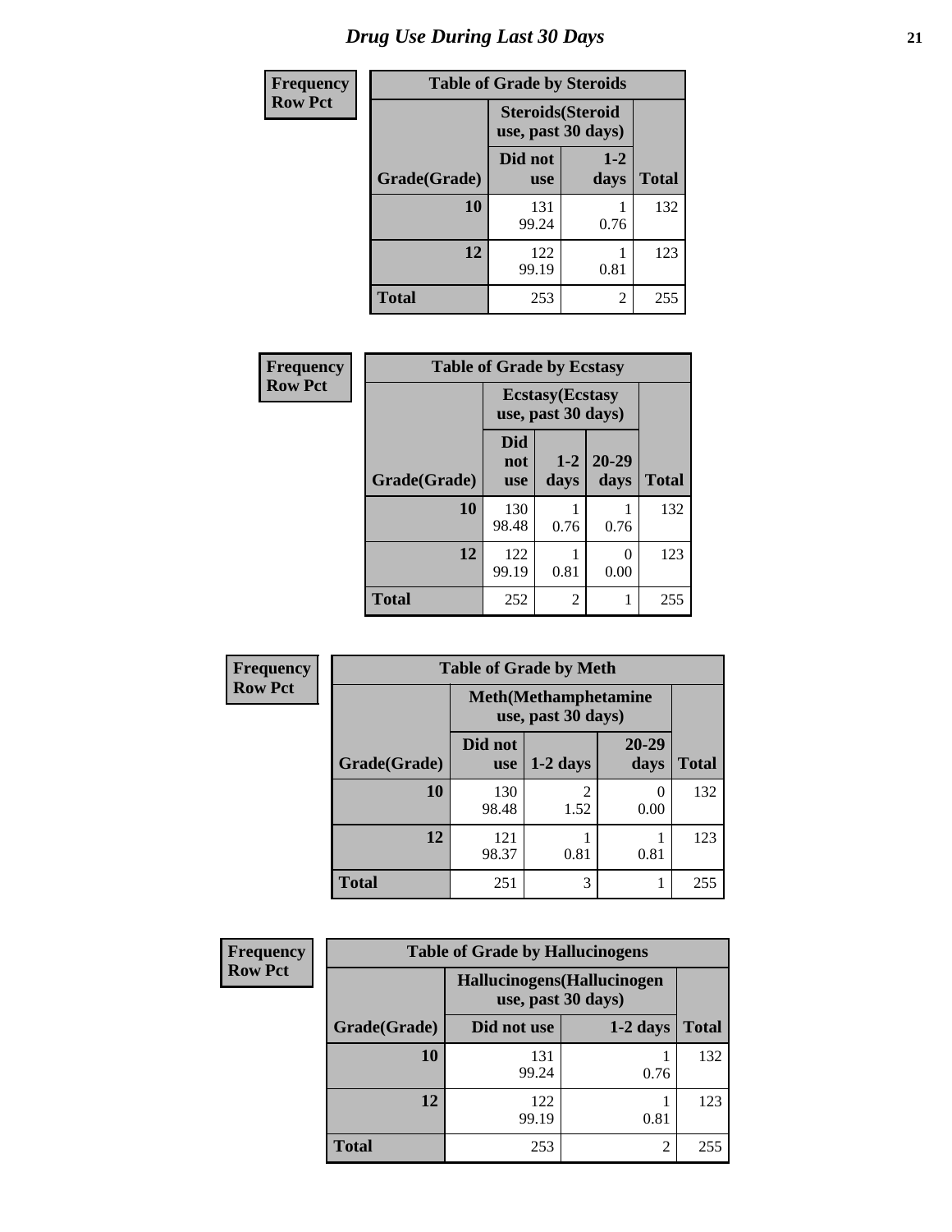# Drug Use During Last 30 Days

| Frequency Row Pct |
|---|

**Table of Grade by Steroids**

| | Steroids(Steroid use, past 30 days) | | |
|---|---|---|---|
| Grade(Grade) | Did not use | 1-2 days | Total |
| 10 | 131<br>99.24 | 1<br>0.76 | 132 |
| 12 | 122<br>99.19 | 1<br>0.81 | 123 |
| Total | 253 | 2 | 255 |

| Frequency Row Pct |
|---|

**Table of Grade by Ecstasy**

| | Ecstasy(Ecstasy use, past 30 days) | | | |
|---|---|---|---|---|
| Grade(Grade) | Did not use | 1-2 days | 20-29 days | Total |
| 10 | 130<br>98.48 | 1<br>0.76 | 1<br>0.76 | 132 |
| 12 | 122<br>99.19 | 1<br>0.81 | 0<br>0.00 | 123 |
| Total | 252 | 2 | 1 | 255 |

| Frequency Row Pct |
|---|

**Table of Grade by Meth**

| | Meth(Methamphetamine use, past 30 days) | | | |
|---|---|---|---|---|
| Grade(Grade) | Did not use | 1-2 days | 20-29 days | Total |
| 10 | 130<br>98.48 | 2<br>1.52 | 0<br>0.00 | 132 |
| 12 | 121<br>98.37 | 1<br>0.81 | 1<br>0.81 | 123 |
| Total | 251 | 3 | 1 | 255 |

| Frequency Row Pct |
|---|

**Table of Grade by Hallucinogens**

| | Hallucinogens(Hallucinogen use, past 30 days) | | |
|---|---|---|---|
| Grade(Grade) | Did not use | 1-2 days | Total |
| 10 | 131<br>99.24 | 1<br>0.76 | 132 |
| 12 | 122<br>99.19 | 1<br>0.81 | 123 |
| Total | 253 | 2 | 255 |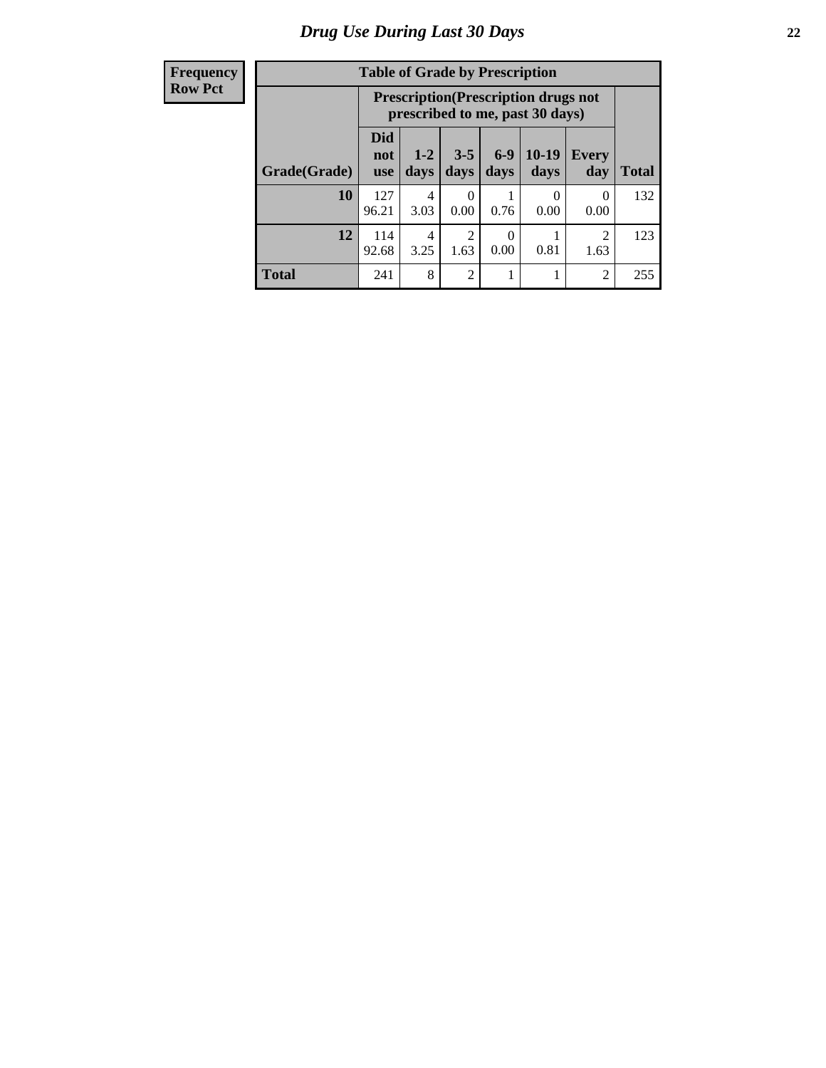# Drug Use During Last 30 Days

| Frequency<br>Row Pct | Table of Grade by Prescription | | | | | | |
|---|---|---|---|---|---|---|---|
| | Prescription(Prescription drugs not prescribed to me, past 30 days) | | | | | | |
| Grade(Grade) | Did not use | 1-2 days | 3-5 days | 6-9 days | 10-19 days | Every day | Total |
| 10 | 127<br>96.21 | 4<br>3.03 | 0<br>0.00 | 1<br>0.76 | 0<br>0.00 | 0<br>0.00 | 132 |
| 12 | 114<br>92.68 | 4<br>3.25 | 2<br>1.63 | 0<br>0.00 | 1<br>0.81 | 2<br>1.63 | 123 |
| Total | 241 | 8 | 2 | 1 | 1 | 2 | 255 |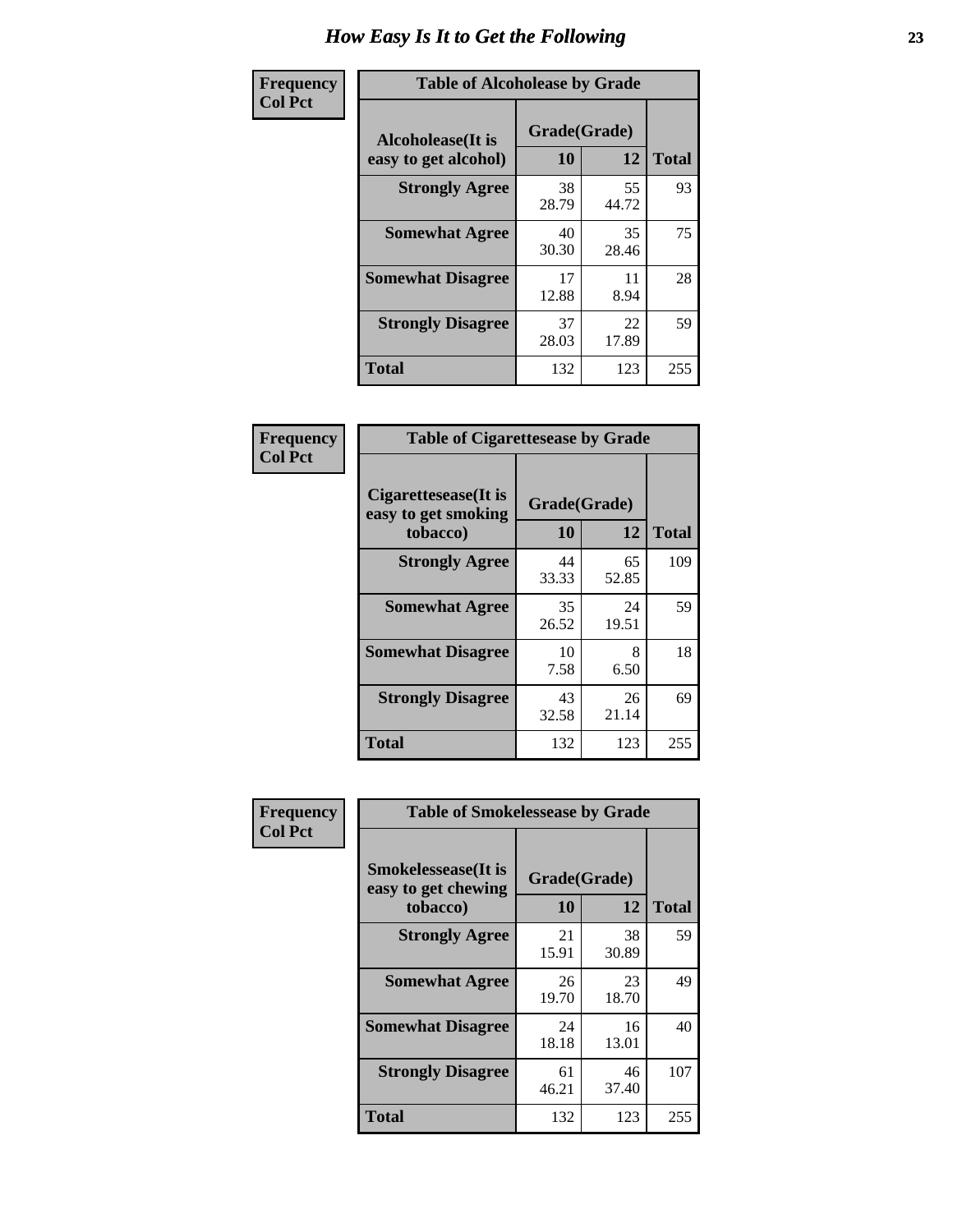# How Easy Is It to Get the Following

| Frequency Col Pct | Table of Alcoholease by Grade | | |
|---|---|---|---|
| **Alcoholease(It is easy to get alcohol)** | **Grade(Grade)** | | **Total** |
| | **10** | **12** | |
| **Strongly Agree** | 38<br>28.79 | 55<br>44.72 | 93 |
| **Somewhat Agree** | 40<br>30.30 | 35<br>28.46 | 75 |
| **Somewhat Disagree** | 17<br>12.88 | 11<br>8.94 | 28 |
| **Strongly Disagree** | 37<br>28.03 | 22<br>17.89 | 59 |
| **Total** | 132 | 123 | 255 |

| Frequency Col Pct | Table of Cigarettesease by Grade | | |
|---|---|---|---|
| **Cigarettesease(It is easy to get smoking tobacco)** | **Grade(Grade)** | | **Total** |
| | **10** | **12** | |
| **Strongly Agree** | 44<br>33.33 | 65<br>52.85 | 109 |
| **Somewhat Agree** | 35<br>26.52 | 24<br>19.51 | 59 |
| **Somewhat Disagree** | 10<br>7.58 | 8<br>6.50 | 18 |
| **Strongly Disagree** | 43<br>32.58 | 26<br>21.14 | 69 |
| **Total** | 132 | 123 | 255 |

| Frequency Col Pct | Table of Smokelessease by Grade | | |
|---|---|---|---|
| **Smokelessease(It is easy to get chewing tobacco)** | **Grade(Grade)** | | **Total** |
| | **10** | **12** | |
| **Strongly Agree** | 21<br>15.91 | 38<br>30.89 | 59 |
| **Somewhat Agree** | 26<br>19.70 | 23<br>18.70 | 49 |
| **Somewhat Disagree** | 24<br>18.18 | 16<br>13.01 | 40 |
| **Strongly Disagree** | 61<br>46.21 | 46<br>37.40 | 107 |
| **Total** | 132 | 123 | 255 |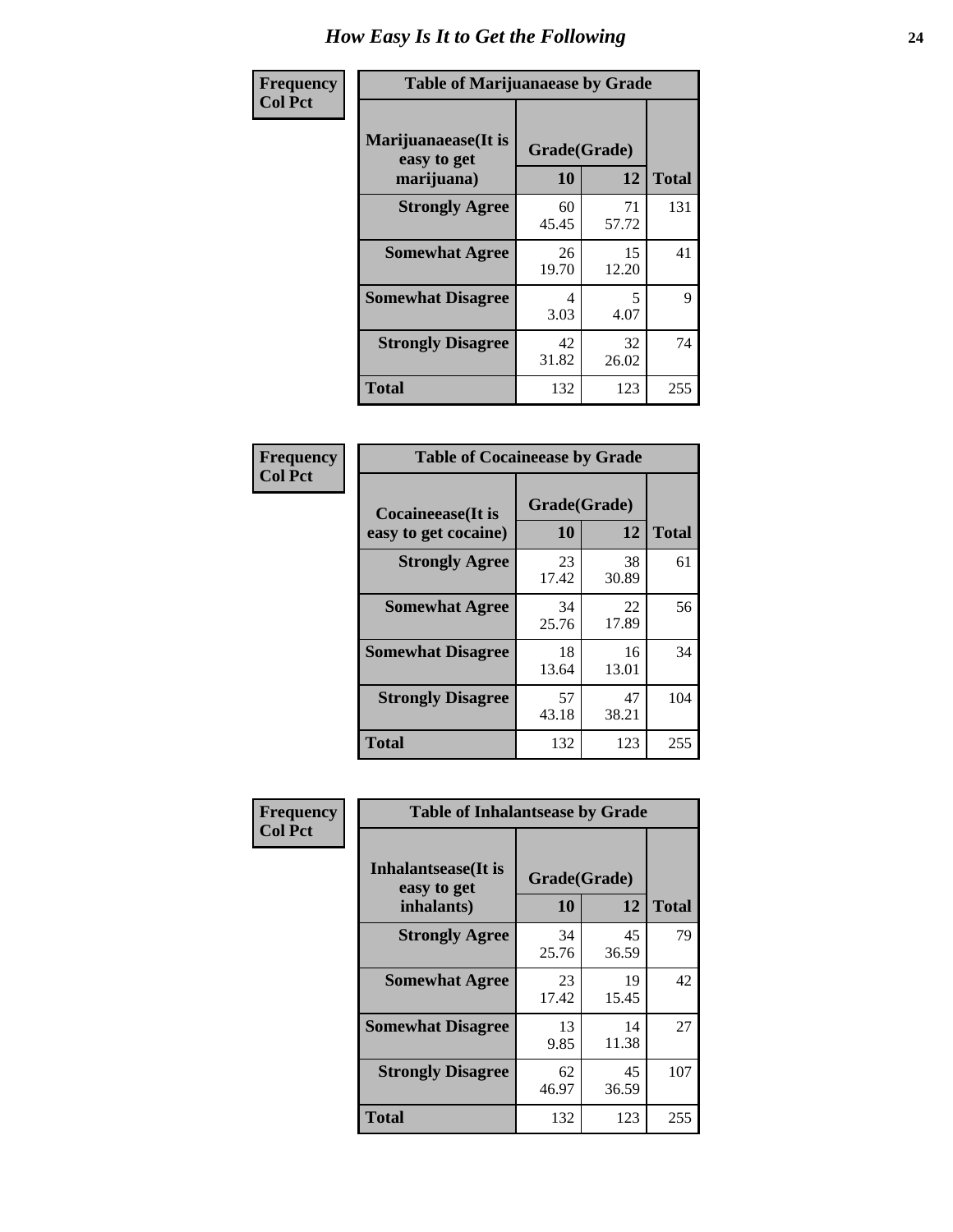# How Easy Is It to Get the Following

**Frequency**
**Col Pct**

| Table of Marijuanaease by Grade | | | |
|---|---|---|---|
| **Marijuanaease(It is easy to get marijuana)** | **Grade(Grade)** | | **Total** |
| | **10** | **12** | |
| **Strongly Agree** | 60<br>45.45 | 71<br>57.72 | 131 |
| **Somewhat Agree** | 26<br>19.70 | 15<br>12.20 | 41 |
| **Somewhat Disagree** | 4<br>3.03 | 5<br>4.07 | 9 |
| **Strongly Disagree** | 42<br>31.82 | 32<br>26.02 | 74 |
| **Total** | 132 | 123 | 255 |

**Frequency**
**Col Pct**

| Table of Cocaineease by Grade | | | |
|---|---|---|---|
| **Cocaineease(It is easy to get cocaine)** | **Grade(Grade)** | | **Total** |
| | **10** | **12** | |
| **Strongly Agree** | 23<br>17.42 | 38<br>30.89 | 61 |
| **Somewhat Agree** | 34<br>25.76 | 22<br>17.89 | 56 |
| **Somewhat Disagree** | 18<br>13.64 | 16<br>13.01 | 34 |
| **Strongly Disagree** | 57<br>43.18 | 47<br>38.21 | 104 |
| **Total** | 132 | 123 | 255 |

**Frequency**
**Col Pct**

| Table of Inhalantsease by Grade | | | |
|---|---|---|---|
| **Inhalantsease(It is easy to get inhalants)** | **Grade(Grade)** | | **Total** |
| | **10** | **12** | |
| **Strongly Agree** | 34<br>25.76 | 45<br>36.59 | 79 |
| **Somewhat Agree** | 23<br>17.42 | 19<br>15.45 | 42 |
| **Somewhat Disagree** | 13<br>9.85 | 14<br>11.38 | 27 |
| **Strongly Disagree** | 62<br>46.97 | 45<br>36.59 | 107 |
| **Total** | 132 | 123 | 255 |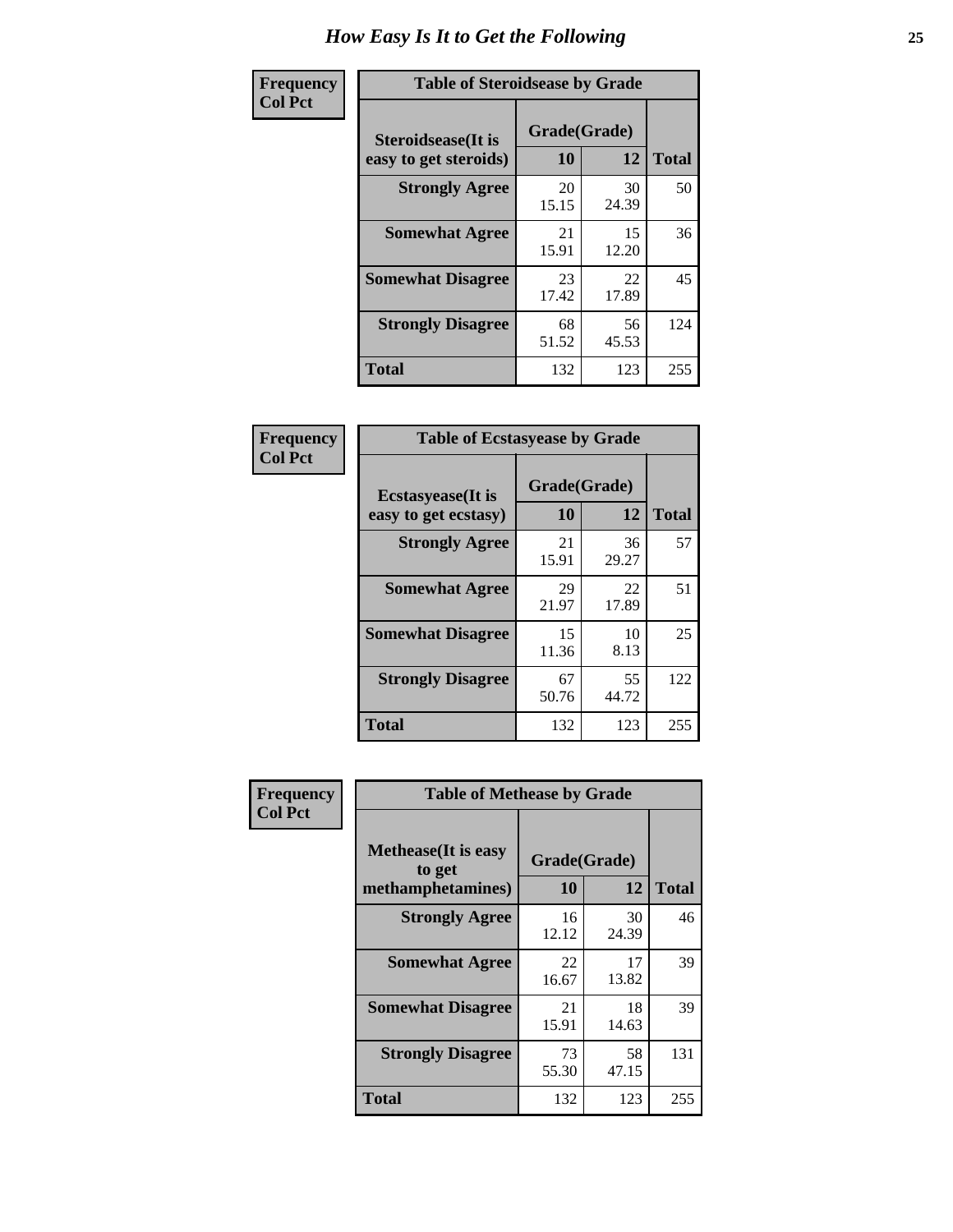# How Easy Is It to Get the Following

**Frequency**
**Col Pct**

**Table of Steroidsease by Grade**

| Steroidsease(It is easy to get steroids) | Grade(Grade) | | Total |
|---|---|---|---|
| | 10 | 12 | |
| **Strongly Agree** | 20<br>15.15 | 30<br>24.39 | 50 |
| **Somewhat Agree** | 21<br>15.91 | 15<br>12.20 | 36 |
| **Somewhat Disagree** | 23<br>17.42 | 22<br>17.89 | 45 |
| **Strongly Disagree** | 68<br>51.52 | 56<br>45.53 | 124 |
| **Total** | 132 | 123 | 255 |

**Frequency**
**Col Pct**

**Table of Ecstasyease by Grade**

| Ecstasyease(It is easy to get ecstasy) | Grade(Grade) | | Total |
|---|---|---|---|
| | 10 | 12 | |
| **Strongly Agree** | 21<br>15.91 | 36<br>29.27 | 57 |
| **Somewhat Agree** | 29<br>21.97 | 22<br>17.89 | 51 |
| **Somewhat Disagree** | 15<br>11.36 | 10<br>8.13 | 25 |
| **Strongly Disagree** | 67<br>50.76 | 55<br>44.72 | 122 |
| **Total** | 132 | 123 | 255 |

**Frequency**
**Col Pct**

**Table of Methease by Grade**

| Methease(It is easy to get methamphetamines) | Grade(Grade) | | Total |
|---|---|---|---|
| | 10 | 12 | |
| **Strongly Agree** | 16<br>12.12 | 30<br>24.39 | 46 |
| **Somewhat Agree** | 22<br>16.67 | 17<br>13.82 | 39 |
| **Somewhat Disagree** | 21<br>15.91 | 18<br>14.63 | 39 |
| **Strongly Disagree** | 73<br>55.30 | 58<br>47.15 | 131 |
| **Total** | 132 | 123 | 255 |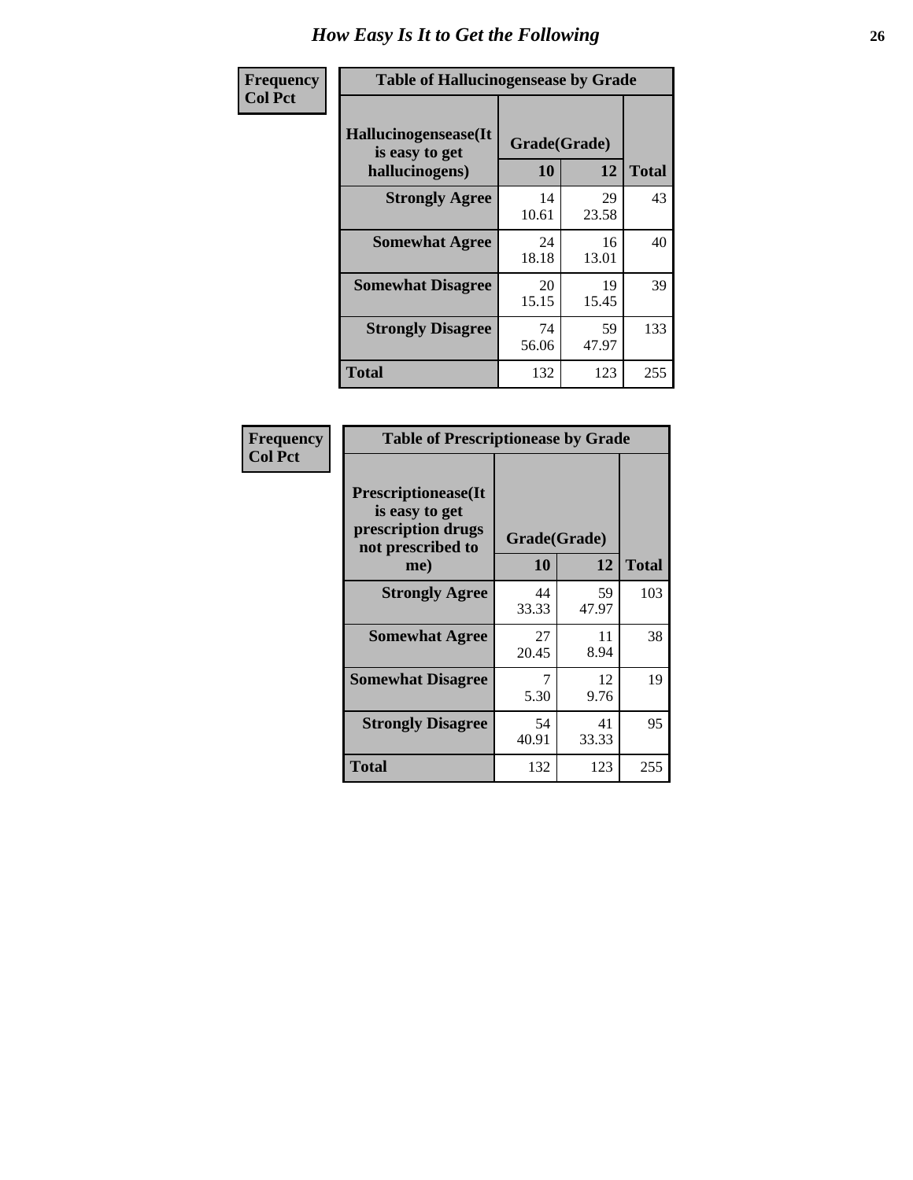# How Easy Is It to Get the Following

**Frequency**
**Col Pct**

**Table of Hallucinogensease by Grade**

| Hallucinogensease(It is easy to get hallucinogens) | Grade(Grade) 10 | 12 | Total |
|---|---|---|---|
| **Strongly Agree** | 14<br>10.61 | 29<br>23.58 | 43 |
| **Somewhat Agree** | 24<br>18.18 | 16<br>13.01 | 40 |
| **Somewhat Disagree** | 20<br>15.15 | 19<br>15.45 | 39 |
| **Strongly Disagree** | 74<br>56.06 | 59<br>47.97 | 133 |
| **Total** | 132 | 123 | 255 |

**Frequency**
**Col Pct**

**Table of Prescriptionease by Grade**

| Prescriptionease(It is easy to get prescription drugs not prescribed to me) | Grade(Grade) 10 | 12 | Total |
|---|---|---|---|
| **Strongly Agree** | 44<br>33.33 | 59<br>47.97 | 103 |
| **Somewhat Agree** | 27<br>20.45 | 11<br>8.94 | 38 |
| **Somewhat Disagree** | 7<br>5.30 | 12<br>9.76 | 19 |
| **Strongly Disagree** | 54<br>40.91 | 41<br>33.33 | 95 |
| **Total** | 132 | 123 | 255 |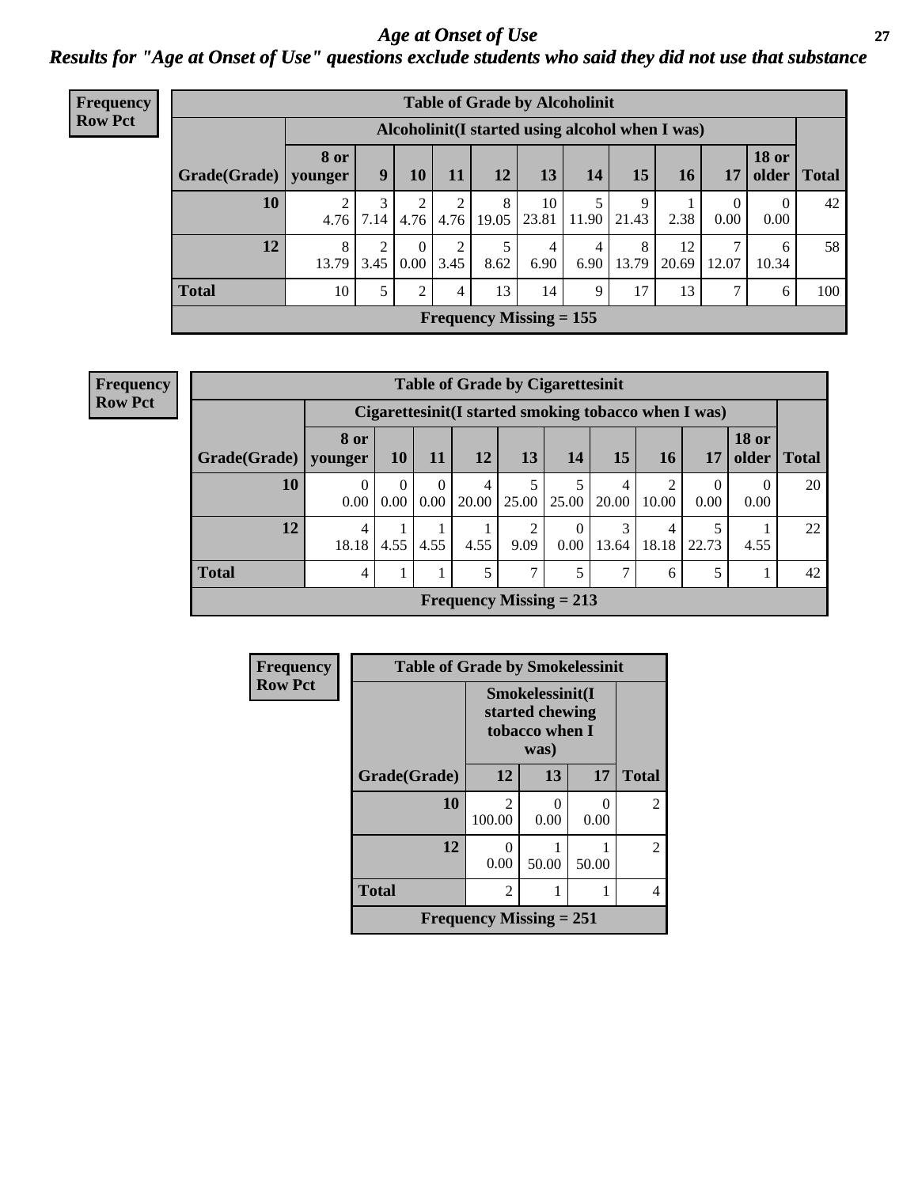# *Age at Onset of Use*

## *Results for "Age at Onset of Use" questions exclude students who said they did not use that substance*

**Frequency Row Pct**

| Table of Grade by Alcoholinit | | | | | | | | | | | | |
|---|---|---|---|---|---|---|---|---|---|---|---|---|
| | Alcoholinit(I started using alcohol when I was) | | | | | | | | | | | |
| Grade(Grade) | 8 or younger | 9 | 10 | 11 | 12 | 13 | 14 | 15 | 16 | 17 | 18 or older | Total |
| 10 | 2<br>4.76 | 3<br>7.14 | 2<br>4.76 | 2<br>4.76 | 8<br>19.05 | 10<br>23.81 | 5<br>11.90 | 9<br>21.43 | 1<br>2.38 | 0<br>0.00 | 0<br>0.00 | 42 |
| 12 | 8<br>13.79 | 2<br>3.45 | 0<br>0.00 | 2<br>3.45 | 5<br>8.62 | 4<br>6.90 | 4<br>6.90 | 8<br>13.79 | 12<br>20.69 | 7<br>12.07 | 6<br>10.34 | 58 |
| Total | 10 | 5 | 2 | 4 | 13 | 14 | 9 | 17 | 13 | 7 | 6 | 100 |
| Frequency Missing = 155 | | | | | | | | | | | | |

**Frequency Row Pct**

| Table of Grade by Cigarettesinit | | | | | | | | | | | |
|---|---|---|---|---|---|---|---|---|---|---|---|
| | Cigarettesinit(I started smoking tobacco when I was) | | | | | | | | | | |
| Grade(Grade) | 8 or younger | 10 | 11 | 12 | 13 | 14 | 15 | 16 | 17 | 18 or older | Total |
| 10 | 0<br>0.00 | 0<br>0.00 | 0<br>0.00 | 4<br>20.00 | 5<br>25.00 | 5<br>25.00 | 4<br>20.00 | 2<br>10.00 | 0<br>0.00 | 0<br>0.00 | 20 |
| 12 | 4<br>18.18 | 1<br>4.55 | 1<br>4.55 | 1<br>4.55 | 2<br>9.09 | 0<br>0.00 | 3<br>13.64 | 4<br>18.18 | 5<br>22.73 | 1<br>4.55 | 22 |
| Total | 4 | 1 | 1 | 5 | 7 | 5 | 7 | 6 | 5 | 1 | 42 |
| Frequency Missing = 213 | | | | | | | | | | | |

**Frequency Row Pct**

| Table of Grade by Smokelessinit | | | | |
|---|---|---|---|---|
| | Smokelessinit(I started chewing tobacco when I was) | | | |
| Grade(Grade) | 12 | 13 | 17 | Total |
| 10 | 2<br>100.00 | 0<br>0.00 | 0<br>0.00 | 2 |
| 12 | 0<br>0.00 | 1<br>50.00 | 1<br>50.00 | 2 |
| Total | 2 | 1 | 1 | 4 |
| Frequency Missing = 251 | | | | |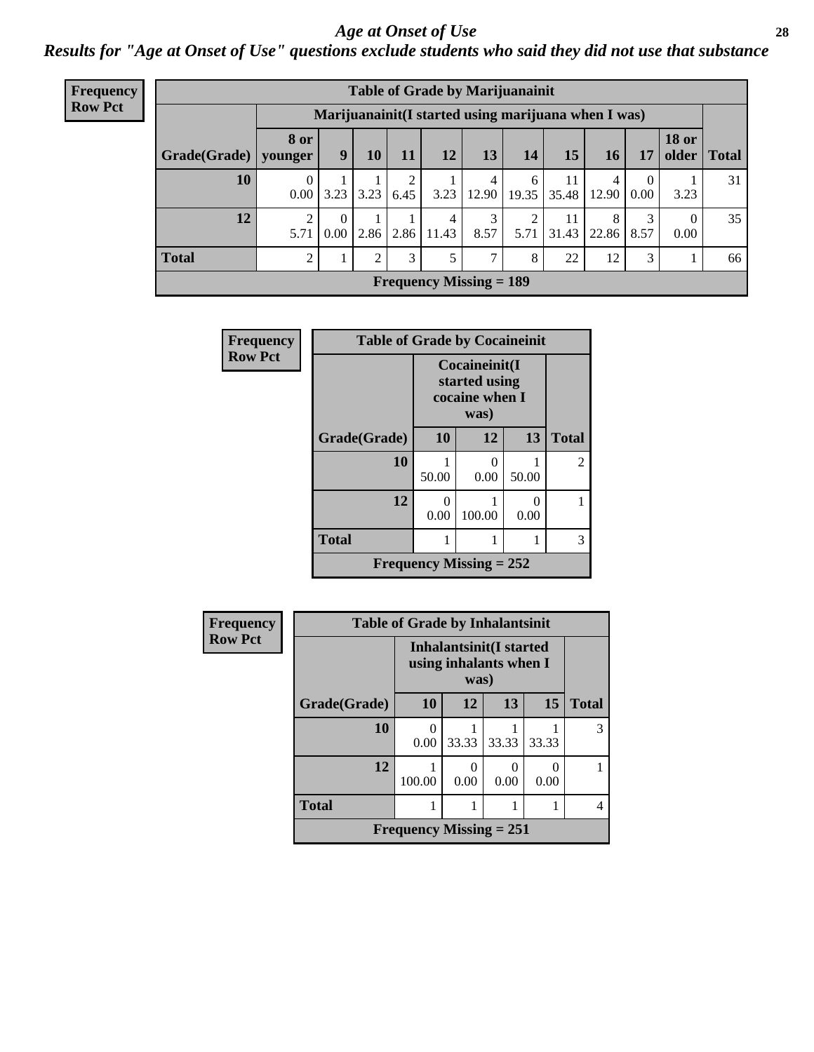# *Age at Onset of Use*

## *Results for "Age at Onset of Use" questions exclude students who said they did not use that substance*

**Frequency**
**Row Pct**

| Table of Grade by Marijuanainit | | | | | | | | | | | | |
|---|---|---|---|---|---|---|---|---|---|---|---|---|
| | Marijuanainit(I started using marijuana when I was) | | | | | | | | | | | |
| Grade(Grade) | 8 or younger | 9 | 10 | 11 | 12 | 13 | 14 | 15 | 16 | 17 | 18 or older | Total |
| 10 | 0<br>0.00 | 1<br>3.23 | 1<br>3.23 | 2<br>6.45 | 1<br>3.23 | 4<br>12.90 | 6<br>19.35 | 11<br>35.48 | 4<br>12.90 | 0<br>0.00 | 1<br>3.23 | 31 |
| 12 | 2<br>5.71 | 0<br>0.00 | 1<br>2.86 | 1<br>2.86 | 4<br>11.43 | 3<br>8.57 | 2<br>5.71 | 11<br>31.43 | 8<br>22.86 | 3<br>8.57 | 0<br>0.00 | 35 |
| Total | 2 | 1 | 2 | 3 | 5 | 7 | 8 | 22 | 12 | 3 | 1 | 66 |
| Frequency Missing = 189 | | | | | | | | | | | | |

**Frequency**
**Row Pct**

| Table of Grade by Cocaineinit | | | | |
|---|---|---|---|---|
| | Cocaineinit(I started using cocaine when I was) | | | |
| Grade(Grade) | 10 | 12 | 13 | Total |
| 10 | 1<br>50.00 | 0<br>0.00 | 1<br>50.00 | 2 |
| 12 | 0<br>0.00 | 1<br>100.00 | 0<br>0.00 | 1 |
| Total | 1 | 1 | 1 | 3 |
| Frequency Missing = 252 | | | | |

**Frequency**
**Row Pct**

| Table of Grade by Inhalantsinit | | | | | |
|---|---|---|---|---|---|
| | Inhalantsinit(I started using inhalants when I was) | | | | |
| Grade(Grade) | 10 | 12 | 13 | 15 | Total |
| 10 | 0<br>0.00 | 1<br>33.33 | 1<br>33.33 | 1<br>33.33 | 3 |
| 12 | 1<br>100.00 | 0<br>0.00 | 0<br>0.00 | 0<br>0.00 | 1 |
| Total | 1 | 1 | 1 | 1 | 4 |
| Frequency Missing = 251 | | | | | |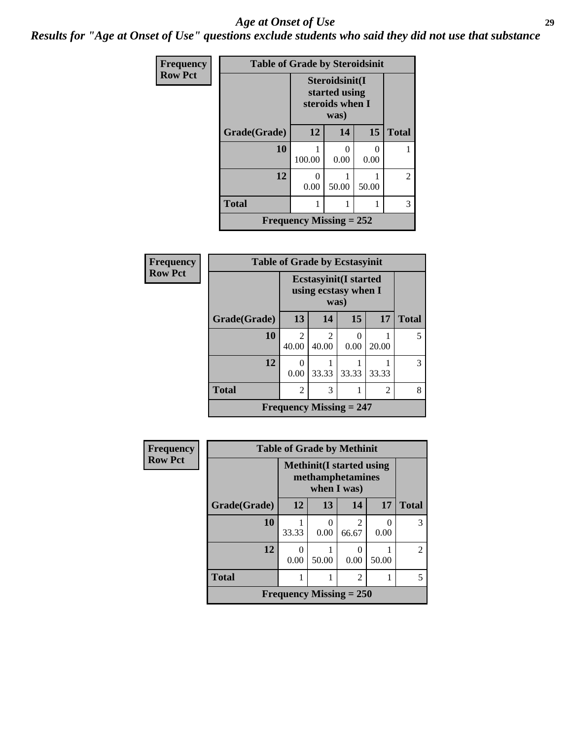# Age at Onset of Use

***Results for "Age at Onset of Use" questions exclude students who said they did not use that substance***

**Frequency**
**Row Pct**

**Table of Grade by Steroidsinit**

| Grade(Grade) | Steroidsinit(I started using steroids when I was) | | | Total |
|---|---|---|---|---|
| | 12 | 14 | 15 | |
| 10 | 1<br>100.00 | 0<br>0.00 | 0<br>0.00 | 1 |
| 12 | 0<br>0.00 | 1<br>50.00 | 1<br>50.00 | 2 |
| Total | 1 | 1 | 1 | 3 |

Frequency Missing = 252

**Frequency**
**Row Pct**

**Table of Grade by Ecstasyinit**

| Grade(Grade) | Ecstasyinit(I started using ecstasy when I was) | | | | Total |
|---|---|---|---|---|---|
| | 13 | 14 | 15 | 17 | |
| 10 | 2<br>40.00 | 2<br>40.00 | 0<br>0.00 | 1<br>20.00 | 5 |
| 12 | 0<br>0.00 | 1<br>33.33 | 1<br>33.33 | 1<br>33.33 | 3 |
| Total | 2 | 3 | 1 | 2 | 8 |

Frequency Missing = 247

**Frequency**
**Row Pct**

**Table of Grade by Methinit**

| Grade(Grade) | Methinit(I started using methamphetamines when I was) | | | | Total |
|---|---|---|---|---|---|
| | 12 | 13 | 14 | 17 | |
| 10 | 1<br>33.33 | 0<br>0.00 | 2<br>66.67 | 0<br>0.00 | 3 |
| 12 | 0<br>0.00 | 1<br>50.00 | 0<br>0.00 | 1<br>50.00 | 2 |
| Total | 1 | 1 | 2 | 1 | 5 |

Frequency Missing = 250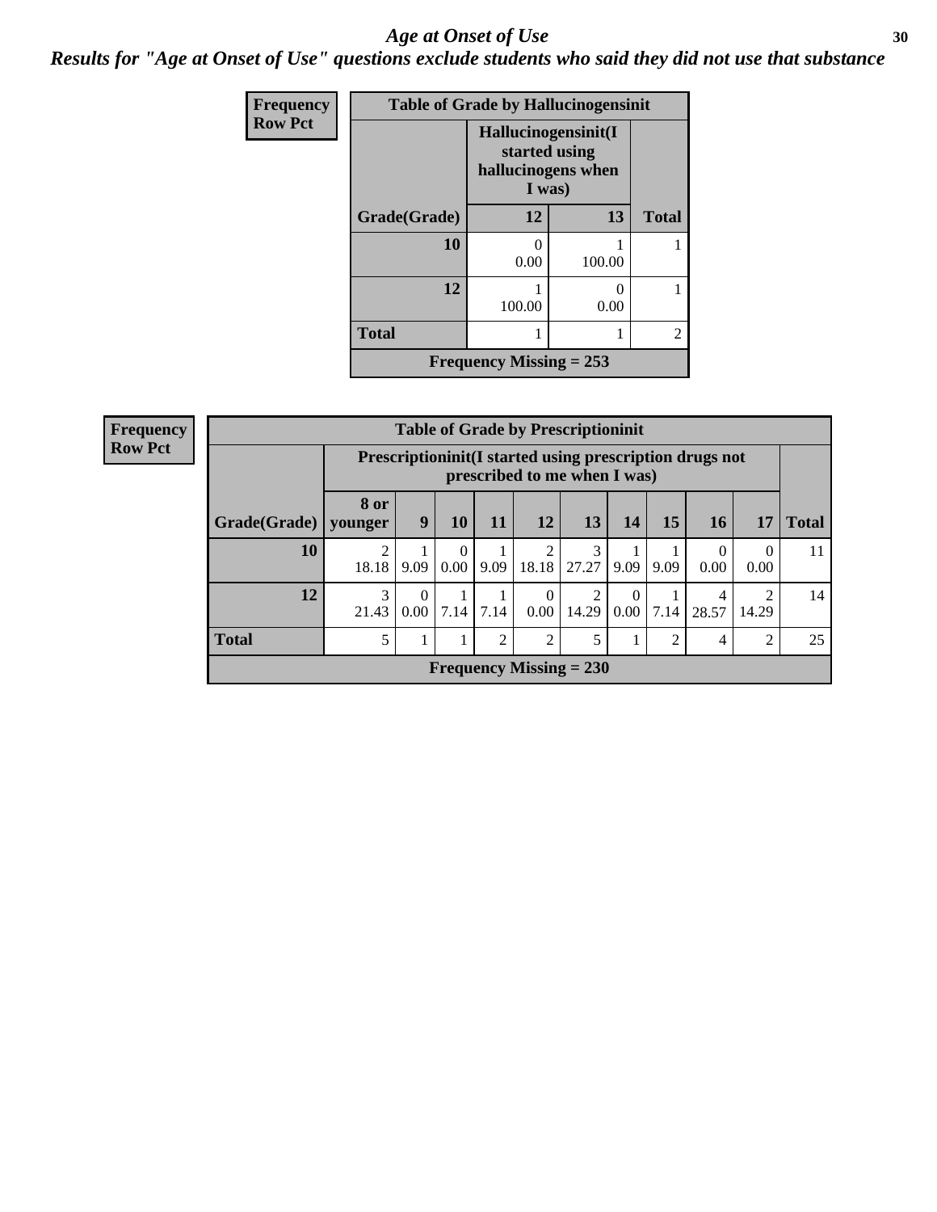## *Age at Onset of Use*

### *Results for "Age at Onset of Use" questions exclude students who said they did not use that substance*

**Frequency**
**Row Pct**

| Table of Grade by Hallucinogensinit | | | |
|---|---|---|---|
| | Hallucinogensinit(I started using hallucinogens when I was) | | |
| Grade(Grade) | 12 | 13 | Total |
| 10 | 0<br>0.00 | 1<br>100.00 | 1 |
| 12 | 1<br>100.00 | 0<br>0.00 | 1 |
| Total | 1 | 1 | 2 |
| Frequency Missing = 253 | | | |

**Frequency**
**Row Pct**

| Table of Grade by Prescriptioninit | | | | | | | | | | | |
|---|---|---|---|---|---|---|---|---|---|---|---|
| | Prescriptioninit(I started using prescription drugs not prescribed to me when I was) | | | | | | | | | | |
| Grade(Grade) | 8 or younger | 9 | 10 | 11 | 12 | 13 | 14 | 15 | 16 | 17 | Total |
| 10 | 2<br>18.18 | 1<br>9.09 | 0<br>0.00 | 1<br>9.09 | 2<br>18.18 | 3<br>27.27 | 1<br>9.09 | 1<br>9.09 | 0<br>0.00 | 0<br>0.00 | 11 |
| 12 | 3<br>21.43 | 0<br>0.00 | 1<br>7.14 | 1<br>7.14 | 0<br>0.00 | 2<br>14.29 | 0<br>0.00 | 1<br>7.14 | 4<br>28.57 | 2<br>14.29 | 14 |
| Total | 5 | 1 | 1 | 2 | 2 | 5 | 1 | 2 | 4 | 2 | 25 |
| Frequency Missing = 230 | | | | | | | | | | | |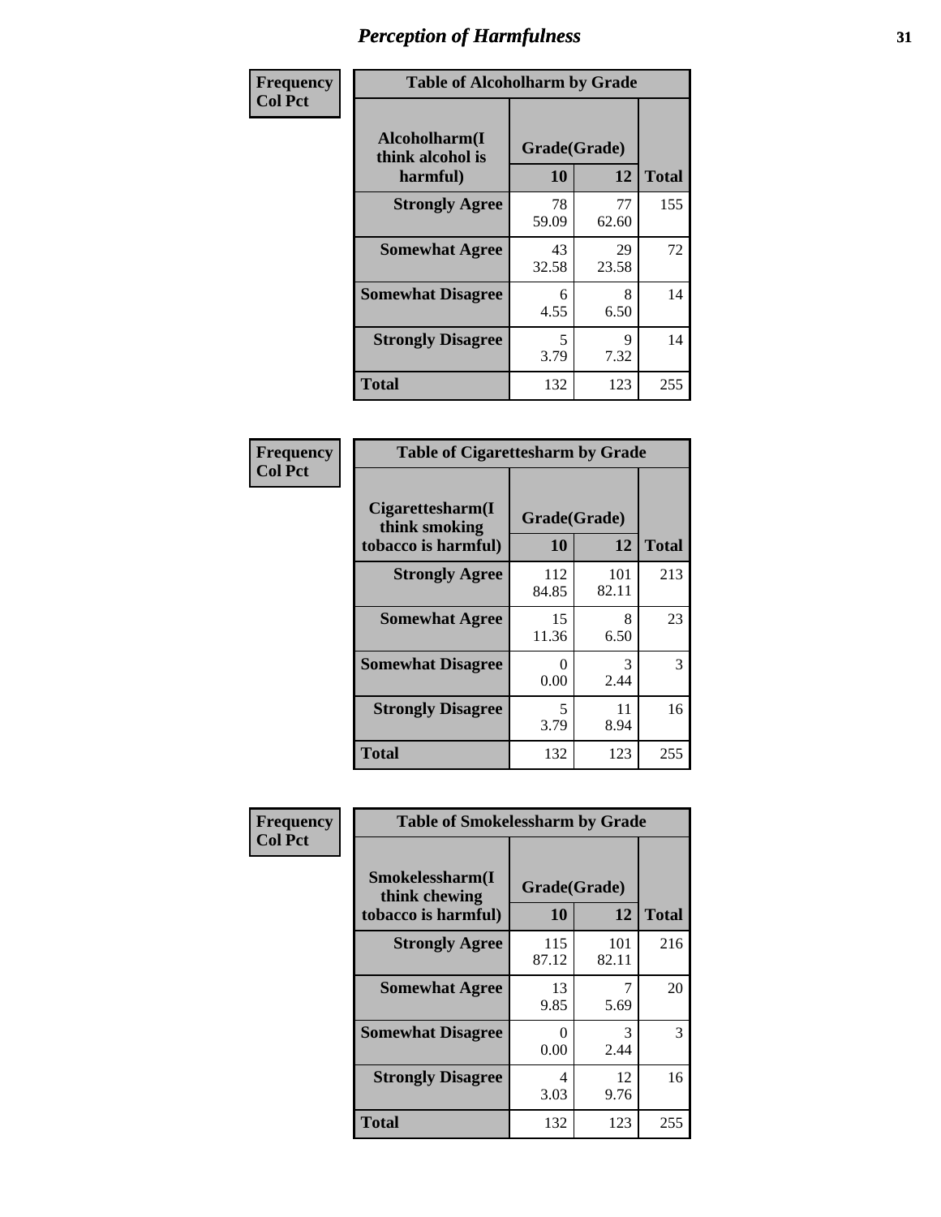# Perception of Harmfulness

**Frequency**
**Col Pct**

**Table of Alcoholharm by Grade**

| Alcoholharm(I think alcohol is harmful) | Grade(Grade) 10 | 12 | Total |
|---|---|---|---|
| **Strongly Agree** | 78<br>59.09 | 77<br>62.60 | 155 |
| **Somewhat Agree** | 43<br>32.58 | 29<br>23.58 | 72 |
| **Somewhat Disagree** | 6<br>4.55 | 8<br>6.50 | 14 |
| **Strongly Disagree** | 5<br>3.79 | 9<br>7.32 | 14 |
| **Total** | 132 | 123 | 255 |

**Frequency**
**Col Pct**

**Table of Cigarettesharm by Grade**

| Cigarettesharm(I think smoking tobacco is harmful) | Grade(Grade) 10 | 12 | Total |
|---|---|---|---|
| **Strongly Agree** | 112<br>84.85 | 101<br>82.11 | 213 |
| **Somewhat Agree** | 15<br>11.36 | 8<br>6.50 | 23 |
| **Somewhat Disagree** | 0<br>0.00 | 3<br>2.44 | 3 |
| **Strongly Disagree** | 5<br>3.79 | 11<br>8.94 | 16 |
| **Total** | 132 | 123 | 255 |

**Frequency**
**Col Pct**

**Table of Smokelessharm by Grade**

| Smokelessharm(I think chewing tobacco is harmful) | Grade(Grade) 10 | 12 | Total |
|---|---|---|---|
| **Strongly Agree** | 115<br>87.12 | 101<br>82.11 | 216 |
| **Somewhat Agree** | 13<br>9.85 | 7<br>5.69 | 20 |
| **Somewhat Disagree** | 0<br>0.00 | 3<br>2.44 | 3 |
| **Strongly Disagree** | 4<br>3.03 | 12<br>9.76 | 16 |
| **Total** | 132 | 123 | 255 |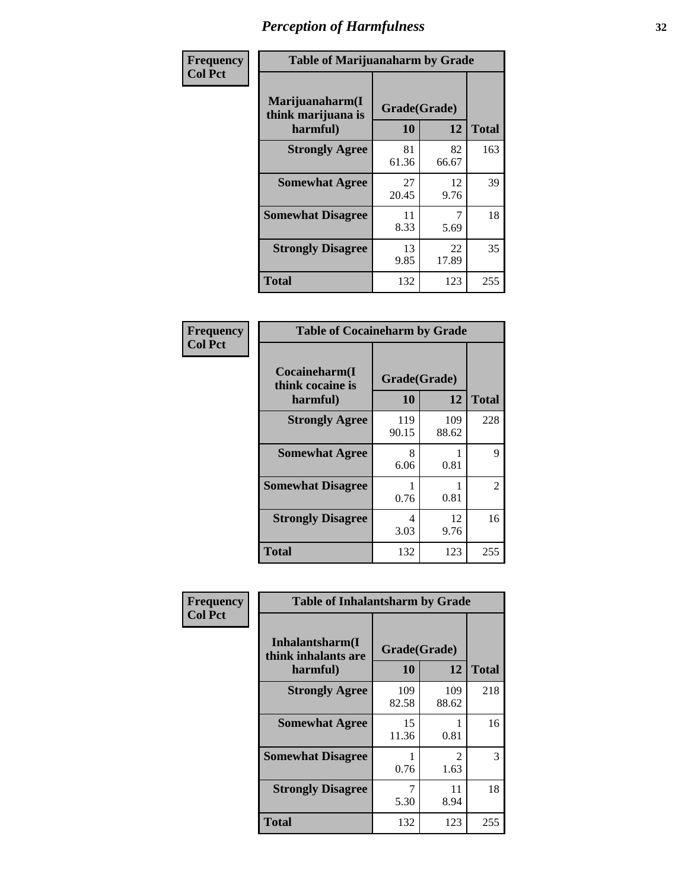# Perception of Harmfulness

**Frequency**
**Col Pct**

| Marijuanaharm(I think marijuana is harmful) | Grade(Grade) 10 | 12 | Total |
|---|---|---|---|
| **Strongly Agree** | 81<br>61.36 | 82<br>66.67 | 163 |
| **Somewhat Agree** | 27<br>20.45 | 12<br>9.76 | 39 |
| **Somewhat Disagree** | 11<br>8.33 | 7<br>5.69 | 18 |
| **Strongly Disagree** | 13<br>9.85 | 22<br>17.89 | 35 |
| **Total** | 132 | 123 | 255 |

Table of Marijuanaharm by Grade

**Frequency**
**Col Pct**

| Cocaineharm(I think cocaine is harmful) | Grade(Grade) 10 | 12 | Total |
|---|---|---|---|
| **Strongly Agree** | 119<br>90.15 | 109<br>88.62 | 228 |
| **Somewhat Agree** | 8<br>6.06 | 1<br>0.81 | 9 |
| **Somewhat Disagree** | 1<br>0.76 | 1<br>0.81 | 2 |
| **Strongly Disagree** | 4<br>3.03 | 12<br>9.76 | 16 |
| **Total** | 132 | 123 | 255 |

Table of Cocaineharm by Grade

**Frequency**
**Col Pct**

| Inhalantsharm(I think inhalants are harmful) | Grade(Grade) 10 | 12 | Total |
|---|---|---|---|
| **Strongly Agree** | 109<br>82.58 | 109<br>88.62 | 218 |
| **Somewhat Agree** | 15<br>11.36 | 1<br>0.81 | 16 |
| **Somewhat Disagree** | 1<br>0.76 | 2<br>1.63 | 3 |
| **Strongly Disagree** | 7<br>5.30 | 11<br>8.94 | 18 |
| **Total** | 132 | 123 | 255 |

Table of Inhalantsharm by Grade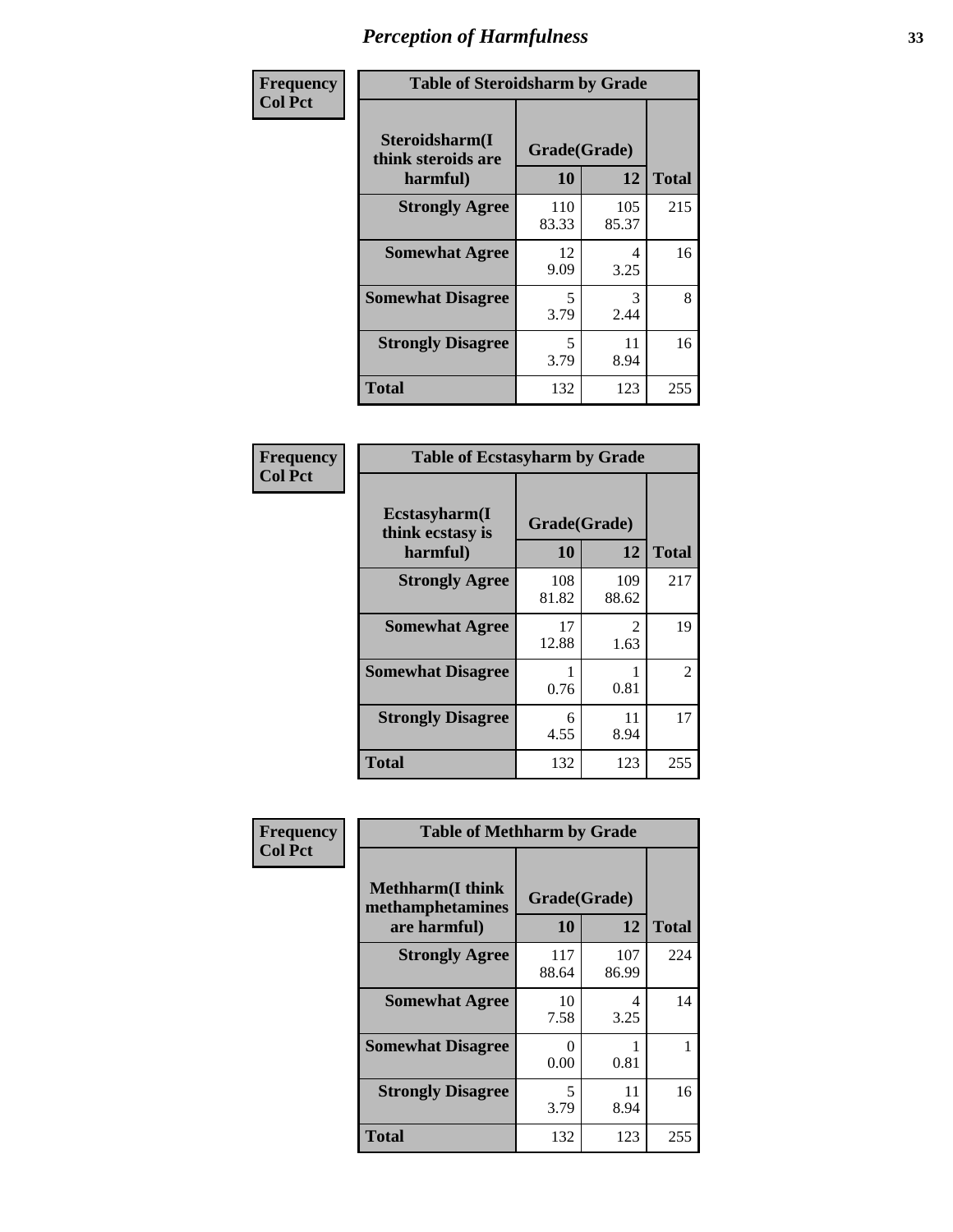# Perception of Harmfulness

| Frequency<br>Col Pct | Table of Steroidsharm by Grade | | |
|---|---|---|---|
| **Steroidsharm(I think steroids are harmful)** | **Grade(Grade)** | | |
| | **10** | **12** | **Total** |
| **Strongly Agree** | 110<br>83.33 | 105<br>85.37 | 215 |
| **Somewhat Agree** | 12<br>9.09 | 4<br>3.25 | 16 |
| **Somewhat Disagree** | 5<br>3.79 | 3<br>2.44 | 8 |
| **Strongly Disagree** | 5<br>3.79 | 11<br>8.94 | 16 |
| **Total** | 132 | 123 | 255 |

| Frequency<br>Col Pct | Table of Ecstasyharm by Grade | | |
|---|---|---|---|
| **Ecstasyharm(I think ecstasy is harmful)** | **Grade(Grade)** | | |
| | **10** | **12** | **Total** |
| **Strongly Agree** | 108<br>81.82 | 109<br>88.62 | 217 |
| **Somewhat Agree** | 17<br>12.88 | 2<br>1.63 | 19 |
| **Somewhat Disagree** | 1<br>0.76 | 1<br>0.81 | 2 |
| **Strongly Disagree** | 6<br>4.55 | 11<br>8.94 | 17 |
| **Total** | 132 | 123 | 255 |

| Frequency<br>Col Pct | Table of Methharm by Grade | | |
|---|---|---|---|
| **Methharm(I think methamphetamines are harmful)** | **Grade(Grade)** | | |
| | **10** | **12** | **Total** |
| **Strongly Agree** | 117<br>88.64 | 107<br>86.99 | 224 |
| **Somewhat Agree** | 10<br>7.58 | 4<br>3.25 | 14 |
| **Somewhat Disagree** | 0<br>0.00 | 1<br>0.81 | 1 |
| **Strongly Disagree** | 5<br>3.79 | 11<br>8.94 | 16 |
| **Total** | 132 | 123 | 255 |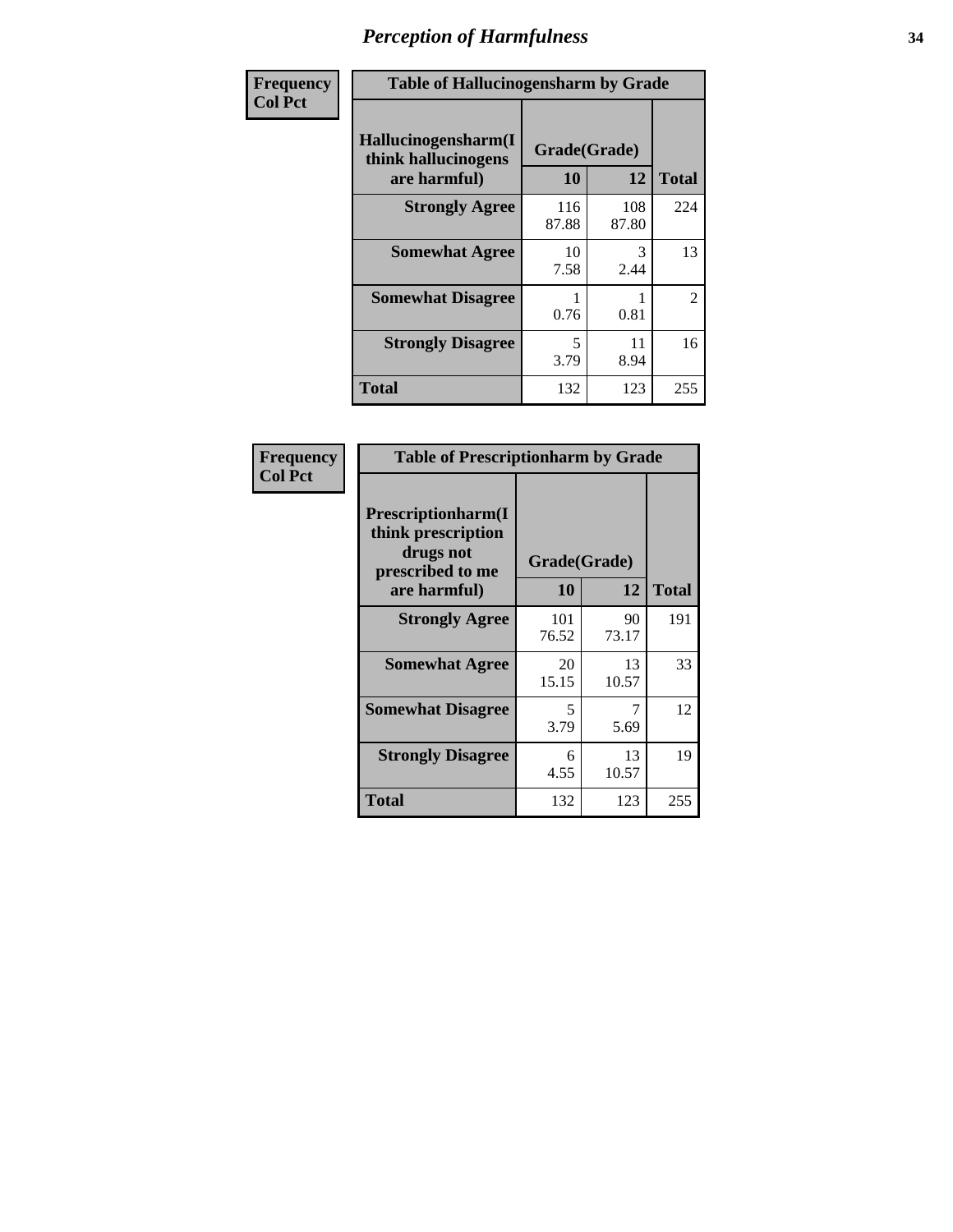# Perception of Harmfulness

Frequency
Col Pct

| Table of Hallucinogensharm by Grade | | | |
|---|---|---|---|
| Hallucinogensharm(I think hallucinogens are harmful) | Grade(Grade) | | |
| | 10 | 12 | Total |
| Strongly Agree | 116<br>87.88 | 108<br>87.80 | 224 |
| Somewhat Agree | 10<br>7.58 | 3<br>2.44 | 13 |
| Somewhat Disagree | 1<br>0.76 | 1<br>0.81 | 2 |
| Strongly Disagree | 5<br>3.79 | 11<br>8.94 | 16 |
| Total | 132 | 123 | 255 |

Frequency
Col Pct

| Table of Prescriptionharm by Grade | | | |
|---|---|---|---|
| Prescriptionharm(I think prescription drugs not prescribed to me are harmful) | Grade(Grade) | | |
| | 10 | 12 | Total |
| Strongly Agree | 101<br>76.52 | 90<br>73.17 | 191 |
| Somewhat Agree | 20<br>15.15 | 13<br>10.57 | 33 |
| Somewhat Disagree | 5<br>3.79 | 7<br>5.69 | 12 |
| Strongly Disagree | 6<br>4.55 | 13<br>10.57 | 19 |
| Total | 132 | 123 | 255 |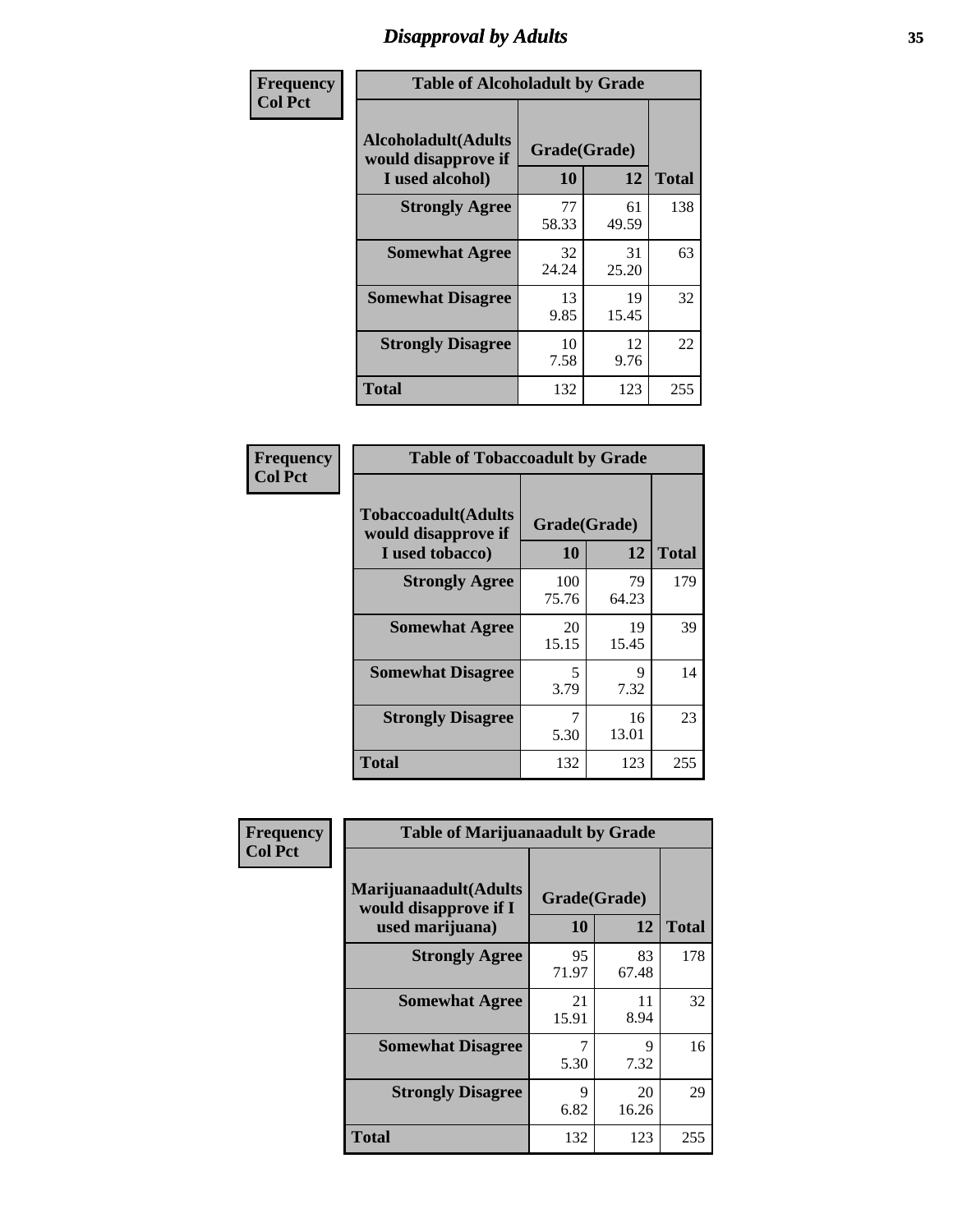# Disapproval by Adults

**Frequency / Col Pct**

**Table of Alcoholadult by Grade**

| Alcoholadult(Adults would disapprove if I used alcohol) | Grade(Grade) | | Total |
|---|---|---|---|
| | 10 | 12 | |
| **Strongly Agree** | 77<br>58.33 | 61<br>49.59 | 138 |
| **Somewhat Agree** | 32<br>24.24 | 31<br>25.20 | 63 |
| **Somewhat Disagree** | 13<br>9.85 | 19<br>15.45 | 32 |
| **Strongly Disagree** | 10<br>7.58 | 12<br>9.76 | 22 |
| **Total** | 132 | 123 | 255 |

**Frequency / Col Pct**

**Table of Tobaccoadult by Grade**

| Tobaccoadult(Adults would disapprove if I used tobacco) | Grade(Grade) | | Total |
|---|---|---|---|
| | 10 | 12 | |
| **Strongly Agree** | 100<br>75.76 | 79<br>64.23 | 179 |
| **Somewhat Agree** | 20<br>15.15 | 19<br>15.45 | 39 |
| **Somewhat Disagree** | 5<br>3.79 | 9<br>7.32 | 14 |
| **Strongly Disagree** | 7<br>5.30 | 16<br>13.01 | 23 |
| **Total** | 132 | 123 | 255 |

**Frequency / Col Pct**

**Table of Marijuanaadult by Grade**

| Marijuanaadult(Adults would disapprove if I used marijuana) | Grade(Grade) | | Total |
|---|---|---|---|
| | 10 | 12 | |
| **Strongly Agree** | 95<br>71.97 | 83<br>67.48 | 178 |
| **Somewhat Agree** | 21<br>15.91 | 11<br>8.94 | 32 |
| **Somewhat Disagree** | 7<br>5.30 | 9<br>7.32 | 16 |
| **Strongly Disagree** | 9<br>6.82 | 20<br>16.26 | 29 |
| **Total** | 132 | 123 | 255 |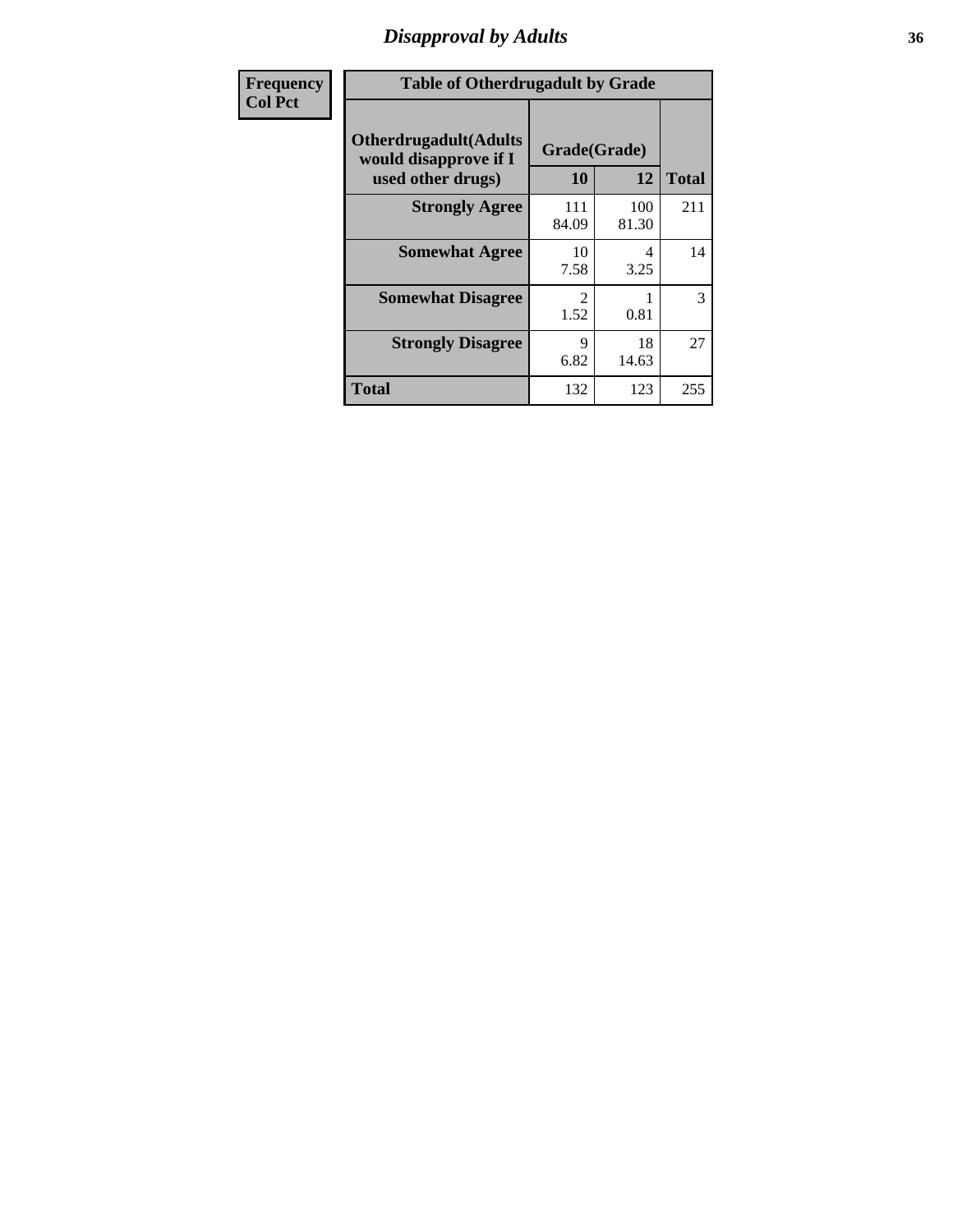# Disapproval by Adults

| Frequency<br>Col Pct |
|---|

**Table of Otherdrugadult by Grade**

| Otherdrugadult(Adults would disapprove if I used other drugs) | Grade(Grade) 10 | 12 | Total |
|---|---|---|---|
| **Strongly Agree** | 111<br>84.09 | 100<br>81.30 | 211 |
| **Somewhat Agree** | 10<br>7.58 | 4<br>3.25 | 14 |
| **Somewhat Disagree** | 2<br>1.52 | 1<br>0.81 | 3 |
| **Strongly Disagree** | 9<br>6.82 | 18<br>14.63 | 27 |
| **Total** | 132 | 123 | 255 |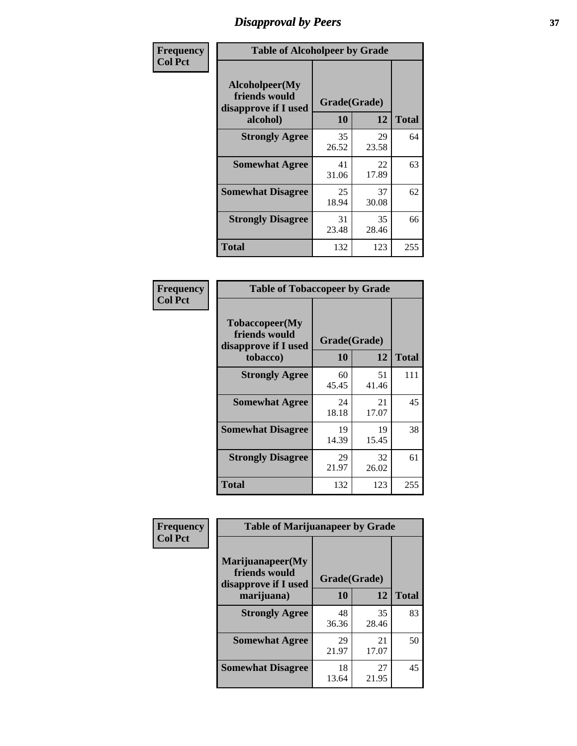# Disapproval by Peers

**Frequency**
**Col Pct**

| Table of Alcoholpeer by Grade | | | |
|---|---|---|---|
| Alcoholpeer(My friends would disapprove if I used alcohol) | Grade(Grade) | | |
| | 10 | 12 | Total |
| Strongly Agree | 35<br>26.52 | 29<br>23.58 | 64 |
| Somewhat Agree | 41<br>31.06 | 22<br>17.89 | 63 |
| Somewhat Disagree | 25<br>18.94 | 37<br>30.08 | 62 |
| Strongly Disagree | 31<br>23.48 | 35<br>28.46 | 66 |
| Total | 132 | 123 | 255 |

**Frequency**
**Col Pct**

| Table of Tobaccopeer by Grade | | | |
|---|---|---|---|
| Tobaccopeer(My friends would disapprove if I used tobacco) | Grade(Grade) | | |
| | 10 | 12 | Total |
| Strongly Agree | 60<br>45.45 | 51<br>41.46 | 111 |
| Somewhat Agree | 24<br>18.18 | 21<br>17.07 | 45 |
| Somewhat Disagree | 19<br>14.39 | 19<br>15.45 | 38 |
| Strongly Disagree | 29<br>21.97 | 32<br>26.02 | 61 |
| Total | 132 | 123 | 255 |

**Frequency**
**Col Pct**

| Table of Marijuanapeer by Grade | | | |
|---|---|---|---|
| Marijuanapeer(My friends would disapprove if I used marijuana) | Grade(Grade) | | |
| | 10 | 12 | Total |
| Strongly Agree | 48<br>36.36 | 35<br>28.46 | 83 |
| Somewhat Agree | 29<br>21.97 | 21<br>17.07 | 50 |
| Somewhat Disagree | 18<br>13.64 | 27<br>21.95 | 45 |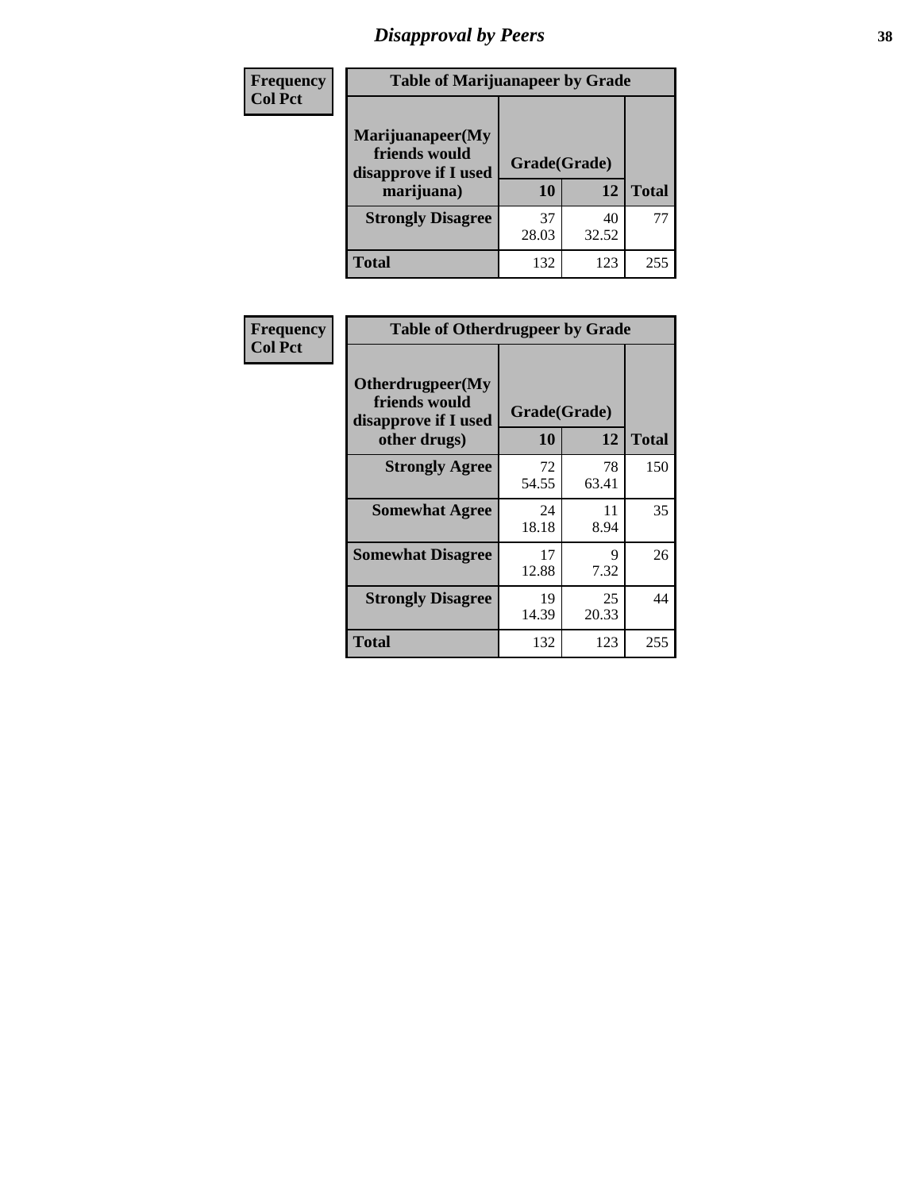# Disapproval by Peers

**Frequency**
**Col Pct**

| Table of Marijuanapeer by Grade | | | |
|---|---|---|---|
| Marijuanapeer(My friends would disapprove if I used marijuana) | Grade(Grade) | | |
| | 10 | 12 | Total |
| **Strongly Disagree** | 37<br>28.03 | 40<br>32.52 | 77 |
| **Total** | 132 | 123 | 255 |

**Frequency**
**Col Pct**

| Table of Otherdrugpeer by Grade | | | |
|---|---|---|---|
| Otherdrugpeer(My friends would disapprove if I used other drugs) | Grade(Grade) | | |
| | 10 | 12 | Total |
| **Strongly Agree** | 72<br>54.55 | 78<br>63.41 | 150 |
| **Somewhat Agree** | 24<br>18.18 | 11<br>8.94 | 35 |
| **Somewhat Disagree** | 17<br>12.88 | 9<br>7.32 | 26 |
| **Strongly Disagree** | 19<br>14.39 | 25<br>20.33 | 44 |
| **Total** | 132 | 123 | 255 |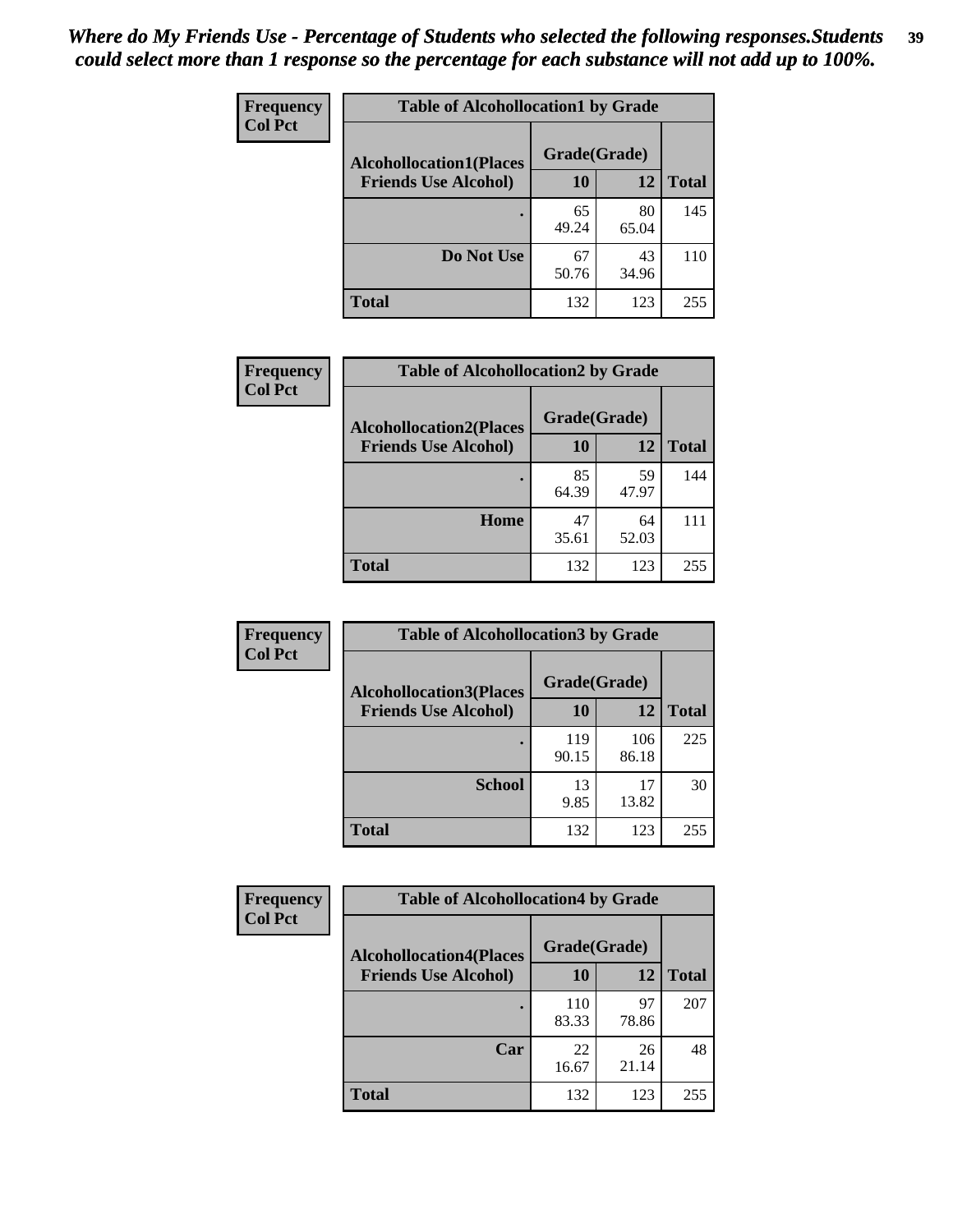*Where do My Friends Use - Percentage of Students who selected the following responses.Students could select more than 1 response so the percentage for each substance will not add up to 100%.*

| Frequency Col Pct | Table of Alcohollocation1 by Grade | | |
|---|---|---|---|
| Alcohollocation1(Places Friends Use Alcohol) | Grade(Grade) | | |
| | 10 | 12 | Total |
| . | 65<br>49.24 | 80<br>65.04 | 145 |
| Do Not Use | 67<br>50.76 | 43<br>34.96 | 110 |
| Total | 132 | 123 | 255 |

| Frequency Col Pct | Table of Alcohollocation2 by Grade | | |
|---|---|---|---|
| Alcohollocation2(Places Friends Use Alcohol) | Grade(Grade) | | |
| | 10 | 12 | Total |
| . | 85<br>64.39 | 59<br>47.97 | 144 |
| Home | 47<br>35.61 | 64<br>52.03 | 111 |
| Total | 132 | 123 | 255 |

| Frequency Col Pct | Table of Alcohollocation3 by Grade | | |
|---|---|---|---|
| Alcohollocation3(Places Friends Use Alcohol) | Grade(Grade) | | |
| | 10 | 12 | Total |
| . | 119<br>90.15 | 106<br>86.18 | 225 |
| School | 13<br>9.85 | 17<br>13.82 | 30 |
| Total | 132 | 123 | 255 |

| Frequency Col Pct | Table of Alcohollocation4 by Grade | | |
|---|---|---|---|
| Alcohollocation4(Places Friends Use Alcohol) | Grade(Grade) | | |
| | 10 | 12 | Total |
| . | 110<br>83.33 | 97<br>78.86 | 207 |
| Car | 22<br>16.67 | 26<br>21.14 | 48 |
| Total | 132 | 123 | 255 |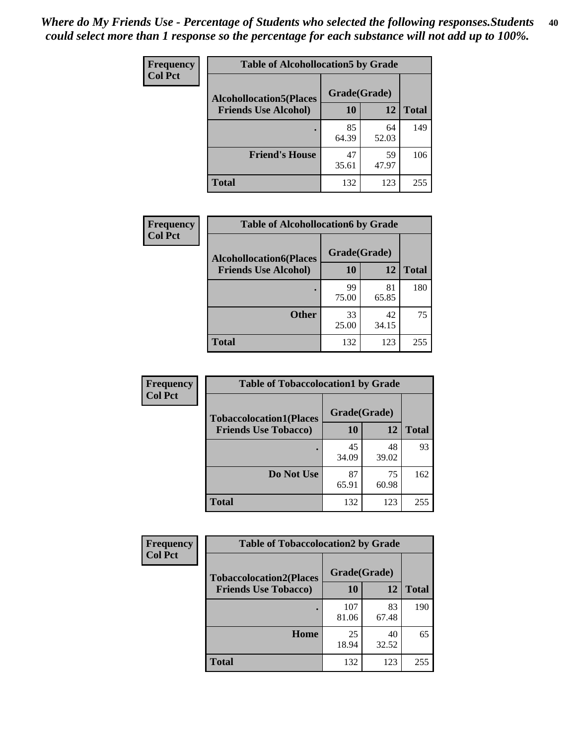*Where do My Friends Use - Percentage of Students who selected the following responses.Students could select more than 1 response so the percentage for each substance will not add up to 100%.*

**Frequency**
**Col Pct**

| Table of Alcohollocation5 by Grade | | | |
|---|---|---|---|
| **Alcohollocation5(Places Friends Use Alcohol)** | **Grade(Grade)** | | **Total** |
| | **10** | **12** | |
| **.** | 85<br>64.39 | 64<br>52.03 | 149 |
| **Friend's House** | 47<br>35.61 | 59<br>47.97 | 106 |
| **Total** | 132 | 123 | 255 |

**Frequency**
**Col Pct**

| Table of Alcohollocation6 by Grade | | | |
|---|---|---|---|
| **Alcohollocation6(Places Friends Use Alcohol)** | **Grade(Grade)** | | **Total** |
| | **10** | **12** | |
| **.** | 99<br>75.00 | 81<br>65.85 | 180 |
| **Other** | 33<br>25.00 | 42<br>34.15 | 75 |
| **Total** | 132 | 123 | 255 |

**Frequency**
**Col Pct**

| Table of Tobaccolocation1 by Grade | | | |
|---|---|---|---|
| **Tobaccolocation1(Places Friends Use Tobacco)** | **Grade(Grade)** | | **Total** |
| | **10** | **12** | |
| **.** | 45<br>34.09 | 48<br>39.02 | 93 |
| **Do Not Use** | 87<br>65.91 | 75<br>60.98 | 162 |
| **Total** | 132 | 123 | 255 |

**Frequency**
**Col Pct**

| Table of Tobaccolocation2 by Grade | | | |
|---|---|---|---|
| **Tobaccolocation2(Places Friends Use Tobacco)** | **Grade(Grade)** | | **Total** |
| | **10** | **12** | |
| **.** | 107<br>81.06 | 83<br>67.48 | 190 |
| **Home** | 25<br>18.94 | 40<br>32.52 | 65 |
| **Total** | 132 | 123 | 255 |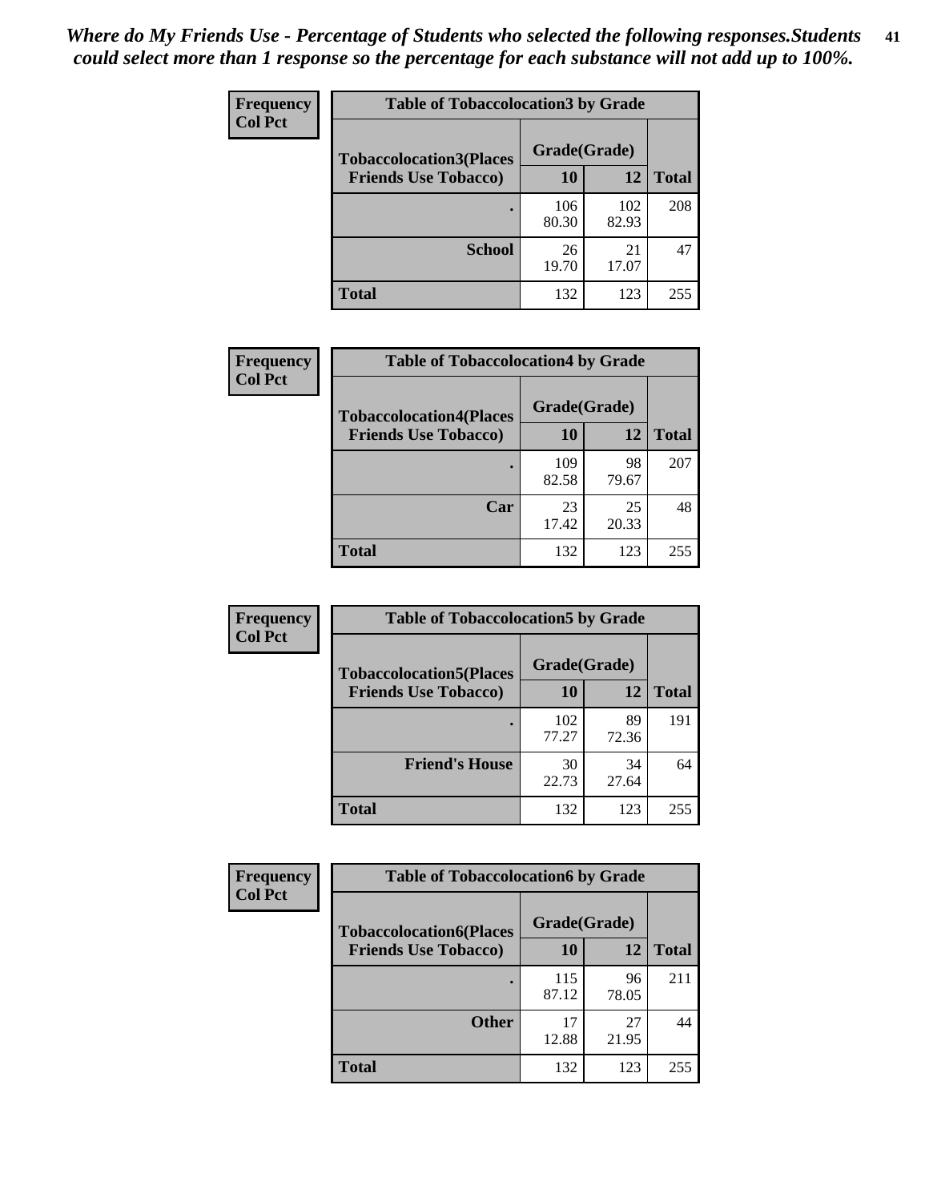*Where do My Friends Use - Percentage of Students who selected the following responses.Students could select more than 1 response so the percentage for each substance will not add up to 100%.*

**Frequency**
**Col Pct**

| Table of Tobaccolocation3 by Grade | | | |
|---|---|---|---|
| **Tobaccolocation3(Places Friends Use Tobacco)** | **Grade(Grade)** | | **Total** |
| | **10** | **12** | |
| **.** | 106<br>80.30 | 102<br>82.93 | 208 |
| **School** | 26<br>19.70 | 21<br>17.07 | 47 |
| **Total** | 132 | 123 | 255 |

**Frequency**
**Col Pct**

| Table of Tobaccolocation4 by Grade | | | |
|---|---|---|---|
| **Tobaccolocation4(Places Friends Use Tobacco)** | **Grade(Grade)** | | **Total** |
| | **10** | **12** | |
| **.** | 109<br>82.58 | 98<br>79.67 | 207 |
| **Car** | 23<br>17.42 | 25<br>20.33 | 48 |
| **Total** | 132 | 123 | 255 |

**Frequency**
**Col Pct**

| Table of Tobaccolocation5 by Grade | | | |
|---|---|---|---|
| **Tobaccolocation5(Places Friends Use Tobacco)** | **Grade(Grade)** | | **Total** |
| | **10** | **12** | |
| **.** | 102<br>77.27 | 89<br>72.36 | 191 |
| **Friend's House** | 30<br>22.73 | 34<br>27.64 | 64 |
| **Total** | 132 | 123 | 255 |

**Frequency**
**Col Pct**

| Table of Tobaccolocation6 by Grade | | | |
|---|---|---|---|
| **Tobaccolocation6(Places Friends Use Tobacco)** | **Grade(Grade)** | | **Total** |
| | **10** | **12** | |
| **.** | 115<br>87.12 | 96<br>78.05 | 211 |
| **Other** | 17<br>12.88 | 27<br>21.95 | 44 |
| **Total** | 132 | 123 | 255 |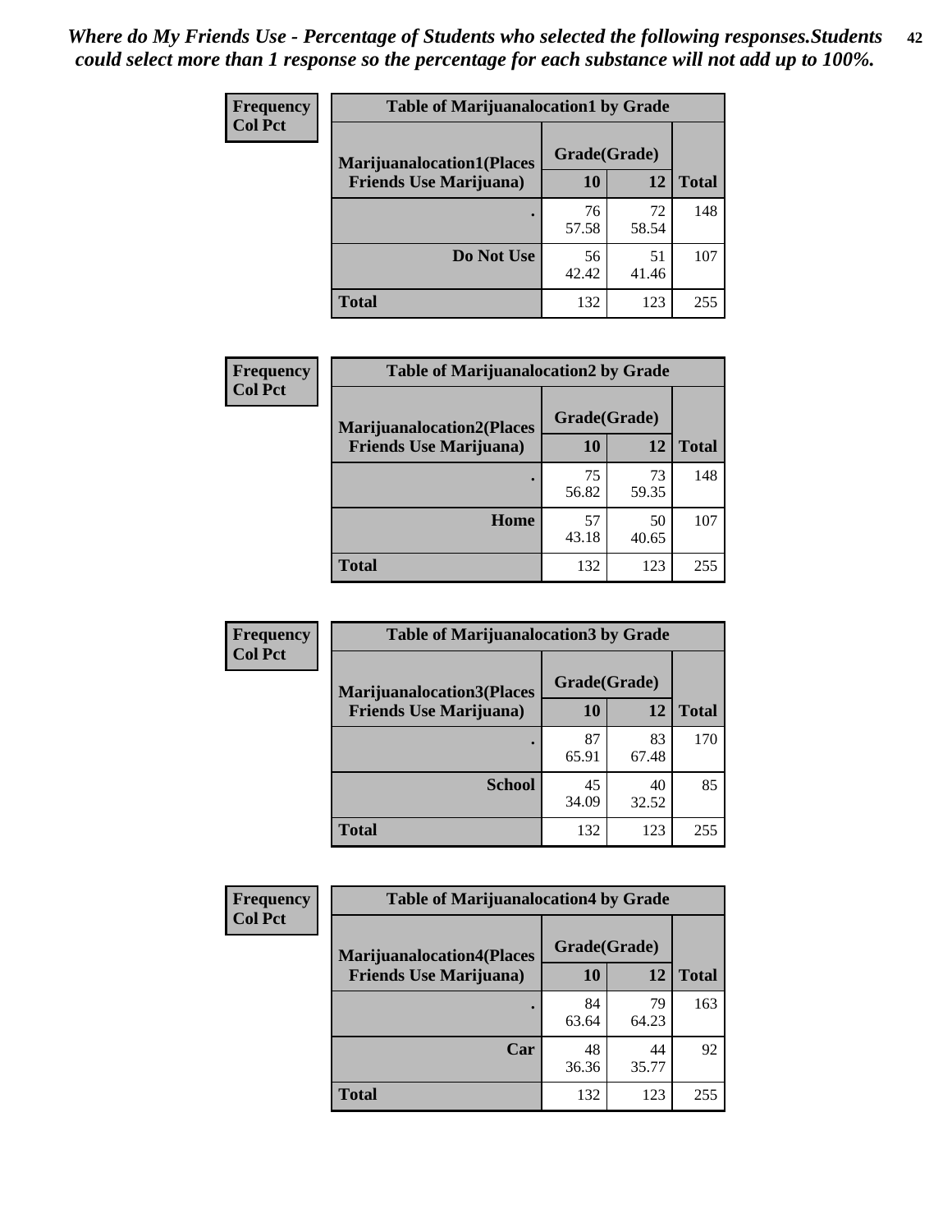*Where do My Friends Use - Percentage of Students who selected the following responses.Students could select more than 1 response so the percentage for each substance will not add up to 100%.*

**Frequency**
**Col Pct**

| Table of Marijuanalocation1 by Grade | | | |
|---|---|---|---|
| **Marijuanalocation1(Places Friends Use Marijuana)** | **Grade(Grade)** | | **Total** |
| | **10** | **12** | |
| **.** | 76<br>57.58 | 72<br>58.54 | 148 |
| **Do Not Use** | 56<br>42.42 | 51<br>41.46 | 107 |
| **Total** | 132 | 123 | 255 |

**Frequency**
**Col Pct**

| Table of Marijuanalocation2 by Grade | | | |
|---|---|---|---|
| **Marijuanalocation2(Places Friends Use Marijuana)** | **Grade(Grade)** | | **Total** |
| | **10** | **12** | |
| **.** | 75<br>56.82 | 73<br>59.35 | 148 |
| **Home** | 57<br>43.18 | 50<br>40.65 | 107 |
| **Total** | 132 | 123 | 255 |

**Frequency**
**Col Pct**

| Table of Marijuanalocation3 by Grade | | | |
|---|---|---|---|
| **Marijuanalocation3(Places Friends Use Marijuana)** | **Grade(Grade)** | | **Total** |
| | **10** | **12** | |
| **.** | 87<br>65.91 | 83<br>67.48 | 170 |
| **School** | 45<br>34.09 | 40<br>32.52 | 85 |
| **Total** | 132 | 123 | 255 |

**Frequency**
**Col Pct**

| Table of Marijuanalocation4 by Grade | | | |
|---|---|---|---|
| **Marijuanalocation4(Places Friends Use Marijuana)** | **Grade(Grade)** | | **Total** |
| | **10** | **12** | |
| **.** | 84<br>63.64 | 79<br>64.23 | 163 |
| **Car** | 48<br>36.36 | 44<br>35.77 | 92 |
| **Total** | 132 | 123 | 255 |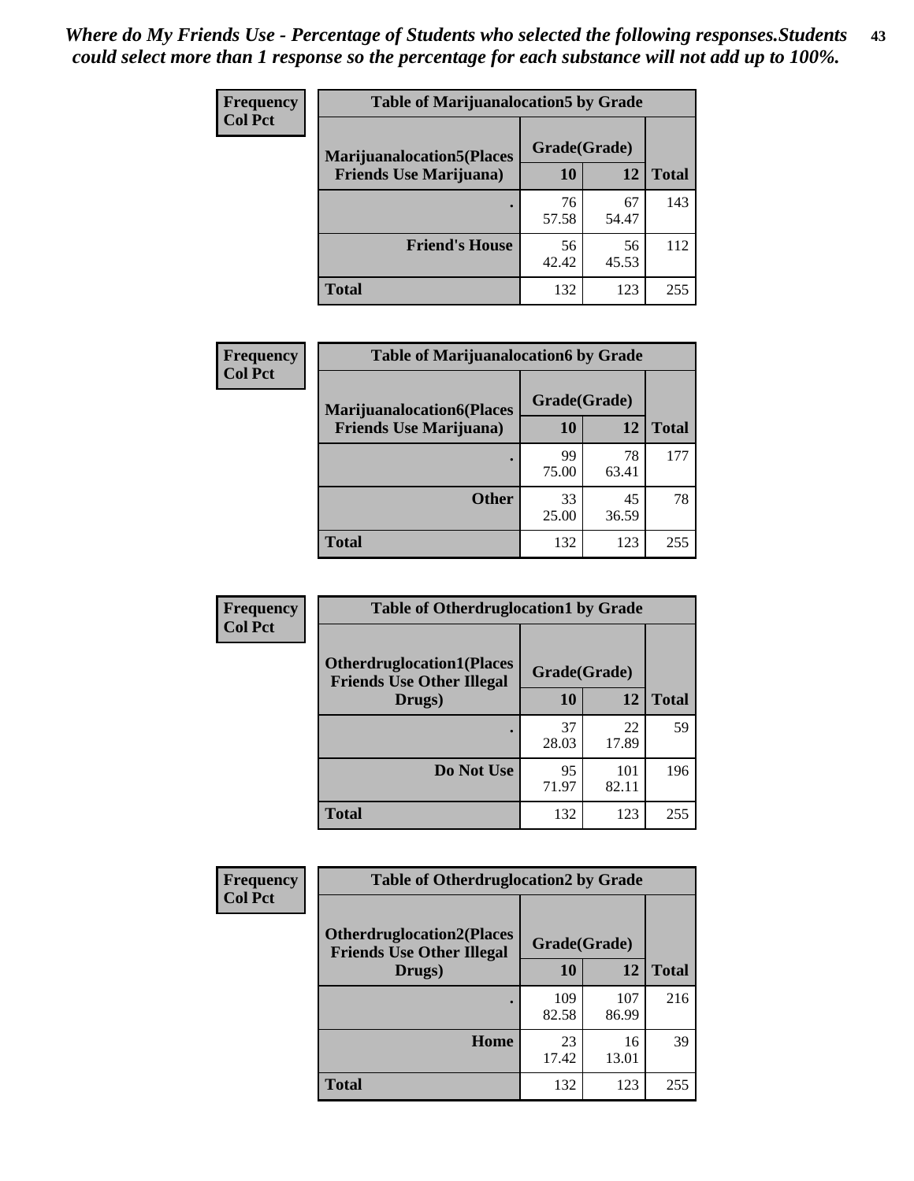*Where do My Friends Use - Percentage of Students who selected the following responses.Students could select more than 1 response so the percentage for each substance will not add up to 100%.*

**Frequency / Col Pct**

| Table of Marijuanalocation5 by Grade | | | |
|---|---|---|---|
| **Marijuanalocation5(Places Friends Use Marijuana)** | **Grade(Grade)** | | **Total** |
| | **10** | **12** | |
| **.** | 76<br>57.58 | 67<br>54.47 | 143 |
| **Friend's House** | 56<br>42.42 | 56<br>45.53 | 112 |
| **Total** | 132 | 123 | 255 |

**Frequency / Col Pct**

| Table of Marijuanalocation6 by Grade | | | |
|---|---|---|---|
| **Marijuanalocation6(Places Friends Use Marijuana)** | **Grade(Grade)** | | **Total** |
| | **10** | **12** | |
| **.** | 99<br>75.00 | 78<br>63.41 | 177 |
| **Other** | 33<br>25.00 | 45<br>36.59 | 78 |
| **Total** | 132 | 123 | 255 |

**Frequency / Col Pct**

| Table of Otherdruglocation1 by Grade | | | |
|---|---|---|---|
| **Otherdruglocation1(Places Friends Use Other Illegal Drugs)** | **Grade(Grade)** | | **Total** |
| | **10** | **12** | |
| **.** | 37<br>28.03 | 22<br>17.89 | 59 |
| **Do Not Use** | 95<br>71.97 | 101<br>82.11 | 196 |
| **Total** | 132 | 123 | 255 |

**Frequency / Col Pct**

| Table of Otherdruglocation2 by Grade | | | |
|---|---|---|---|
| **Otherdruglocation2(Places Friends Use Other Illegal Drugs)** | **Grade(Grade)** | | **Total** |
| | **10** | **12** | |
| **.** | 109<br>82.58 | 107<br>86.99 | 216 |
| **Home** | 23<br>17.42 | 16<br>13.01 | 39 |
| **Total** | 132 | 123 | 255 |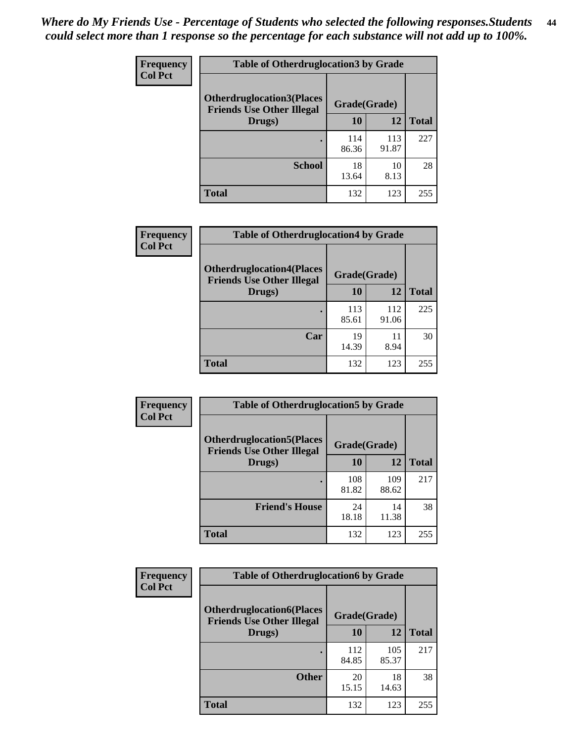*Where do My Friends Use - Percentage of Students who selected the following responses.Students could select more than 1 response so the percentage for each substance will not add up to 100%.*

**Frequency / Col Pct**

| Table of Otherdruglocation3 by Grade | | | |
|---|---|---|---|
| Otherdruglocation3(Places Friends Use Other Illegal Drugs) | Grade(Grade) | | Total |
| | 10 | 12 | |
| . | 114<br>86.36 | 113<br>91.87 | 227 |
| School | 18<br>13.64 | 10<br>8.13 | 28 |
| Total | 132 | 123 | 255 |

**Frequency / Col Pct**

| Table of Otherdruglocation4 by Grade | | | |
|---|---|---|---|
| Otherdruglocation4(Places Friends Use Other Illegal Drugs) | Grade(Grade) | | Total |
| | 10 | 12 | |
| . | 113<br>85.61 | 112<br>91.06 | 225 |
| Car | 19<br>14.39 | 11<br>8.94 | 30 |
| Total | 132 | 123 | 255 |

**Frequency / Col Pct**

| Table of Otherdruglocation5 by Grade | | | |
|---|---|---|---|
| Otherdruglocation5(Places Friends Use Other Illegal Drugs) | Grade(Grade) | | Total |
| | 10 | 12 | |
| . | 108<br>81.82 | 109<br>88.62 | 217 |
| Friend's House | 24<br>18.18 | 14<br>11.38 | 38 |
| Total | 132 | 123 | 255 |

**Frequency / Col Pct**

| Table of Otherdruglocation6 by Grade | | | |
|---|---|---|---|
| Otherdruglocation6(Places Friends Use Other Illegal Drugs) | Grade(Grade) | | Total |
| | 10 | 12 | |
| . | 112<br>84.85 | 105<br>85.37 | 217 |
| Other | 20<br>15.15 | 18<br>14.63 | 38 |
| Total | 132 | 123 | 255 |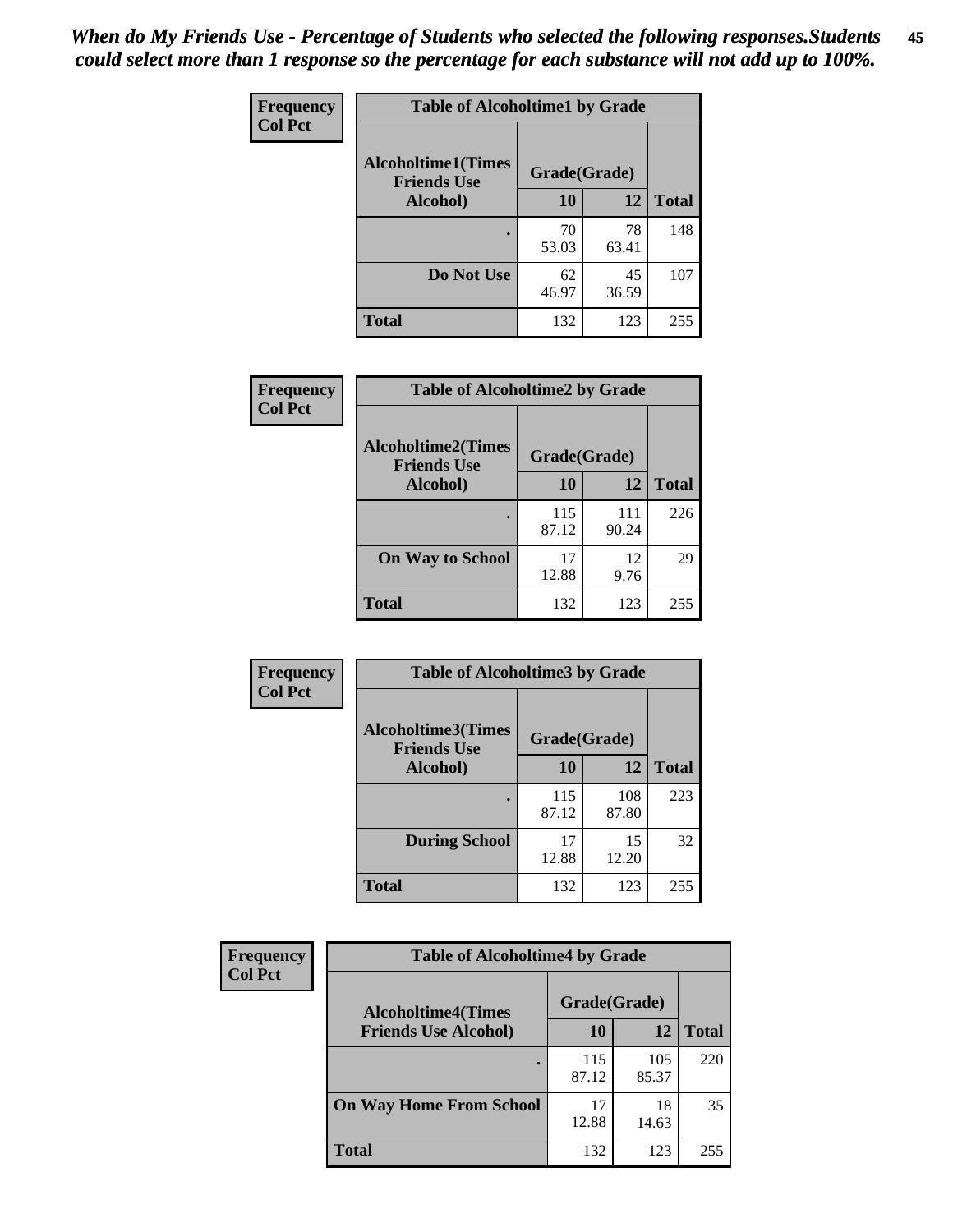*When do My Friends Use - Percentage of Students who selected the following responses.Students could select more than 1 response so the percentage for each substance will not add up to 100%.*

**Frequency**
**Col Pct**

| Table of Alcoholtime1 by Grade | | | |
|---|---|---|---|
| Alcoholtime1(Times Friends Use Alcohol) | Grade(Grade) | | Total |
| | 10 | 12 | |
| . | 70<br>53.03 | 78<br>63.41 | 148 |
| Do Not Use | 62<br>46.97 | 45<br>36.59 | 107 |
| Total | 132 | 123 | 255 |

**Frequency**
**Col Pct**

| Table of Alcoholtime2 by Grade | | | |
|---|---|---|---|
| Alcoholtime2(Times Friends Use Alcohol) | Grade(Grade) | | Total |
| | 10 | 12 | |
| . | 115<br>87.12 | 111<br>90.24 | 226 |
| On Way to School | 17<br>12.88 | 12<br>9.76 | 29 |
| Total | 132 | 123 | 255 |

**Frequency**
**Col Pct**

| Table of Alcoholtime3 by Grade | | | |
|---|---|---|---|
| Alcoholtime3(Times Friends Use Alcohol) | Grade(Grade) | | Total |
| | 10 | 12 | |
| . | 115<br>87.12 | 108<br>87.80 | 223 |
| During School | 17<br>12.88 | 15<br>12.20 | 32 |
| Total | 132 | 123 | 255 |

**Frequency**
**Col Pct**

| Table of Alcoholtime4 by Grade | | | |
|---|---|---|---|
| Alcoholtime4(Times Friends Use Alcohol) | Grade(Grade) | | Total |
| | 10 | 12 | |
| . | 115<br>87.12 | 105<br>85.37 | 220 |
| On Way Home From School | 17<br>12.88 | 18<br>14.63 | 35 |
| Total | 132 | 123 | 255 |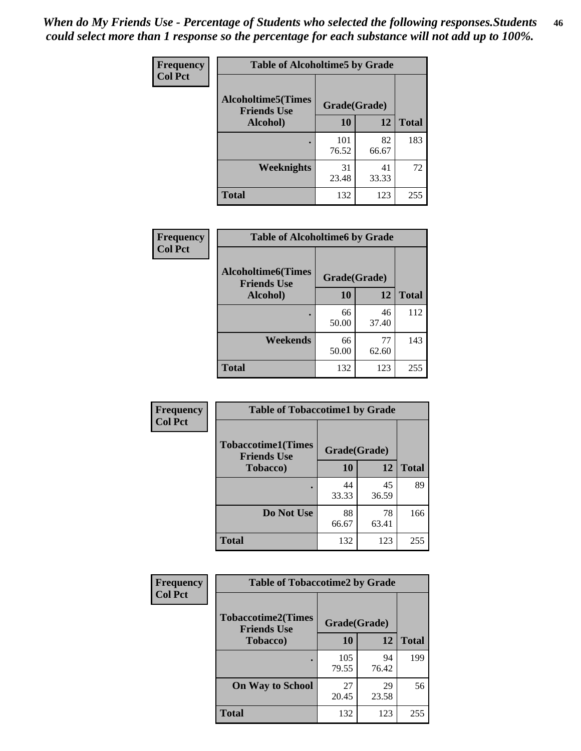*When do My Friends Use - Percentage of Students who selected the following responses.Students could select more than 1 response so the percentage for each substance will not add up to 100%.*

**Frequency**
**Col Pct**

| Table of Alcoholtime5 by Grade | | | |
|---|---|---|---|
| Alcoholtime5(Times Friends Use Alcohol) | Grade(Grade) | | |
| | 10 | 12 | Total |
| . | 101<br>76.52 | 82<br>66.67 | 183 |
| Weeknights | 31<br>23.48 | 41<br>33.33 | 72 |
| Total | 132 | 123 | 255 |

**Frequency**
**Col Pct**

| Table of Alcoholtime6 by Grade | | | |
|---|---|---|---|
| Alcoholtime6(Times Friends Use Alcohol) | Grade(Grade) | | |
| | 10 | 12 | Total |
| . | 66<br>50.00 | 46<br>37.40 | 112 |
| Weekends | 66<br>50.00 | 77<br>62.60 | 143 |
| Total | 132 | 123 | 255 |

**Frequency**
**Col Pct**

| Table of Tobaccotime1 by Grade | | | |
|---|---|---|---|
| Tobaccotime1(Times Friends Use Tobacco) | Grade(Grade) | | |
| | 10 | 12 | Total |
| . | 44<br>33.33 | 45<br>36.59 | 89 |
| Do Not Use | 88<br>66.67 | 78<br>63.41 | 166 |
| Total | 132 | 123 | 255 |

**Frequency**
**Col Pct**

| Table of Tobaccotime2 by Grade | | | |
|---|---|---|---|
| Tobaccotime2(Times Friends Use Tobacco) | Grade(Grade) | | |
| | 10 | 12 | Total |
| . | 105<br>79.55 | 94<br>76.42 | 199 |
| On Way to School | 27<br>20.45 | 29<br>23.58 | 56 |
| Total | 132 | 123 | 255 |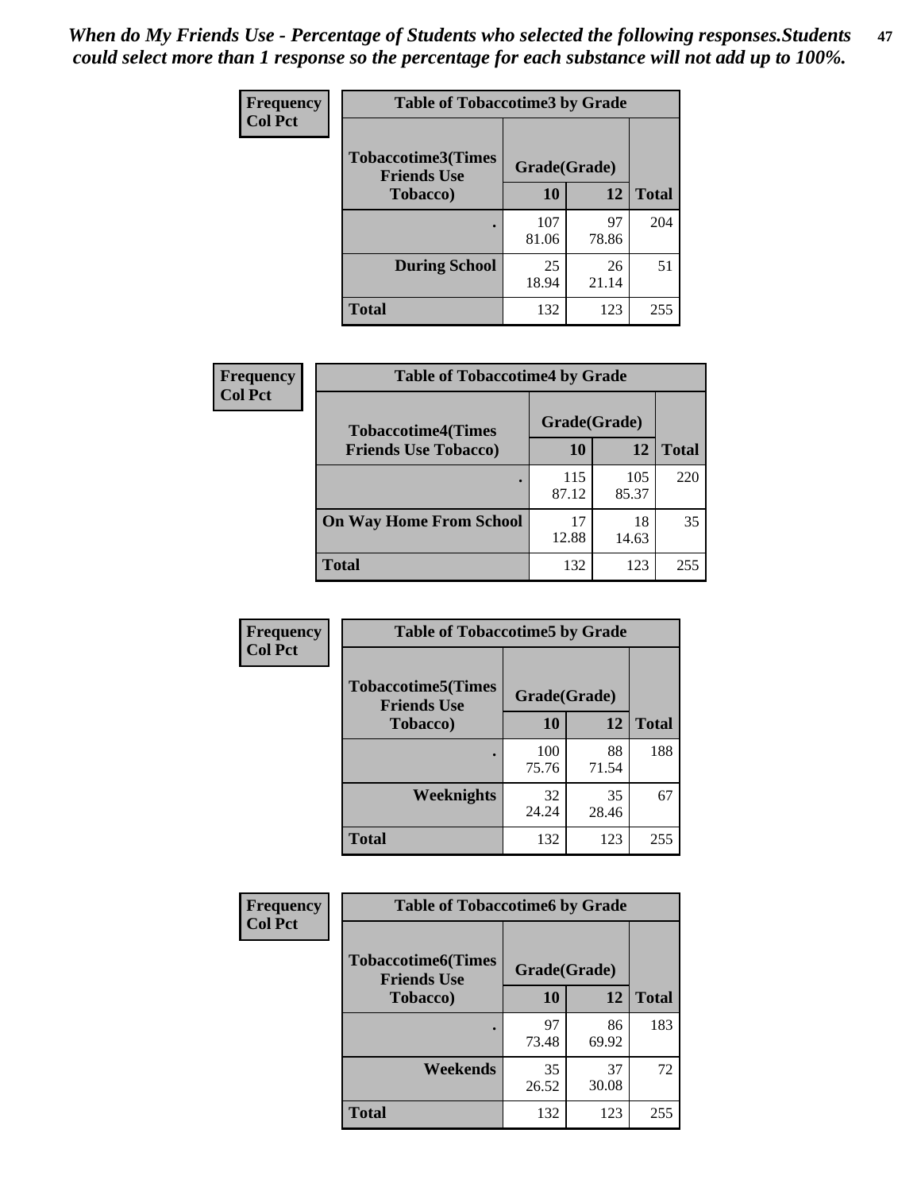*When do My Friends Use - Percentage of Students who selected the following responses.Students could select more than 1 response so the percentage for each substance will not add up to 100%.*

**Frequency / Col Pct**

| Table of Tobaccotime3 by Grade | | | |
|---|---|---|---|
| Tobaccotime3(Times Friends Use Tobacco) | Grade(Grade) | | Total |
| | 10 | 12 | |
| . | 107<br>81.06 | 97<br>78.86 | 204 |
| During School | 25<br>18.94 | 26<br>21.14 | 51 |
| Total | 132 | 123 | 255 |

**Frequency / Col Pct**

| Table of Tobaccotime4 by Grade | | | |
|---|---|---|---|
| Tobaccotime4(Times Friends Use Tobacco) | Grade(Grade) | | Total |
| | 10 | 12 | |
| . | 115<br>87.12 | 105<br>85.37 | 220 |
| On Way Home From School | 17<br>12.88 | 18<br>14.63 | 35 |
| Total | 132 | 123 | 255 |

**Frequency / Col Pct**

| Table of Tobaccotime5 by Grade | | | |
|---|---|---|---|
| Tobaccotime5(Times Friends Use Tobacco) | Grade(Grade) | | Total |
| | 10 | 12 | |
| . | 100<br>75.76 | 88<br>71.54 | 188 |
| Weeknights | 32<br>24.24 | 35<br>28.46 | 67 |
| Total | 132 | 123 | 255 |

**Frequency / Col Pct**

| Table of Tobaccotime6 by Grade | | | |
|---|---|---|---|
| Tobaccotime6(Times Friends Use Tobacco) | Grade(Grade) | | Total |
| | 10 | 12 | |
| . | 97<br>73.48 | 86<br>69.92 | 183 |
| Weekends | 35<br>26.52 | 37<br>30.08 | 72 |
| Total | 132 | 123 | 255 |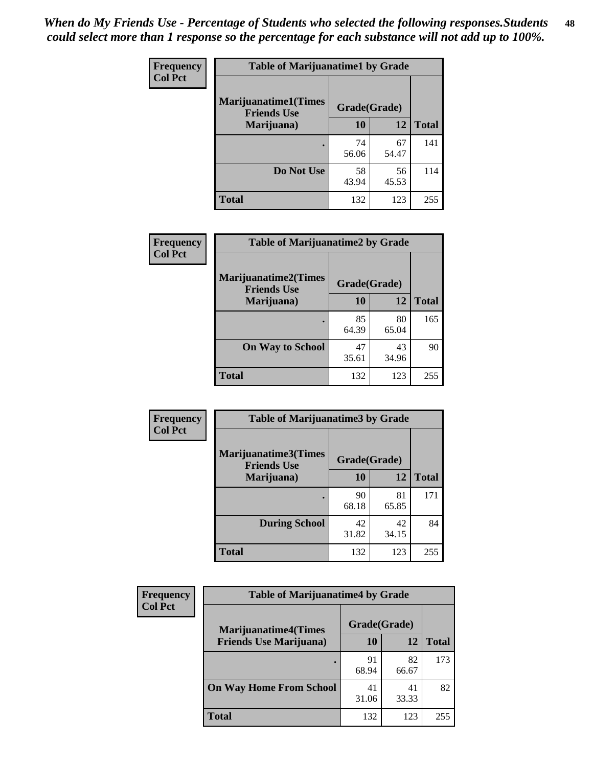*When do My Friends Use - Percentage of Students who selected the following responses.Students could select more than 1 response so the percentage for each substance will not add up to 100%.*

| Frequency<br>Col Pct | Table of Marijuanatime1 by Grade | | |
|---|---|---|---|
| **Marijuanatime1(Times Friends Use Marijuana)** | **Grade(Grade)** | | |
| | **10** | **12** | **Total** |
| **.** | 74<br>56.06 | 67<br>54.47 | 141 |
| **Do Not Use** | 58<br>43.94 | 56<br>45.53 | 114 |
| **Total** | 132 | 123 | 255 |

| Frequency<br>Col Pct | Table of Marijuanatime2 by Grade | | |
|---|---|---|---|
| **Marijuanatime2(Times Friends Use Marijuana)** | **Grade(Grade)** | | |
| | **10** | **12** | **Total** |
| **.** | 85<br>64.39 | 80<br>65.04 | 165 |
| **On Way to School** | 47<br>35.61 | 43<br>34.96 | 90 |
| **Total** | 132 | 123 | 255 |

| Frequency<br>Col Pct | Table of Marijuanatime3 by Grade | | |
|---|---|---|---|
| **Marijuanatime3(Times Friends Use Marijuana)** | **Grade(Grade)** | | |
| | **10** | **12** | **Total** |
| **.** | 90<br>68.18 | 81<br>65.85 | 171 |
| **During School** | 42<br>31.82 | 42<br>34.15 | 84 |
| **Total** | 132 | 123 | 255 |

| Frequency<br>Col Pct | Table of Marijuanatime4 by Grade | | |
|---|---|---|---|
| **Marijuanatime4(Times Friends Use Marijuana)** | **Grade(Grade)** | | |
| | **10** | **12** | **Total** |
| **.** | 91<br>68.94 | 82<br>66.67 | 173 |
| **On Way Home From School** | 41<br>31.06 | 41<br>33.33 | 82 |
| **Total** | 132 | 123 | 255 |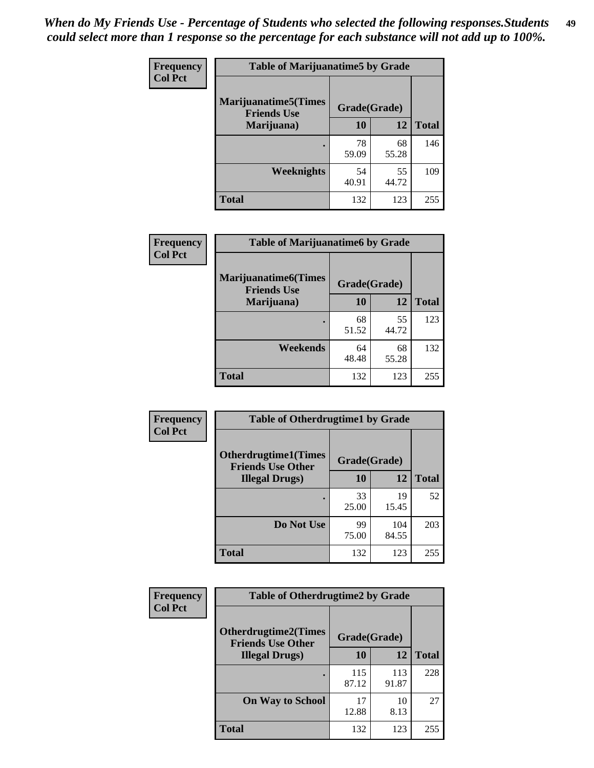*When do My Friends Use - Percentage of Students who selected the following responses.Students could select more than 1 response so the percentage for each substance will not add up to 100%.*

**Frequency**
**Col Pct**

| Table of Marijuanatime5 by Grade | | | |
|---|---|---|---|
| **Marijuanatime5(Times Friends Use Marijuana)** | **Grade(Grade)** | | **Total** |
| | **10** | **12** | |
| **.** | 78<br>59.09 | 68<br>55.28 | 146 |
| **Weeknights** | 54<br>40.91 | 55<br>44.72 | 109 |
| **Total** | 132 | 123 | 255 |

**Frequency**
**Col Pct**

| Table of Marijuanatime6 by Grade | | | |
|---|---|---|---|
| **Marijuanatime6(Times Friends Use Marijuana)** | **Grade(Grade)** | | **Total** |
| | **10** | **12** | |
| **.** | 68<br>51.52 | 55<br>44.72 | 123 |
| **Weekends** | 64<br>48.48 | 68<br>55.28 | 132 |
| **Total** | 132 | 123 | 255 |

**Frequency**
**Col Pct**

| Table of Otherdrugtime1 by Grade | | | |
|---|---|---|---|
| **Otherdrugtime1(Times Friends Use Other Illegal Drugs)** | **Grade(Grade)** | | **Total** |
| | **10** | **12** | |
| **.** | 33<br>25.00 | 19<br>15.45 | 52 |
| **Do Not Use** | 99<br>75.00 | 104<br>84.55 | 203 |
| **Total** | 132 | 123 | 255 |

**Frequency**
**Col Pct**

| Table of Otherdrugtime2 by Grade | | | |
|---|---|---|---|
| **Otherdrugtime2(Times Friends Use Other Illegal Drugs)** | **Grade(Grade)** | | **Total** |
| | **10** | **12** | |
| **.** | 115<br>87.12 | 113<br>91.87 | 228 |
| **On Way to School** | 17<br>12.88 | 10<br>8.13 | 27 |
| **Total** | 132 | 123 | 255 |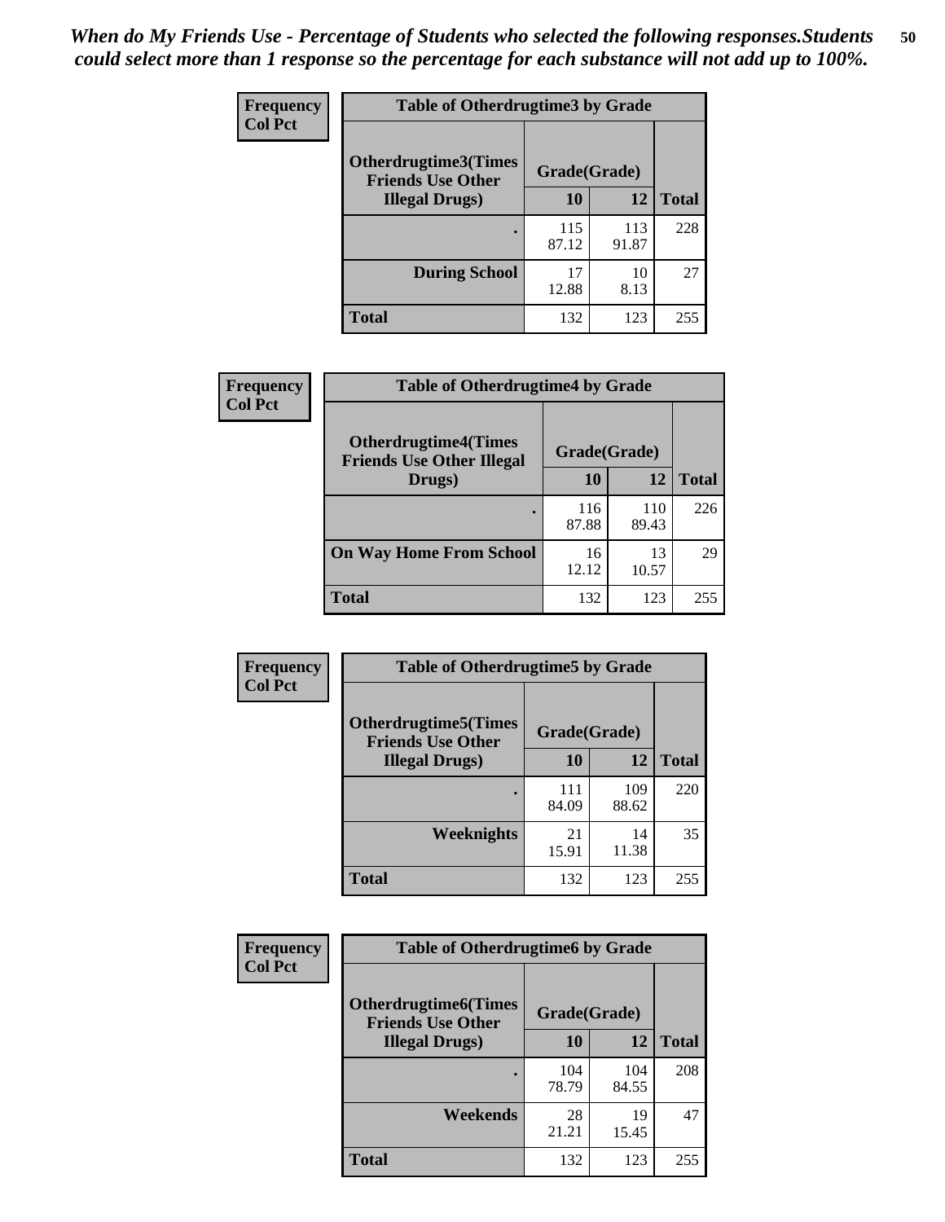*When do My Friends Use - Percentage of Students who selected the following responses.Students could select more than 1 response so the percentage for each substance will not add up to 100%.*

**Frequency**
**Col Pct**

| Table of Otherdrugtime3 by Grade | | | |
|---|---|---|---|
| **Otherdrugtime3(Times Friends Use Other Illegal Drugs)** | **Grade(Grade)** | | **Total** |
| | **10** | **12** | |
| **.** | 115<br>87.12 | 113<br>91.87 | 228 |
| **During School** | 17<br>12.88 | 10<br>8.13 | 27 |
| **Total** | 132 | 123 | 255 |

**Frequency**
**Col Pct**

| Table of Otherdrugtime4 by Grade | | | |
|---|---|---|---|
| **Otherdrugtime4(Times Friends Use Other Illegal Drugs)** | **Grade(Grade)** | | **Total** |
| | **10** | **12** | |
| **.** | 116<br>87.88 | 110<br>89.43 | 226 |
| **On Way Home From School** | 16<br>12.12 | 13<br>10.57 | 29 |
| **Total** | 132 | 123 | 255 |

**Frequency**
**Col Pct**

| Table of Otherdrugtime5 by Grade | | | |
|---|---|---|---|
| **Otherdrugtime5(Times Friends Use Other Illegal Drugs)** | **Grade(Grade)** | | **Total** |
| | **10** | **12** | |
| **.** | 111<br>84.09 | 109<br>88.62 | 220 |
| **Weeknights** | 21<br>15.91 | 14<br>11.38 | 35 |
| **Total** | 132 | 123 | 255 |

**Frequency**
**Col Pct**

| Table of Otherdrugtime6 by Grade | | | |
|---|---|---|---|
| **Otherdrugtime6(Times Friends Use Other Illegal Drugs)** | **Grade(Grade)** | | **Total** |
| | **10** | **12** | |
| **.** | 104<br>78.79 | 104<br>84.55 | 208 |
| **Weekends** | 28<br>21.21 | 19<br>15.45 | 47 |
| **Total** | 132 | 123 | 255 |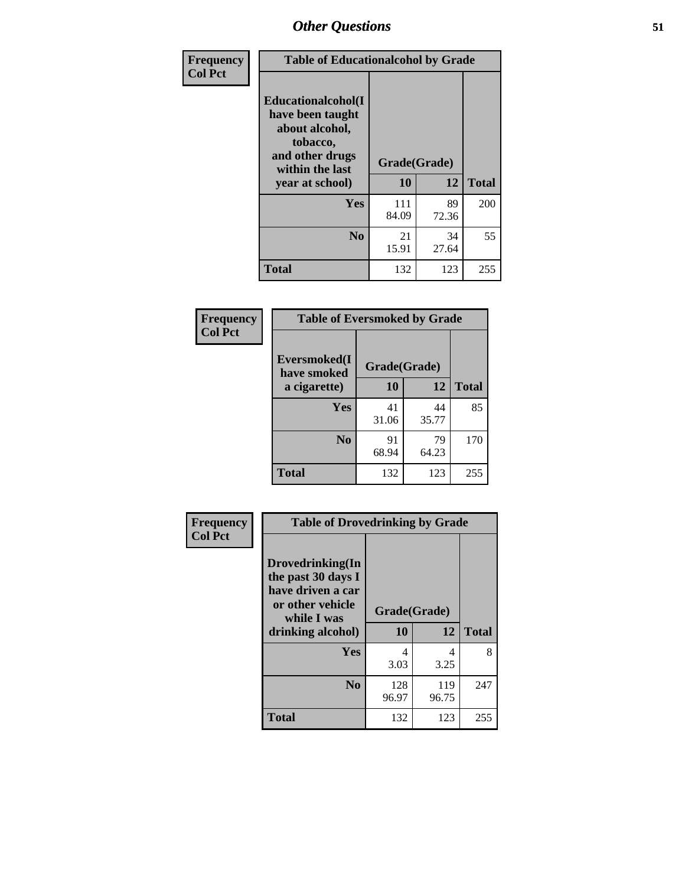| Frequency Col Pct | Table of Educationalcohol by Grade | | |
|---|---|---|---|
| Educationalcohol(I have been taught about alcohol, tobacco, and other drugs within the last year at school) | Grade(Grade) | | |
| | 10 | 12 | Total |
| Yes | 111<br>84.09 | 89<br>72.36 | 200 |
| No | 21<br>15.91 | 34<br>27.64 | 55 |
| Total | 132 | 123 | 255 |

| Frequency Col Pct | Table of Eversmoked by Grade | | |
|---|---|---|---|
| Eversmoked(I have smoked a cigarette) | Grade(Grade) | | |
| | 10 | 12 | Total |
| Yes | 41<br>31.06 | 44<br>35.77 | 85 |
| No | 91<br>68.94 | 79<br>64.23 | 170 |
| Total | 132 | 123 | 255 |

| Frequency Col Pct | Table of Drovedrinking by Grade | | |
|---|---|---|---|
| Drovedrinking(In the past 30 days I have driven a car or other vehicle while I was drinking alcohol) | Grade(Grade) | | |
| | 10 | 12 | Total |
| Yes | 4<br>3.03 | 4<br>3.25 | 8 |
| No | 128<br>96.97 | 119<br>96.75 | 247 |
| Total | 132 | 123 | 255 |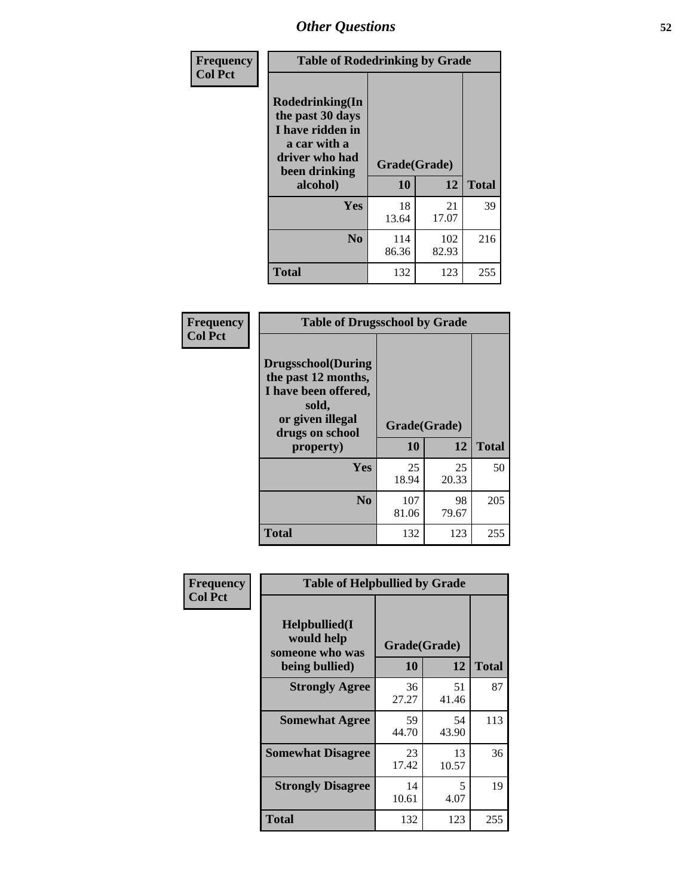## Other Questions

**Frequency**
**Col Pct**

**Table of Rodedrinking by Grade**

| Rodedrinking(In the past 30 days I have ridden in a car with a driver who had been drinking alcohol) | Grade(Grade) | | |
|---|---|---|---|
| | **10** | **12** | **Total** |
| **Yes** | 18<br>13.64 | 21<br>17.07 | 39 |
| **No** | 114<br>86.36 | 102<br>82.93 | 216 |
| **Total** | 132 | 123 | 255 |

**Frequency**
**Col Pct**

**Table of Drugsschool by Grade**

| Drugsschool(During the past 12 months, I have been offered, sold, or given illegal drugs on school property) | Grade(Grade) | | |
|---|---|---|---|
| | **10** | **12** | **Total** |
| **Yes** | 25<br>18.94 | 25<br>20.33 | 50 |
| **No** | 107<br>81.06 | 98<br>79.67 | 205 |
| **Total** | 132 | 123 | 255 |

**Frequency**
**Col Pct**

**Table of Helpbullied by Grade**

| Helpbullied(I would help someone who was being bullied) | Grade(Grade) | | |
|---|---|---|---|
| | **10** | **12** | **Total** |
| **Strongly Agree** | 36<br>27.27 | 51<br>41.46 | 87 |
| **Somewhat Agree** | 59<br>44.70 | 54<br>43.90 | 113 |
| **Somewhat Disagree** | 23<br>17.42 | 13<br>10.57 | 36 |
| **Strongly Disagree** | 14<br>10.61 | 5<br>4.07 | 19 |
| **Total** | 132 | 123 | 255 |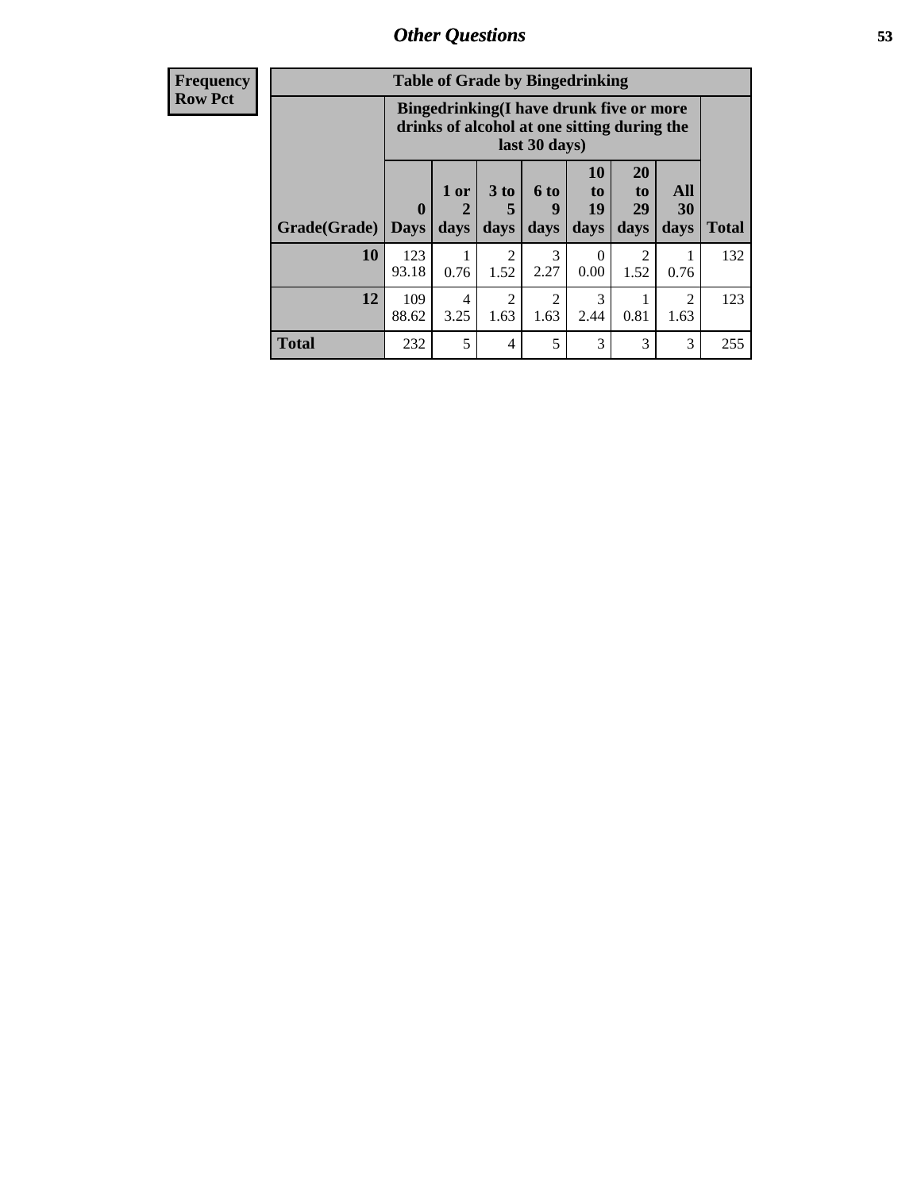| Frequency<br>Row Pct | Table of Grade by Bingedrinking | | | | | | | |
|---|---|---|---|---|---|---|---|---|
| | Bingedrinking(I have drunk five or more drinks of alcohol at one sitting during the last 30 days) | | | | | | | |
| Grade(Grade) | 0 Days | 1 or 2 days | 3 to 5 days | 6 to 9 days | 10 to 19 days | 20 to 29 days | All 30 days | Total |
| 10 | 123<br>93.18 | 1<br>0.76 | 2<br>1.52 | 3<br>2.27 | 0<br>0.00 | 2<br>1.52 | 1<br>0.76 | 132 |
| 12 | 109<br>88.62 | 4<br>3.25 | 2<br>1.63 | 2<br>1.63 | 3<br>2.44 | 1<br>0.81 | 2<br>1.63 | 123 |
| Total | 232 | 5 | 4 | 5 | 3 | 3 | 3 | 255 |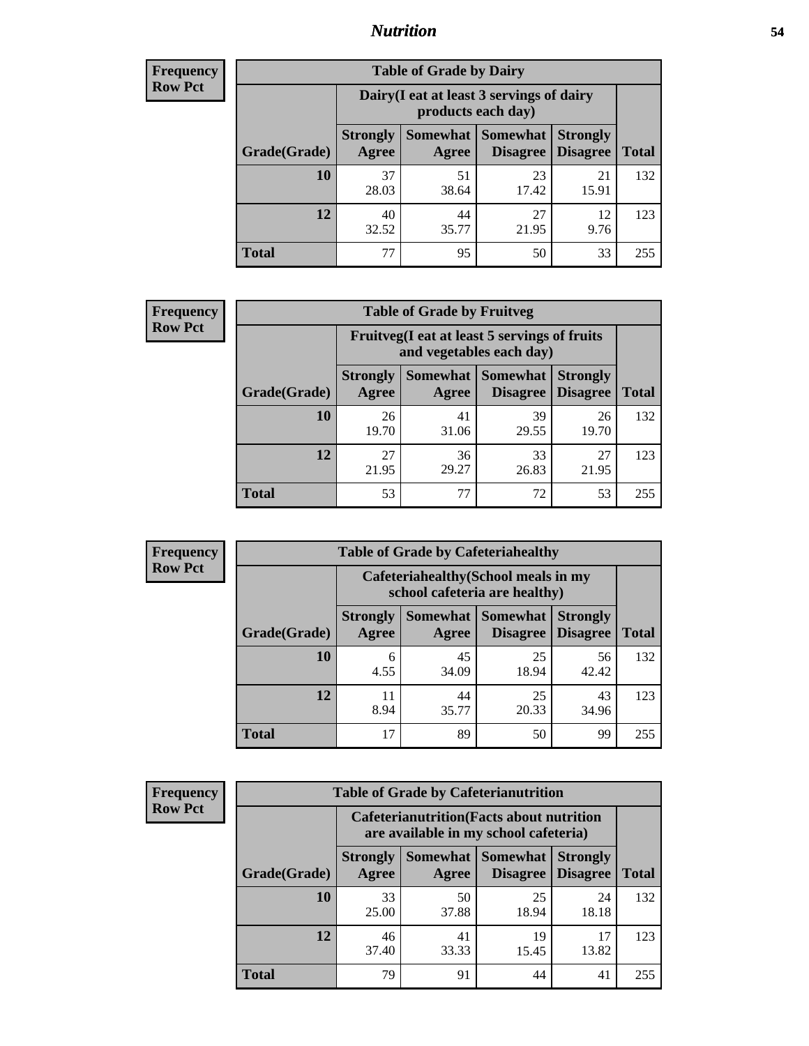## Nutrition

**Frequency**
**Row Pct**

| Table of Grade by Dairy | | | | | |
|---|---|---|---|---|---|
| | Dairy(I eat at least 3 servings of dairy products each day) | | | | |
| Grade(Grade) | Strongly Agree | Somewhat Agree | Somewhat Disagree | Strongly Disagree | Total |
| 10 | 37<br>28.03 | 51<br>38.64 | 23<br>17.42 | 21<br>15.91 | 132 |
| 12 | 40<br>32.52 | 44<br>35.77 | 27<br>21.95 | 12<br>9.76 | 123 |
| Total | 77 | 95 | 50 | 33 | 255 |

**Frequency**
**Row Pct**

| Table of Grade by Fruitveg | | | | | |
|---|---|---|---|---|---|
| | Fruitveg(I eat at least 5 servings of fruits and vegetables each day) | | | | |
| Grade(Grade) | Strongly Agree | Somewhat Agree | Somewhat Disagree | Strongly Disagree | Total |
| 10 | 26<br>19.70 | 41<br>31.06 | 39<br>29.55 | 26<br>19.70 | 132 |
| 12 | 27<br>21.95 | 36<br>29.27 | 33<br>26.83 | 27<br>21.95 | 123 |
| Total | 53 | 77 | 72 | 53 | 255 |

**Frequency**
**Row Pct**

| Table of Grade by Cafeteriahealthy | | | | | |
|---|---|---|---|---|---|
| | Cafeteriahealthy(School meals in my school cafeteria are healthy) | | | | |
| Grade(Grade) | Strongly Agree | Somewhat Agree | Somewhat Disagree | Strongly Disagree | Total |
| 10 | 6<br>4.55 | 45<br>34.09 | 25<br>18.94 | 56<br>42.42 | 132 |
| 12 | 11<br>8.94 | 44<br>35.77 | 25<br>20.33 | 43<br>34.96 | 123 |
| Total | 17 | 89 | 50 | 99 | 255 |

**Frequency**
**Row Pct**

| Table of Grade by Cafeterianutrition | | | | | |
|---|---|---|---|---|---|
| | Cafeterianutrition(Facts about nutrition are available in my school cafeteria) | | | | |
| Grade(Grade) | Strongly Agree | Somewhat Agree | Somewhat Disagree | Strongly Disagree | Total |
| 10 | 33<br>25.00 | 50<br>37.88 | 25<br>18.94 | 24<br>18.18 | 132 |
| 12 | 46<br>37.40 | 41<br>33.33 | 19<br>15.45 | 17<br>13.82 | 123 |
| Total | 79 | 91 | 44 | 41 | 255 |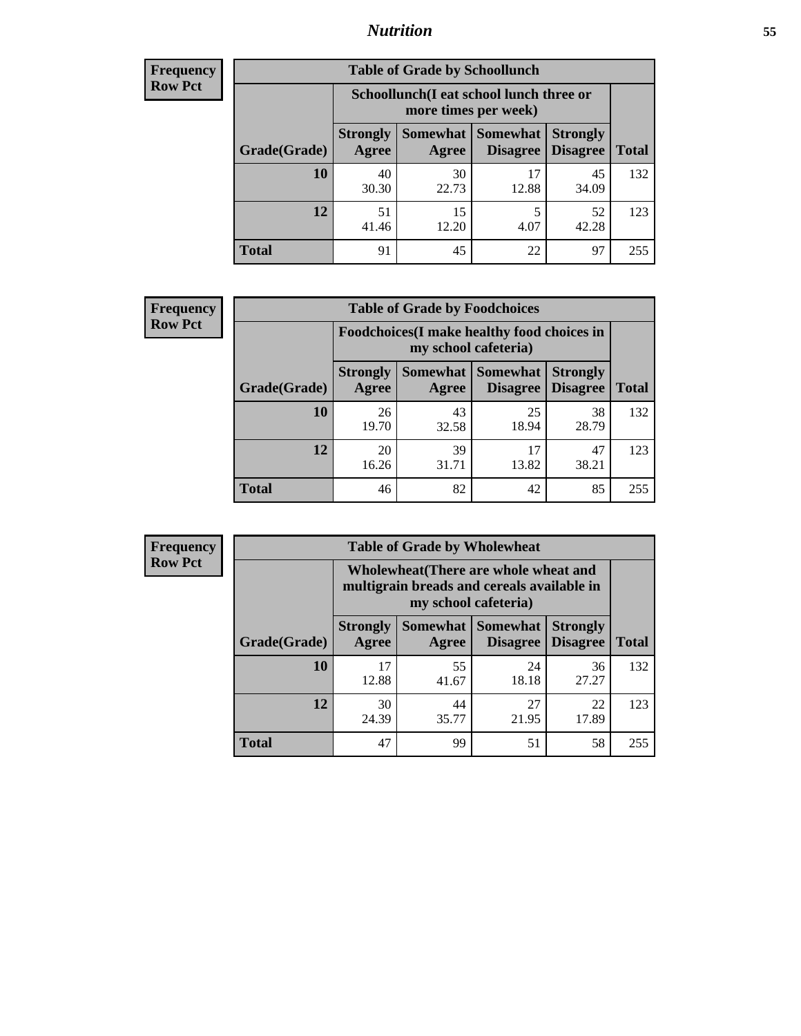**Frequency**
**Row Pct**

| Table of Grade by Schoollunch | | | | | |
|---|---|---|---|---|---|
| | Schoollunch(I eat school lunch three or more times per week) | | | | |
| Grade(Grade) | Strongly Agree | Somewhat Agree | Somewhat Disagree | Strongly Disagree | Total |
| 10 | 40<br>30.30 | 30<br>22.73 | 17<br>12.88 | 45<br>34.09 | 132 |
| 12 | 51<br>41.46 | 15<br>12.20 | 5<br>4.07 | 52<br>42.28 | 123 |
| Total | 91 | 45 | 22 | 97 | 255 |

**Frequency**
**Row Pct**

| Table of Grade by Foodchoices | | | | | |
|---|---|---|---|---|---|
| | Foodchoices(I make healthy food choices in my school cafeteria) | | | | |
| Grade(Grade) | Strongly Agree | Somewhat Agree | Somewhat Disagree | Strongly Disagree | Total |
| 10 | 26<br>19.70 | 43<br>32.58 | 25<br>18.94 | 38<br>28.79 | 132 |
| 12 | 20<br>16.26 | 39<br>31.71 | 17<br>13.82 | 47<br>38.21 | 123 |
| Total | 46 | 82 | 42 | 85 | 255 |

**Frequency**
**Row Pct**

| Table of Grade by Wholewheat | | | | | |
|---|---|---|---|---|---|
| | Wholewheat(There are whole wheat and multigrain breads and cereals available in my school cafeteria) | | | | |
| Grade(Grade) | Strongly Agree | Somewhat Agree | Somewhat Disagree | Strongly Disagree | Total |
| 10 | 17<br>12.88 | 55<br>41.67 | 24<br>18.18 | 36<br>27.27 | 132 |
| 12 | 30<br>24.39 | 44<br>35.77 | 27<br>21.95 | 22<br>17.89 | 123 |
| Total | 47 | 99 | 51 | 58 | 255 |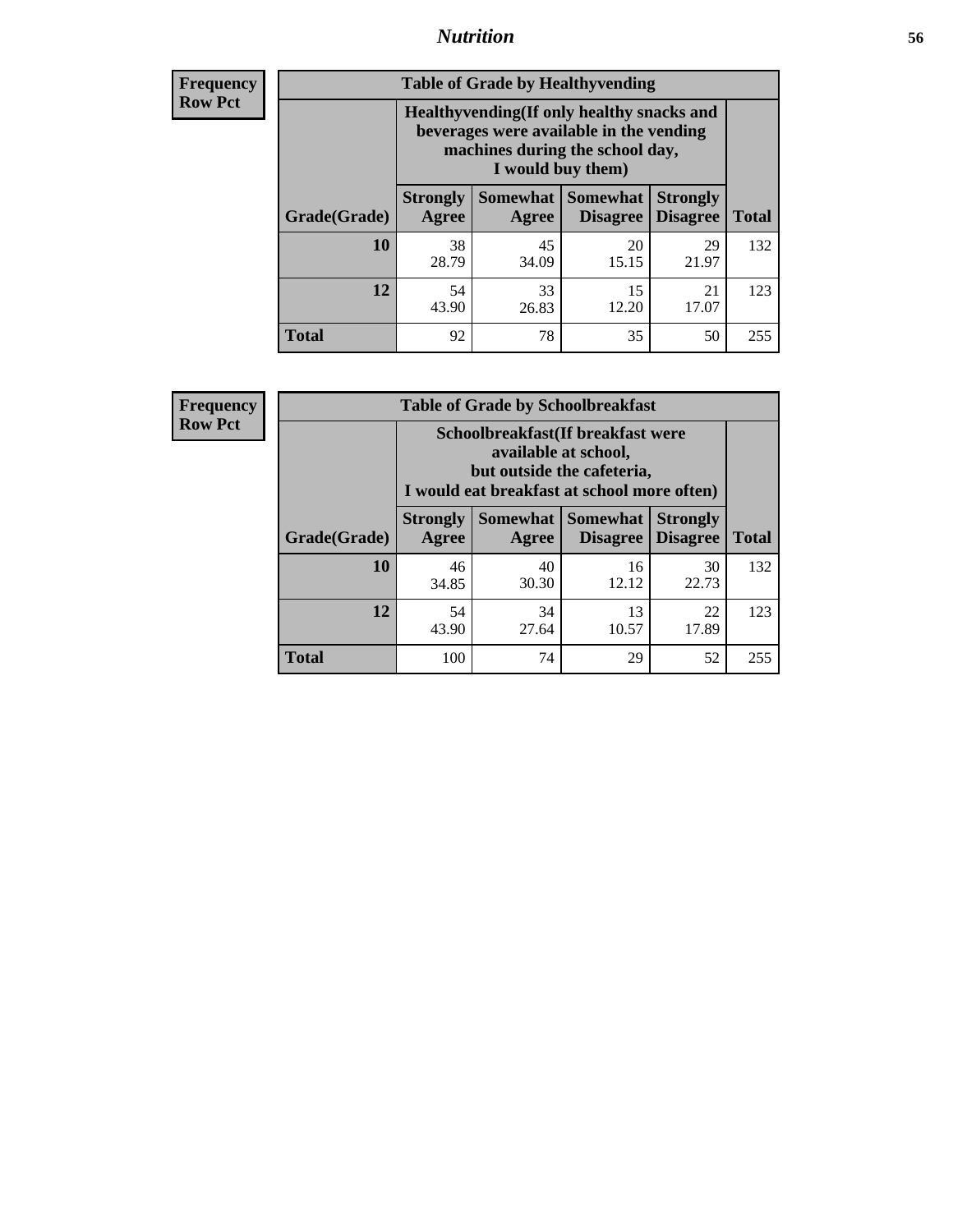**Frequency**
**Row Pct**

| Table of Grade by Healthyvending | | | | | |
|---|---|---|---|---|---|
| | Healthyvending(If only healthy snacks and beverages were available in the vending machines during the school day, I would buy them) | | | | |
| Grade(Grade) | Strongly Agree | Somewhat Agree | Somewhat Disagree | Strongly Disagree | Total |
| **10** | 38<br>28.79 | 45<br>34.09 | 20<br>15.15 | 29<br>21.97 | 132 |
| **12** | 54<br>43.90 | 33<br>26.83 | 15<br>12.20 | 21<br>17.07 | 123 |
| **Total** | 92 | 78 | 35 | 50 | 255 |

**Frequency**
**Row Pct**

| Table of Grade by Schoolbreakfast | | | | | |
|---|---|---|---|---|---|
| | Schoolbreakfast(If breakfast were available at school, but outside the cafeteria, I would eat breakfast at school more often) | | | | |
| Grade(Grade) | Strongly Agree | Somewhat Agree | Somewhat Disagree | Strongly Disagree | Total |
| **10** | 46<br>34.85 | 40<br>30.30 | 16<br>12.12 | 30<br>22.73 | 132 |
| **12** | 54<br>43.90 | 34<br>27.64 | 13<br>10.57 | 22<br>17.89 | 123 |
| **Total** | 100 | 74 | 29 | 52 | 255 |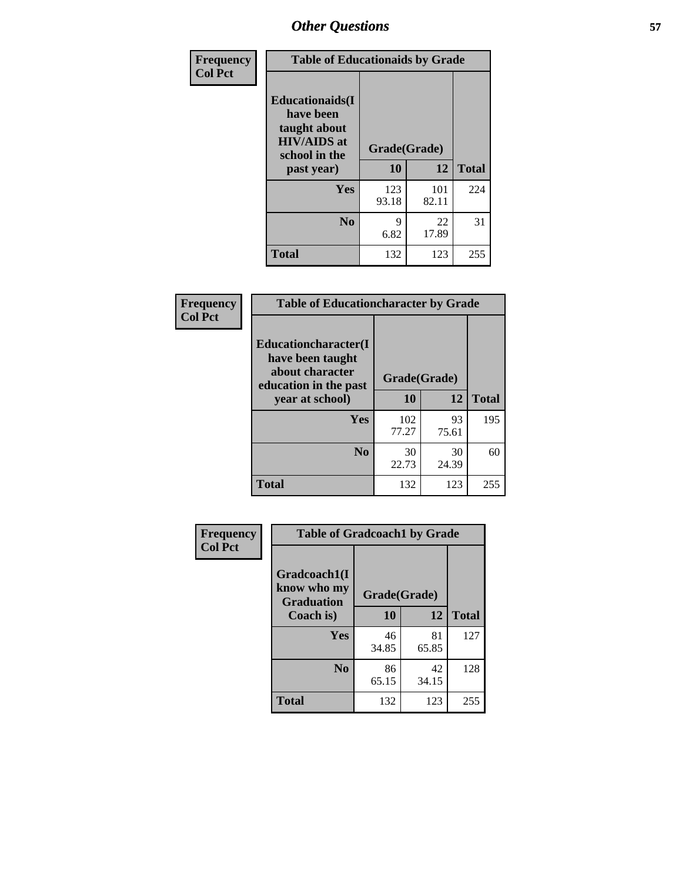| Frequency<br>Col Pct | Table of Educationaids by Grade | | |
|---|---|---|---|
| Educationaids(I have been taught about HIV/AIDS at school in the past year) | Grade(Grade) | | |
| | 10 | 12 | Total |
| Yes | 123<br>93.18 | 101<br>82.11 | 224 |
| No | 9<br>6.82 | 22<br>17.89 | 31 |
| Total | 132 | 123 | 255 |

| Frequency<br>Col Pct | Table of Educationcharacter by Grade | | |
|---|---|---|---|
| Educationcharacter(I have been taught about character education in the past year at school) | Grade(Grade) | | |
| | 10 | 12 | Total |
| Yes | 102<br>77.27 | 93<br>75.61 | 195 |
| No | 30<br>22.73 | 30<br>24.39 | 60 |
| Total | 132 | 123 | 255 |

| Frequency<br>Col Pct | Table of Gradcoach1 by Grade | | |
|---|---|---|---|
| Gradcoach1(I know who my Graduation Coach is) | Grade(Grade) | | |
| | 10 | 12 | Total |
| Yes | 46<br>34.85 | 81<br>65.85 | 127 |
| No | 86<br>65.15 | 42<br>34.15 | 128 |
| Total | 132 | 123 | 255 |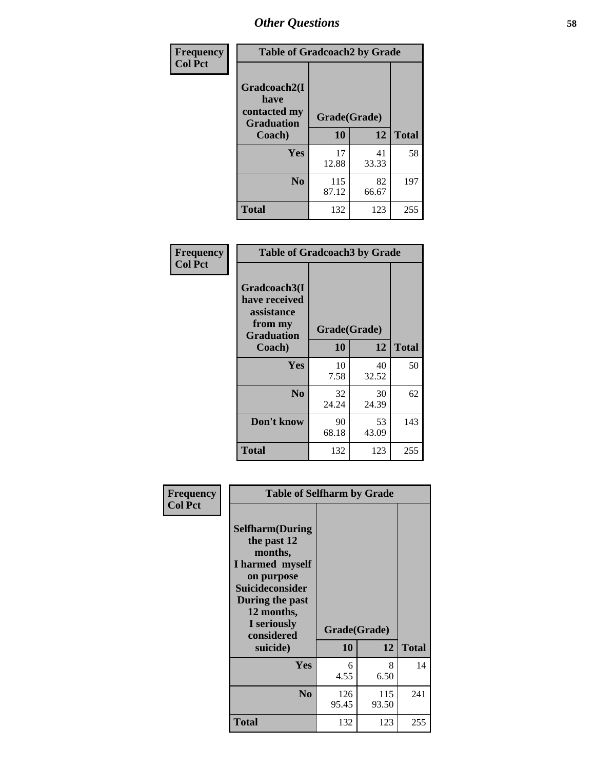# Other Questions

Frequency
Col Pct

| Table of Gradcoach2 by Grade | | | |
|---|---|---|---|
| Gradcoach2(I have contacted my Graduation Coach) | Grade(Grade) | | |
| | 10 | 12 | Total |
| Yes | 17<br>12.88 | 41<br>33.33 | 58 |
| No | 115<br>87.12 | 82<br>66.67 | 197 |
| Total | 132 | 123 | 255 |

Frequency
Col Pct

| Table of Gradcoach3 by Grade | | | |
|---|---|---|---|
| Gradcoach3(I have received assistance from my Graduation Coach) | Grade(Grade) | | |
| | 10 | 12 | Total |
| Yes | 10<br>7.58 | 40<br>32.52 | 50 |
| No | 32<br>24.24 | 30<br>24.39 | 62 |
| Don't know | 90<br>68.18 | 53<br>43.09 | 143 |
| Total | 132 | 123 | 255 |

Frequency
Col Pct

| Table of Selfharm by Grade | | | |
|---|---|---|---|
| Selfharm(During the past 12 months, I harmed myself on purpose Suicideconsider During the past 12 months, I seriously considered suicide) | Grade(Grade) | | |
| | 10 | 12 | Total |
| Yes | 6<br>4.55 | 8<br>6.50 | 14 |
| No | 126<br>95.45 | 115<br>93.50 | 241 |
| Total | 132 | 123 | 255 |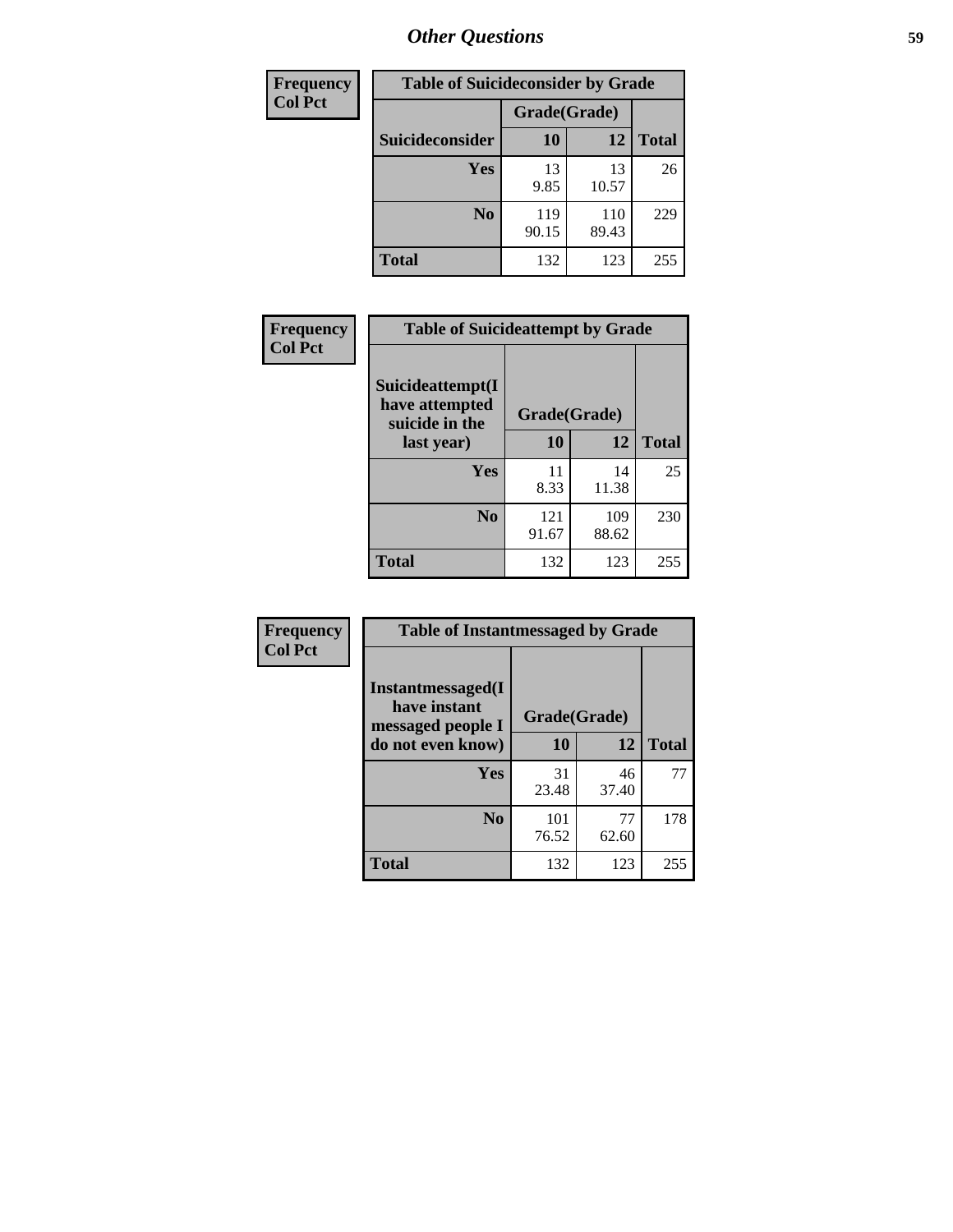# Other Questions

| Frequency<br>Col Pct |
|---|

**Table of Suicideconsider by Grade**

| Suicideconsider | Grade(Grade) 10 | 12 | Total |
|---|---|---|---|
| Yes | 13<br>9.85 | 13<br>10.57 | 26 |
| No | 119<br>90.15 | 110<br>89.43 | 229 |
| Total | 132 | 123 | 255 |

| Frequency<br>Col Pct |
|---|

**Table of Suicideattempt by Grade**

| Suicideattempt(I have attempted suicide in the last year) | Grade(Grade) 10 | 12 | Total |
|---|---|---|---|
| Yes | 11<br>8.33 | 14<br>11.38 | 25 |
| No | 121<br>91.67 | 109<br>88.62 | 230 |
| Total | 132 | 123 | 255 |

| Frequency<br>Col Pct |
|---|

**Table of Instantmessaged by Grade**

| Instantmessaged(I have instant messaged people I do not even know) | Grade(Grade) 10 | 12 | Total |
|---|---|---|---|
| Yes | 31<br>23.48 | 46<br>37.40 | 77 |
| No | 101<br>76.52 | 77<br>62.60 | 178 |
| Total | 132 | 123 | 255 |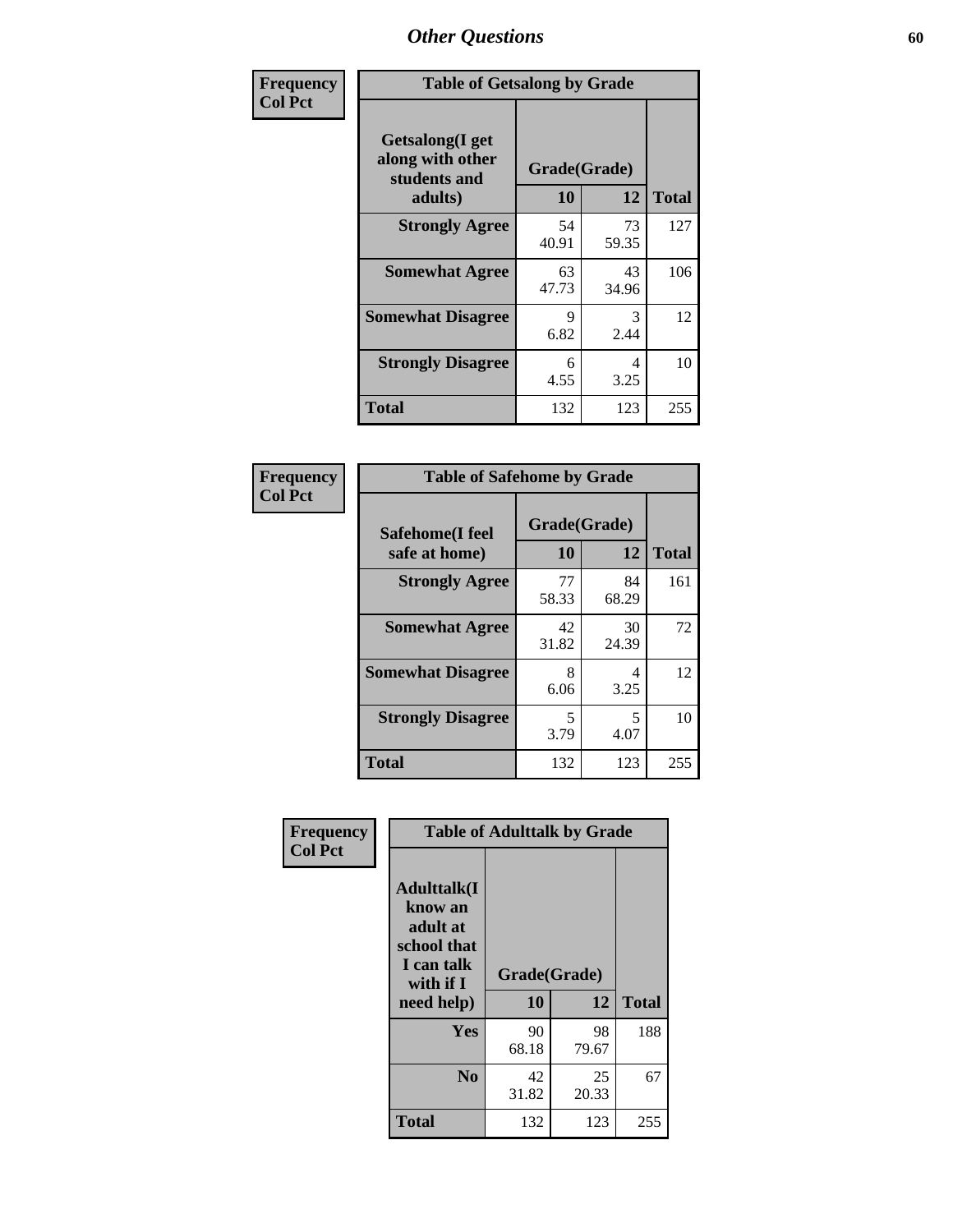## Other Questions

**Frequency / Col Pct**

| Table of Getsalong by Grade | | | |
|---|---|---|---|
| Getsalong(I get along with other students and adults) | Grade(Grade) | | |
| | 10 | 12 | Total |
| **Strongly Agree** | 54<br>40.91 | 73<br>59.35 | 127 |
| **Somewhat Agree** | 63<br>47.73 | 43<br>34.96 | 106 |
| **Somewhat Disagree** | 9<br>6.82 | 3<br>2.44 | 12 |
| **Strongly Disagree** | 6<br>4.55 | 4<br>3.25 | 10 |
| **Total** | 132 | 123 | 255 |

**Frequency / Col Pct**

| Table of Safehome by Grade | | | |
|---|---|---|---|
| Safehome(I feel safe at home) | Grade(Grade) | | |
| | 10 | 12 | Total |
| **Strongly Agree** | 77<br>58.33 | 84<br>68.29 | 161 |
| **Somewhat Agree** | 42<br>31.82 | 30<br>24.39 | 72 |
| **Somewhat Disagree** | 8<br>6.06 | 4<br>3.25 | 12 |
| **Strongly Disagree** | 5<br>3.79 | 5<br>4.07 | 10 |
| **Total** | 132 | 123 | 255 |

**Frequency / Col Pct**

| Table of Adulttalk by Grade | | | |
|---|---|---|---|
| Adulttalk(I know an adult at school that I can talk with if I need help) | Grade(Grade) | | |
| | 10 | 12 | Total |
| **Yes** | 90<br>68.18 | 98<br>79.67 | 188 |
| **No** | 42<br>31.82 | 25<br>20.33 | 67 |
| **Total** | 132 | 123 | 255 |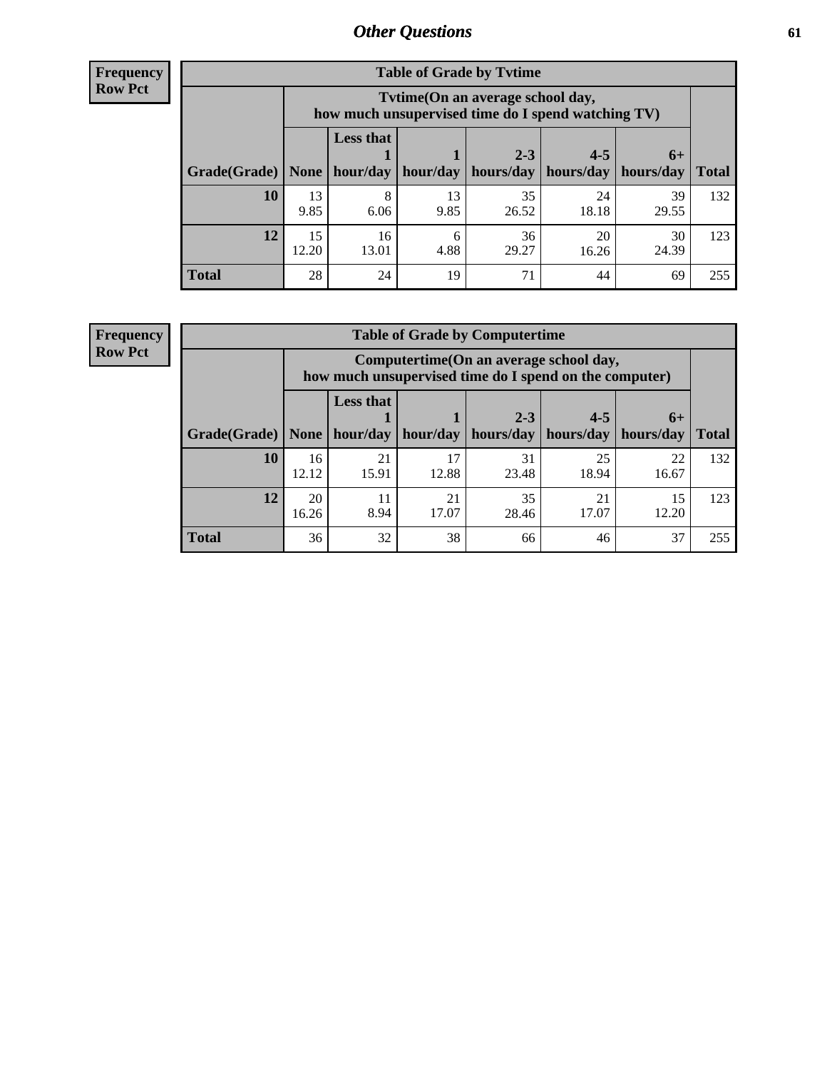# Other Questions

**Frequency**
**Row Pct**

| Table of Grade by Tvtime | | | | | | | |
|---|---|---|---|---|---|---|---|
| | Tvtime(On an average school day, how much unsupervised time do I spend watching TV) | | | | | | |
| Grade(Grade) | None | Less that 1 hour/day | 1 hour/day | 2-3 hours/day | 4-5 hours/day | 6+ hours/day | Total |
| **10** | 13<br>9.85 | 8<br>6.06 | 13<br>9.85 | 35<br>26.52 | 24<br>18.18 | 39<br>29.55 | 132 |
| **12** | 15<br>12.20 | 16<br>13.01 | 6<br>4.88 | 36<br>29.27 | 20<br>16.26 | 30<br>24.39 | 123 |
| **Total** | 28 | 24 | 19 | 71 | 44 | 69 | 255 |

**Frequency**
**Row Pct**

| Table of Grade by Computertime | | | | | | | |
|---|---|---|---|---|---|---|---|
| | Computertime(On an average school day, how much unsupervised time do I spend on the computer) | | | | | | |
| Grade(Grade) | None | Less that 1 hour/day | 1 hour/day | 2-3 hours/day | 4-5 hours/day | 6+ hours/day | Total |
| **10** | 16<br>12.12 | 21<br>15.91 | 17<br>12.88 | 31<br>23.48 | 25<br>18.94 | 22<br>16.67 | 132 |
| **12** | 20<br>16.26 | 11<br>8.94 | 21<br>17.07 | 35<br>28.46 | 21<br>17.07 | 15<br>12.20 | 123 |
| **Total** | 36 | 32 | 38 | 66 | 46 | 37 | 255 |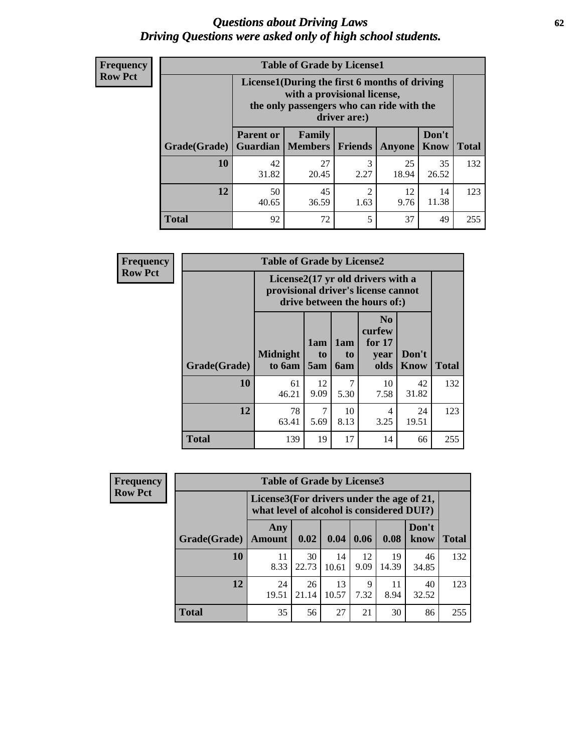# *Questions about Driving Laws*
## *Driving Questions were asked only of high school students.*

**Frequency**
**Row Pct**

**Table of Grade by License1**

| Grade(Grade) | License1(During the first 6 months of driving with a provisional license, the only passengers who can ride with the driver are:) | | | | | Total |
|---|---|---|---|---|---|---|
| | Parent or Guardian | Family Members | Friends | Anyone | Don't Know | |
| 10 | 42<br>31.82 | 27<br>20.45 | 3<br>2.27 | 25<br>18.94 | 35<br>26.52 | 132 |
| 12 | 50<br>40.65 | 45<br>36.59 | 2<br>1.63 | 12<br>9.76 | 14<br>11.38 | 123 |
| Total | 92 | 72 | 5 | 37 | 49 | 255 |

**Frequency**
**Row Pct**

**Table of Grade by License2**

| Grade(Grade) | License2(17 yr old drivers with a provisional driver's license cannot drive between the hours of:) | | | | | Total |
|---|---|---|---|---|---|---|
| | Midnight to 6am | 1am to 5am | 1am to 6am | No curfew for 17 year olds | Don't Know | |
| 10 | 61<br>46.21 | 12<br>9.09 | 7<br>5.30 | 10<br>7.58 | 42<br>31.82 | 132 |
| 12 | 78<br>63.41 | 7<br>5.69 | 10<br>8.13 | 4<br>3.25 | 24<br>19.51 | 123 |
| Total | 139 | 19 | 17 | 14 | 66 | 255 |

**Frequency**
**Row Pct**

**Table of Grade by License3**

| Grade(Grade) | License3(For drivers under the age of 21, what level of alcohol is considered DUI?) | | | | | | Total |
|---|---|---|---|---|---|---|---|
| | Any Amount | 0.02 | 0.04 | 0.06 | 0.08 | Don't know | |
| 10 | 11<br>8.33 | 30<br>22.73 | 14<br>10.61 | 12<br>9.09 | 19<br>14.39 | 46<br>34.85 | 132 |
| 12 | 24<br>19.51 | 26<br>21.14 | 13<br>10.57 | 9<br>7.32 | 11<br>8.94 | 40<br>32.52 | 123 |
| Total | 35 | 56 | 27 | 21 | 30 | 86 | 255 |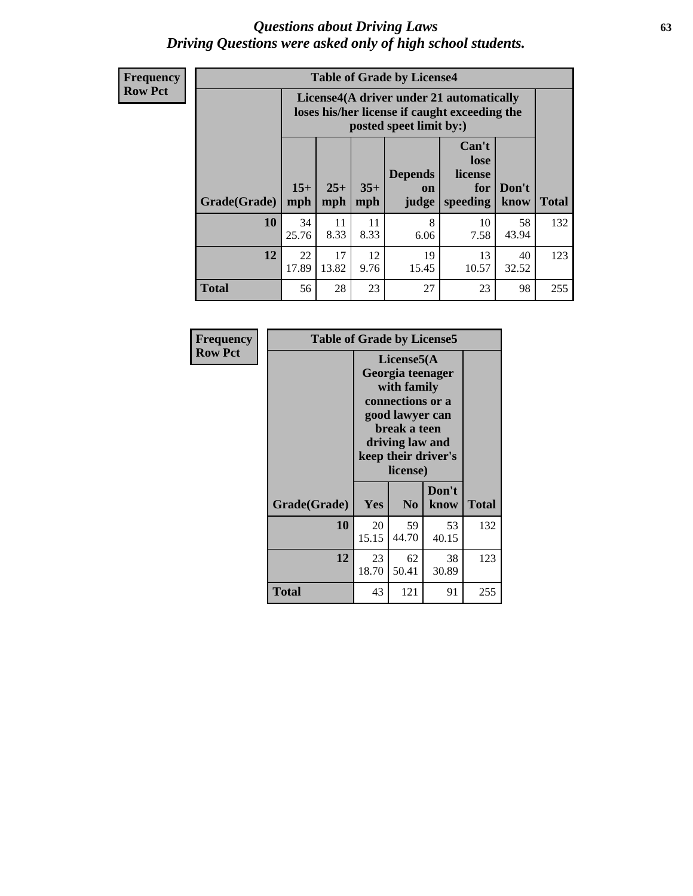# Questions about Driving Laws
*Driving Questions were asked only of high school students.*

**Frequency**
**Row Pct**

**Table of Grade by License4**

| Grade(Grade) | License4(A driver under 21 automatically loses his/her license if caught exceeding the posted speet limit by:) | | | | | | Total |
|---|---|---|---|---|---|---|---|
| | 15+ mph | 25+ mph | 35+ mph | Depends on judge | Can't lose license for speeding | Don't know | |
| **10** | 34<br>25.76 | 11<br>8.33 | 11<br>8.33 | 8<br>6.06 | 10<br>7.58 | 58<br>43.94 | 132 |
| **12** | 22<br>17.89 | 17<br>13.82 | 12<br>9.76 | 19<br>15.45 | 13<br>10.57 | 40<br>32.52 | 123 |
| **Total** | 56 | 28 | 23 | 27 | 23 | 98 | 255 |

**Frequency**
**Row Pct**

**Table of Grade by License5**

| Grade(Grade) | License5(A Georgia teenager with family connections or a good lawyer can break a teen driving law and keep their driver's license) | | | Total |
|---|---|---|---|---|
| | Yes | No | Don't know | |
| **10** | 20<br>15.15 | 59<br>44.70 | 53<br>40.15 | 132 |
| **12** | 23<br>18.70 | 62<br>50.41 | 38<br>30.89 | 123 |
| **Total** | 43 | 121 | 91 | 255 |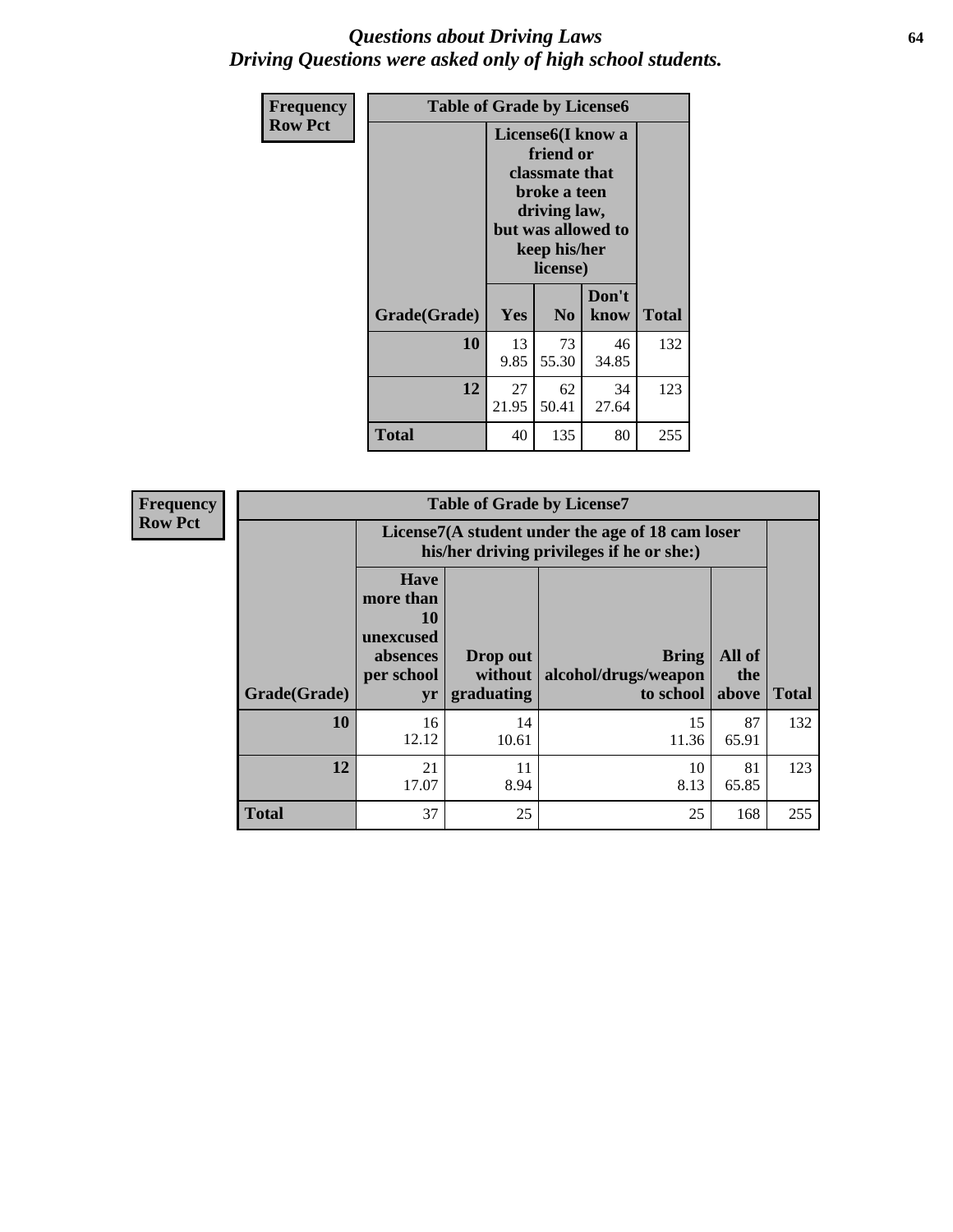# *Questions about Driving Laws*
## *Driving Questions were asked only of high school students.*

**Frequency**
**Row Pct**

**Table of Grade by License6**

| Grade(Grade) | License6(I know a friend or classmate that broke a teen driving law, but was allowed to keep his/her license) | | | Total |
|---|---|---|---|---|
| | Yes | No | Don't know | |
| **10** | 13<br>9.85 | 73<br>55.30 | 46<br>34.85 | 132 |
| **12** | 27<br>21.95 | 62<br>50.41 | 34<br>27.64 | 123 |
| **Total** | 40 | 135 | 80 | 255 |

**Frequency**
**Row Pct**

**Table of Grade by License7**

| Grade(Grade) | License7(A student under the age of 18 cam loser his/her driving privileges if he or she:) | | | | Total |
|---|---|---|---|---|---|
| | Have more than 10 unexcused absences per school yr | Drop out without graduating | Bring alcohol/drugs/weapon to school | All of the above | |
| **10** | 16<br>12.12 | 14<br>10.61 | 15<br>11.36 | 87<br>65.91 | 132 |
| **12** | 21<br>17.07 | 11<br>8.94 | 10<br>8.13 | 81<br>65.85 | 123 |
| **Total** | 37 | 25 | 25 | 168 | 255 |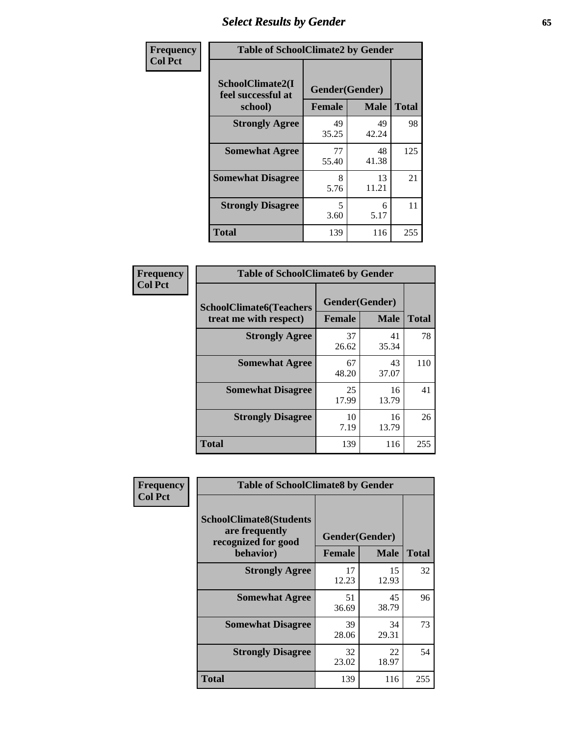# Select Results by Gender

**Frequency / Col Pct**

| Table of SchoolClimate2 by Gender | | | |
|---|---|---|---|
| SchoolClimate2(I feel successful at school) | Gender(Gender) | | |
| | Female | Male | Total |
| **Strongly Agree** | 49<br>35.25 | 49<br>42.24 | 98 |
| **Somewhat Agree** | 77<br>55.40 | 48<br>41.38 | 125 |
| **Somewhat Disagree** | 8<br>5.76 | 13<br>11.21 | 21 |
| **Strongly Disagree** | 5<br>3.60 | 6<br>5.17 | 11 |
| **Total** | 139 | 116 | 255 |

**Frequency / Col Pct**

| Table of SchoolClimate6 by Gender | | | |
|---|---|---|---|
| SchoolClimate6(Teachers treat me with respect) | Gender(Gender) | | |
| | Female | Male | Total |
| **Strongly Agree** | 37<br>26.62 | 41<br>35.34 | 78 |
| **Somewhat Agree** | 67<br>48.20 | 43<br>37.07 | 110 |
| **Somewhat Disagree** | 25<br>17.99 | 16<br>13.79 | 41 |
| **Strongly Disagree** | 10<br>7.19 | 16<br>13.79 | 26 |
| **Total** | 139 | 116 | 255 |

**Frequency / Col Pct**

| Table of SchoolClimate8 by Gender | | | |
|---|---|---|---|
| SchoolClimate8(Students are frequently recognized for good behavior) | Gender(Gender) | | |
| | Female | Male | Total |
| **Strongly Agree** | 17<br>12.23 | 15<br>12.93 | 32 |
| **Somewhat Agree** | 51<br>36.69 | 45<br>38.79 | 96 |
| **Somewhat Disagree** | 39<br>28.06 | 34<br>29.31 | 73 |
| **Strongly Disagree** | 32<br>23.02 | 22<br>18.97 | 54 |
| **Total** | 139 | 116 | 255 |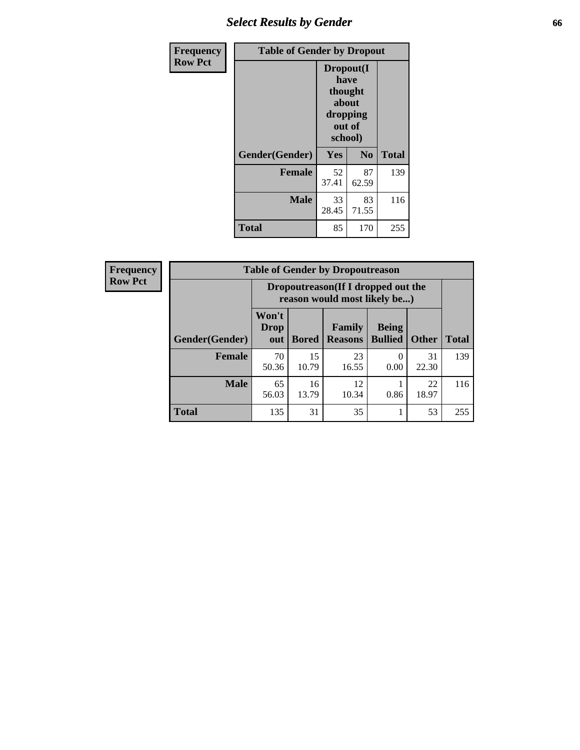| Frequency Row Pct | Table of Gender by Dropout | | |
|---|---|---|---|
| | Dropout(I have thought about dropping out of school) | | |
| Gender(Gender) | Yes | No | Total |
| Female | 52 37.41 | 87 62.59 | 139 |
| Male | 33 28.45 | 83 71.55 | 116 |
| Total | 85 | 170 | 255 |

| Frequency Row Pct | Table of Gender by Dropoutreason | | | | | |
|---|---|---|---|---|---|---|
| | Dropoutreason(If I dropped out the reason would most likely be...) | | | | | |
| Gender(Gender) | Won't Drop out | Bored | Family Reasons | Being Bullied | Other | Total |
| Female | 70 50.36 | 15 10.79 | 23 16.55 | 0 0.00 | 31 22.30 | 139 |
| Male | 65 56.03 | 16 13.79 | 12 10.34 | 1 0.86 | 22 18.97 | 116 |
| Total | 135 | 31 | 35 | 1 | 53 | 255 |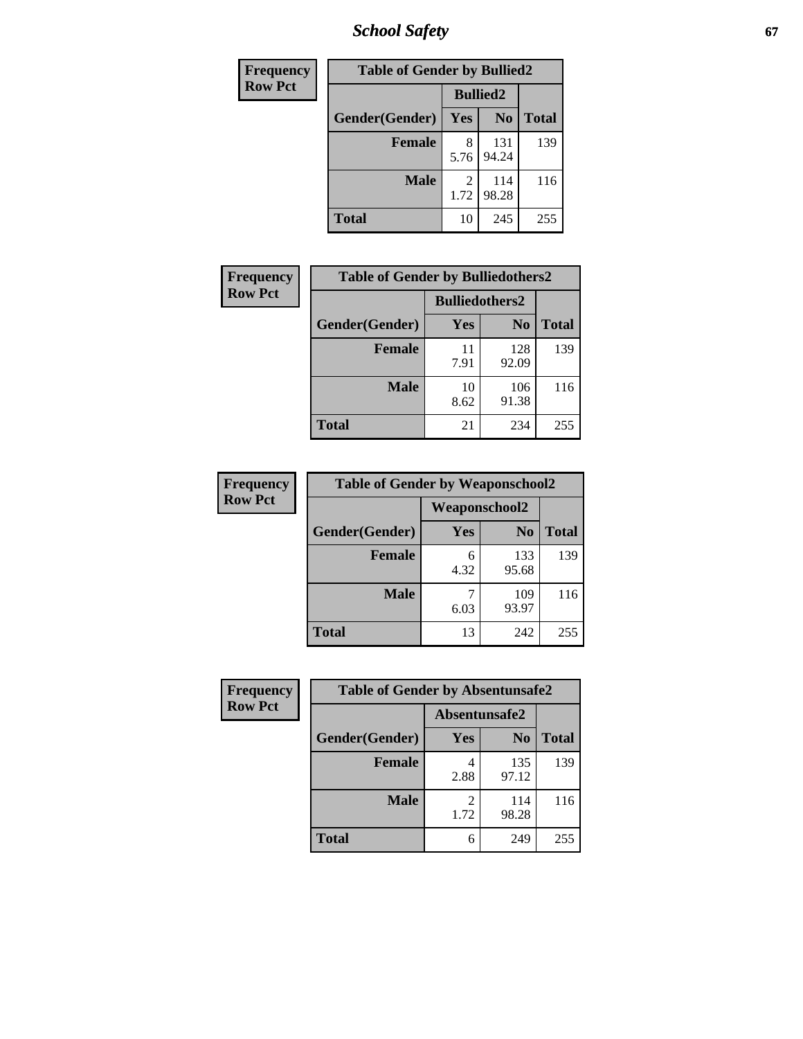| Frequency<br>Row Pct |
|---|

| Table of Gender by Bullied2 | | | |
|---|---|---|---|
| | Bullied2 | | |
| Gender(Gender) | Yes | No | Total |
| Female | 8<br>5.76 | 131<br>94.24 | 139 |
| Male | 2<br>1.72 | 114<br>98.28 | 116 |
| Total | 10 | 245 | 255 |

| Frequency<br>Row Pct |
|---|

| Table of Gender by Bulliedothers2 | | | |
|---|---|---|---|
| | Bulliedothers2 | | |
| Gender(Gender) | Yes | No | Total |
| Female | 11<br>7.91 | 128<br>92.09 | 139 |
| Male | 10<br>8.62 | 106<br>91.38 | 116 |
| Total | 21 | 234 | 255 |

| Frequency<br>Row Pct |
|---|

| Table of Gender by Weaponschool2 | | | |
|---|---|---|---|
| | Weaponschool2 | | |
| Gender(Gender) | Yes | No | Total |
| Female | 6<br>4.32 | 133<br>95.68 | 139 |
| Male | 7<br>6.03 | 109<br>93.97 | 116 |
| Total | 13 | 242 | 255 |

| Frequency<br>Row Pct |
|---|

| Table of Gender by Absentunsafe2 | | | |
|---|---|---|---|
| | Absentunsafe2 | | |
| Gender(Gender) | Yes | No | Total |
| Female | 4<br>2.88 | 135<br>97.12 | 139 |
| Male | 2<br>1.72 | 114<br>98.28 | 116 |
| Total | 6 | 249 | 255 |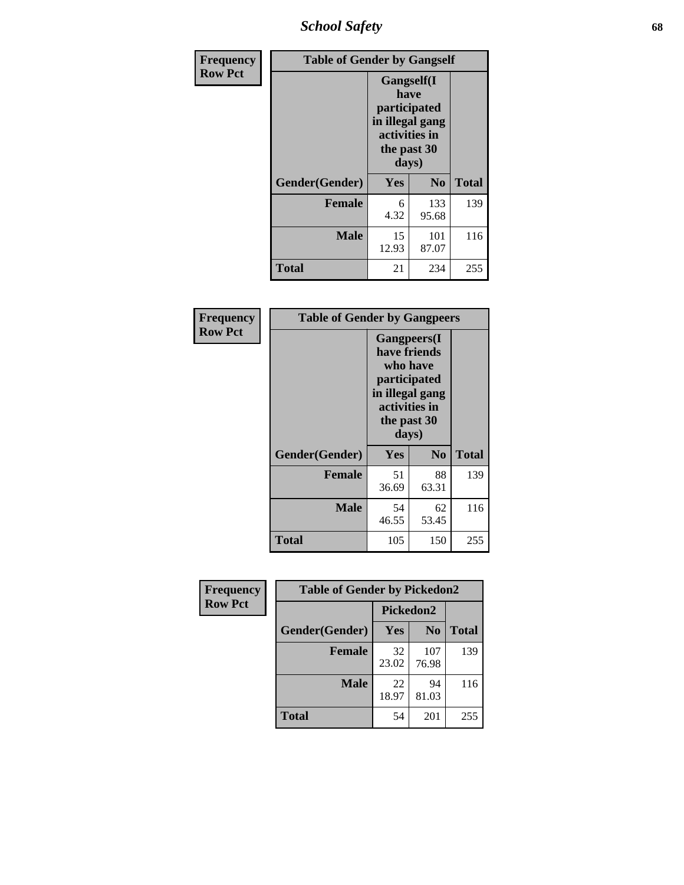# School Safety

**Frequency Row Pct**

| Table of Gender by Gangself | | | |
|---|---|---|---|
| | Gangself(I have participated in illegal gang activities in the past 30 days) | | |
| Gender(Gender) | Yes | No | Total |
| Female | 6<br>4.32 | 133<br>95.68 | 139 |
| Male | 15<br>12.93 | 101<br>87.07 | 116 |
| Total | 21 | 234 | 255 |

**Frequency Row Pct**

| Table of Gender by Gangpeers | | | |
|---|---|---|---|
| | Gangpeers(I have friends who have participated in illegal gang activities in the past 30 days) | | |
| Gender(Gender) | Yes | No | Total |
| Female | 51<br>36.69 | 88<br>63.31 | 139 |
| Male | 54<br>46.55 | 62<br>53.45 | 116 |
| Total | 105 | 150 | 255 |

**Frequency Row Pct**

| Table of Gender by Pickedon2 | | | |
|---|---|---|---|
| | Pickedon2 | | |
| Gender(Gender) | Yes | No | Total |
| Female | 32<br>23.02 | 107<br>76.98 | 139 |
| Male | 22<br>18.97 | 94<br>81.03 | 116 |
| Total | 54 | 201 | 255 |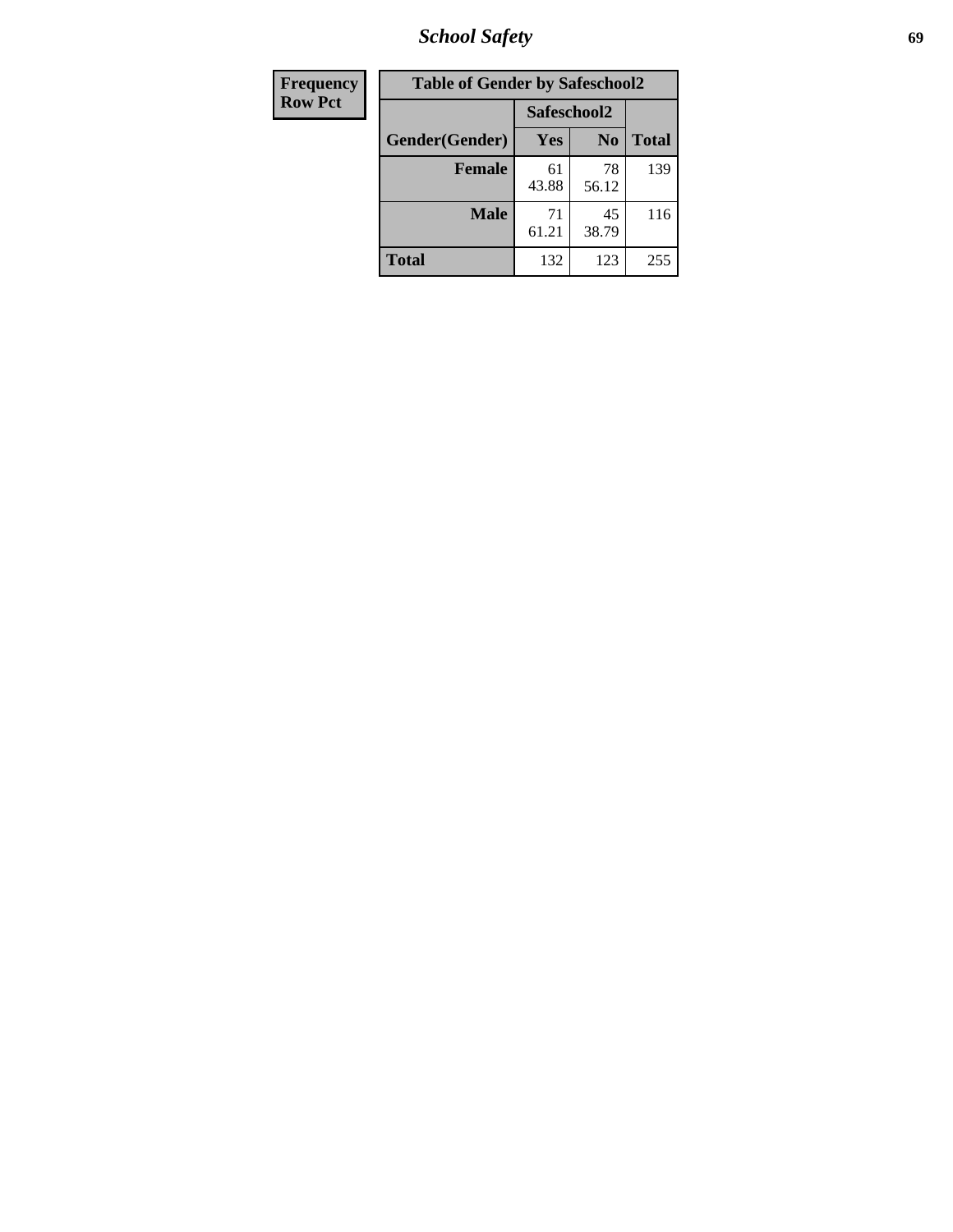| Frequency Row Pct |
|---|

| Table of Gender by Safeschool2 | | | |
|---|---|---|---|
| | Safeschool2 | | |
| Gender(Gender) | Yes | No | Total |
| Female | 61<br>43.88 | 78<br>56.12 | 139 |
| Male | 71<br>61.21 | 45<br>38.79 | 116 |
| Total | 132 | 123 | 255 |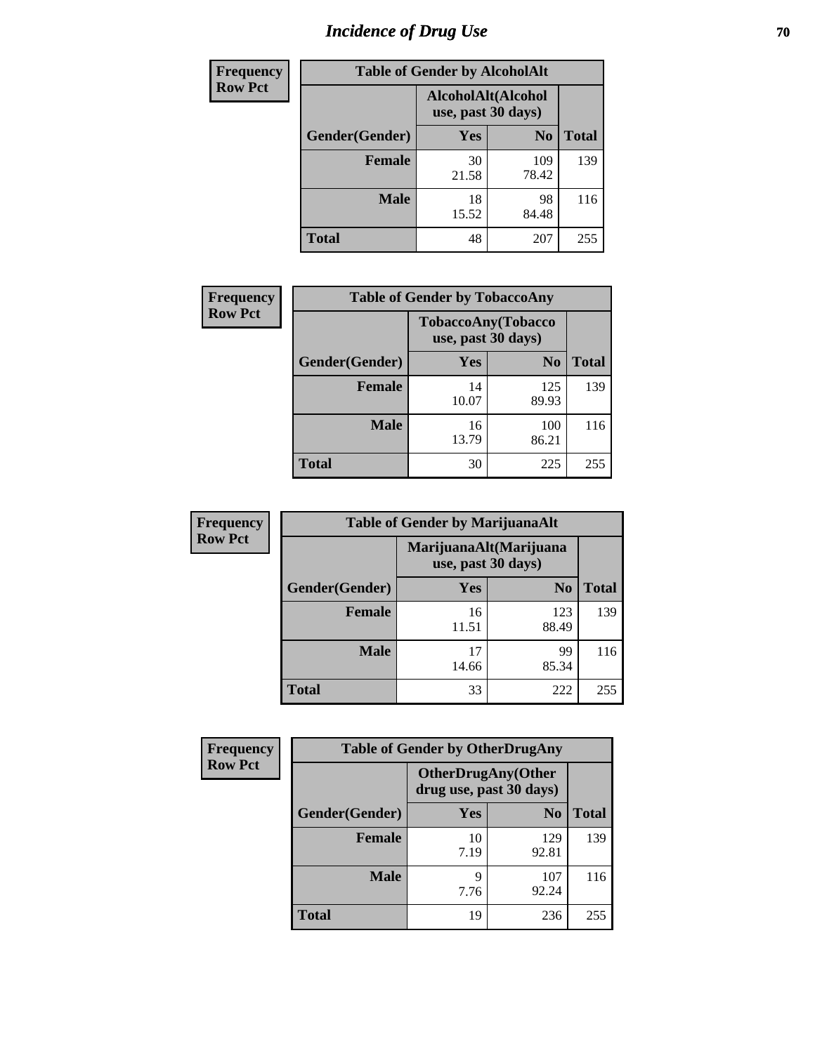# Incidence of Drug Use

| Frequency<br>Row Pct | | | |
|---|---|---|---|
| **Table of Gender by AlcoholAlt** | | | |
| | **AlcoholAlt(Alcohol use, past 30 days)** | | |
| **Gender(Gender)** | **Yes** | **No** | **Total** |
| **Female** | 30<br>21.58 | 109<br>78.42 | 139 |
| **Male** | 18<br>15.52 | 98<br>84.48 | 116 |
| **Total** | 48 | 207 | 255 |

| Frequency<br>Row Pct | | | |
|---|---|---|---|
| **Table of Gender by TobaccoAny** | | | |
| | **TobaccoAny(Tobacco use, past 30 days)** | | |
| **Gender(Gender)** | **Yes** | **No** | **Total** |
| **Female** | 14<br>10.07 | 125<br>89.93 | 139 |
| **Male** | 16<br>13.79 | 100<br>86.21 | 116 |
| **Total** | 30 | 225 | 255 |

| Frequency<br>Row Pct | | | |
|---|---|---|---|
| **Table of Gender by MarijuanaAlt** | | | |
| | **MarijuanaAlt(Marijuana use, past 30 days)** | | |
| **Gender(Gender)** | **Yes** | **No** | **Total** |
| **Female** | 16<br>11.51 | 123<br>88.49 | 139 |
| **Male** | 17<br>14.66 | 99<br>85.34 | 116 |
| **Total** | 33 | 222 | 255 |

| Frequency<br>Row Pct | | | |
|---|---|---|---|
| **Table of Gender by OtherDrugAny** | | | |
| | **OtherDrugAny(Other drug use, past 30 days)** | | |
| **Gender(Gender)** | **Yes** | **No** | **Total** |
| **Female** | 10<br>7.19 | 129<br>92.81 | 139 |
| **Male** | 9<br>7.76 | 107<br>92.24 | 116 |
| **Total** | 19 | 236 | 255 |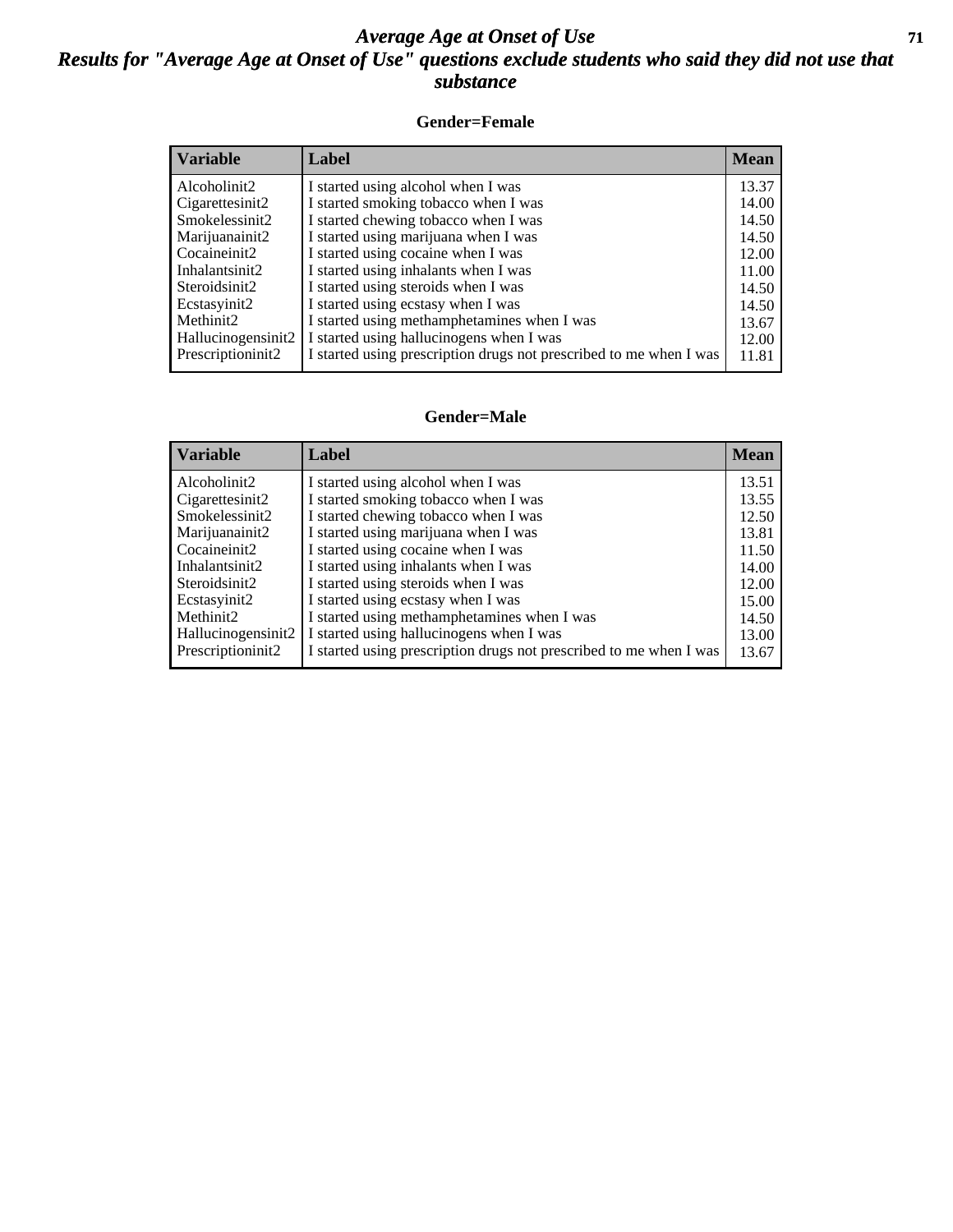# *Average Age at Onset of Use*

## *Results for "Average Age at Onset of Use" questions exclude students who said they did not use that substance*

### Gender=Female

| Variable | Label | Mean |
|---|---|---|
| Alcoholinit2 | I started using alcohol when I was | 13.37 |
| Cigarettesinit2 | I started smoking tobacco when I was | 14.00 |
| Smokelessinit2 | I started chewing tobacco when I was | 14.50 |
| Marijuanainit2 | I started using marijuana when I was | 14.50 |
| Cocaineinit2 | I started using cocaine when I was | 12.00 |
| Inhalantsinit2 | I started using inhalants when I was | 11.00 |
| Steroidsinit2 | I started using steroids when I was | 14.50 |
| Ecstasyinit2 | I started using ecstasy when I was | 14.50 |
| Methinit2 | I started using methamphetamines when I was | 13.67 |
| Hallucinogensinit2 | I started using hallucinogens when I was | 12.00 |
| Prescriptioninit2 | I started using prescription drugs not prescribed to me when I was | 11.81 |

### Gender=Male

| Variable | Label | Mean |
|---|---|---|
| Alcoholinit2 | I started using alcohol when I was | 13.51 |
| Cigarettesinit2 | I started smoking tobacco when I was | 13.55 |
| Smokelessinit2 | I started chewing tobacco when I was | 12.50 |
| Marijuanainit2 | I started using marijuana when I was | 13.81 |
| Cocaineinit2 | I started using cocaine when I was | 11.50 |
| Inhalantsinit2 | I started using inhalants when I was | 14.00 |
| Steroidsinit2 | I started using steroids when I was | 12.00 |
| Ecstasyinit2 | I started using ecstasy when I was | 15.00 |
| Methinit2 | I started using methamphetamines when I was | 14.50 |
| Hallucinogensinit2 | I started using hallucinogens when I was | 13.00 |
| Prescriptioninit2 | I started using prescription drugs not prescribed to me when I was | 13.67 |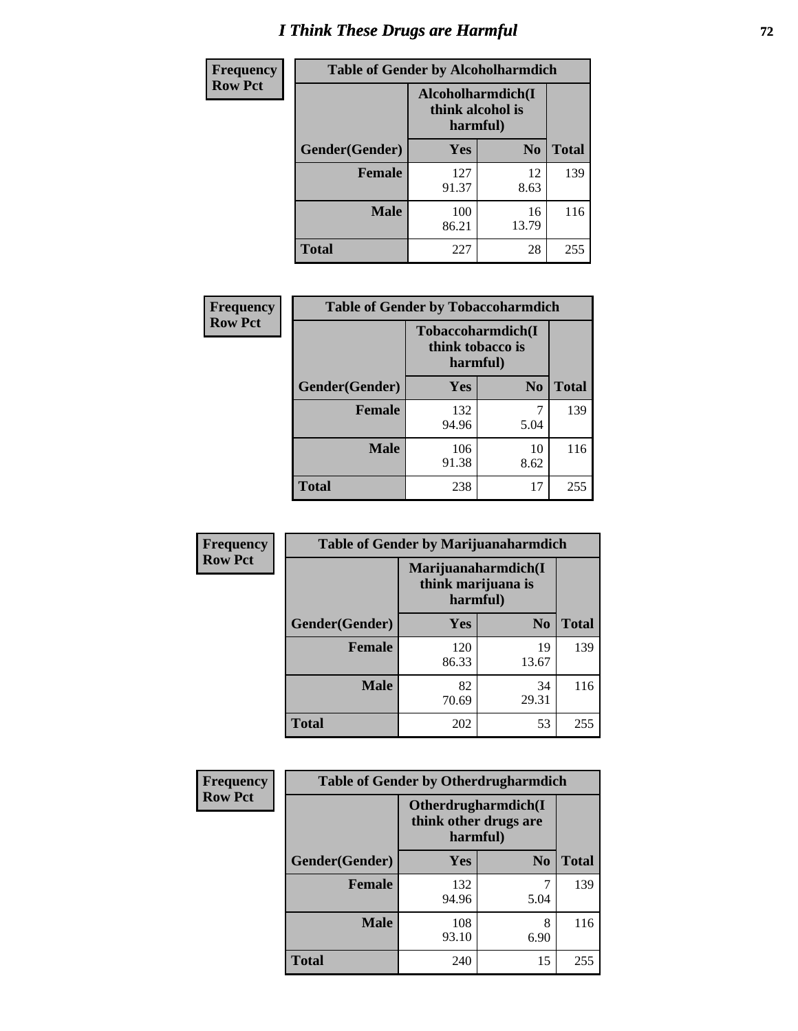# I Think These Drugs are Harmful

| Frequency Row Pct | Table of Gender by Alcoholharmdich | | |
|---|---|---|---|
| | Alcoholharmdich(I think alcohol is harmful) | | |
| Gender(Gender) | Yes | No | Total |
| Female | 127<br>91.37 | 12<br>8.63 | 139 |
| Male | 100<br>86.21 | 16<br>13.79 | 116 |
| Total | 227 | 28 | 255 |

| Frequency Row Pct | Table of Gender by Tobaccoharmdich | | |
|---|---|---|---|
| | Tobaccoharmdich(I think tobacco is harmful) | | |
| Gender(Gender) | Yes | No | Total |
| Female | 132<br>94.96 | 7<br>5.04 | 139 |
| Male | 106<br>91.38 | 10<br>8.62 | 116 |
| Total | 238 | 17 | 255 |

| Frequency Row Pct | Table of Gender by Marijuanaharmdich | | |
|---|---|---|---|
| | Marijuanaharmdich(I think marijuana is harmful) | | |
| Gender(Gender) | Yes | No | Total |
| Female | 120<br>86.33 | 19<br>13.67 | 139 |
| Male | 82<br>70.69 | 34<br>29.31 | 116 |
| Total | 202 | 53 | 255 |

| Frequency Row Pct | Table of Gender by Otherdrugharmdich | | |
|---|---|---|---|
| | Otherdrugharmdich(I think other drugs are harmful) | | |
| Gender(Gender) | Yes | No | Total |
| Female | 132<br>94.96 | 7<br>5.04 | 139 |
| Male | 108<br>93.10 | 8<br>6.90 | 116 |
| Total | 240 | 15 | 255 |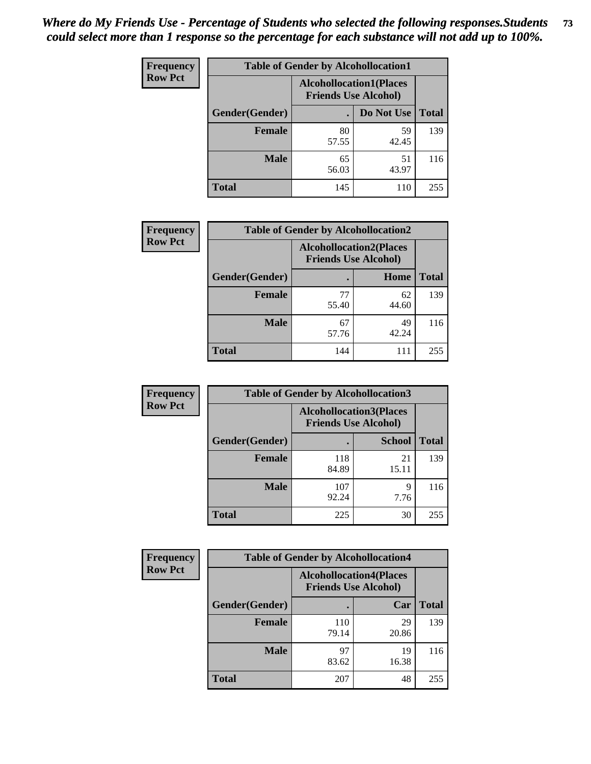*Where do My Friends Use - Percentage of Students who selected the following responses.Students could select more than 1 response so the percentage for each substance will not add up to 100%.*

**Frequency Row Pct**

| Table of Gender by Alcohollocation1 | | | |
|---|---|---|---|
| | Alcohollocation1(Places Friends Use Alcohol) | | |
| Gender(Gender) | . | Do Not Use | Total |
| Female | 80<br>57.55 | 59<br>42.45 | 139 |
| Male | 65<br>56.03 | 51<br>43.97 | 116 |
| Total | 145 | 110 | 255 |

**Frequency Row Pct**

| Table of Gender by Alcohollocation2 | | | |
|---|---|---|---|
| | Alcohollocation2(Places Friends Use Alcohol) | | |
| Gender(Gender) | . | Home | Total |
| Female | 77<br>55.40 | 62<br>44.60 | 139 |
| Male | 67<br>57.76 | 49<br>42.24 | 116 |
| Total | 144 | 111 | 255 |

**Frequency Row Pct**

| Table of Gender by Alcohollocation3 | | | |
|---|---|---|---|
| | Alcohollocation3(Places Friends Use Alcohol) | | |
| Gender(Gender) | . | School | Total |
| Female | 118<br>84.89 | 21<br>15.11 | 139 |
| Male | 107<br>92.24 | 9<br>7.76 | 116 |
| Total | 225 | 30 | 255 |

**Frequency Row Pct**

| Table of Gender by Alcohollocation4 | | | |
|---|---|---|---|
| | Alcohollocation4(Places Friends Use Alcohol) | | |
| Gender(Gender) | . | Car | Total |
| Female | 110<br>79.14 | 29<br>20.86 | 139 |
| Male | 97<br>83.62 | 19<br>16.38 | 116 |
| Total | 207 | 48 | 255 |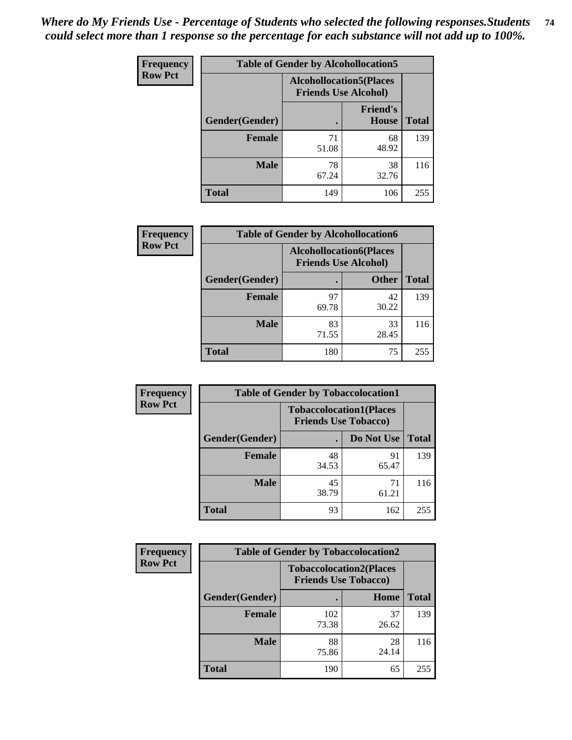*Where do My Friends Use - Percentage of Students who selected the following responses.Students could select more than 1 response so the percentage for each substance will not add up to 100%.*

**Frequency**
**Row Pct**

| Table of Gender by Alcohollocation5 | | | |
|---|---|---|---|
| | Alcohollocation5(Places Friends Use Alcohol) | | |
| Gender(Gender) | . | Friend's House | Total |
| **Female** | 71<br>51.08 | 68<br>48.92 | 139 |
| **Male** | 78<br>67.24 | 38<br>32.76 | 116 |
| **Total** | 149 | 106 | 255 |

**Frequency**
**Row Pct**

| Table of Gender by Alcohollocation6 | | | |
|---|---|---|---|
| | Alcohollocation6(Places Friends Use Alcohol) | | |
| Gender(Gender) | . | Other | Total |
| **Female** | 97<br>69.78 | 42<br>30.22 | 139 |
| **Male** | 83<br>71.55 | 33<br>28.45 | 116 |
| **Total** | 180 | 75 | 255 |

**Frequency**
**Row Pct**

| Table of Gender by Tobaccolocation1 | | | |
|---|---|---|---|
| | Tobaccolocation1(Places Friends Use Tobacco) | | |
| Gender(Gender) | . | Do Not Use | Total |
| **Female** | 48<br>34.53 | 91<br>65.47 | 139 |
| **Male** | 45<br>38.79 | 71<br>61.21 | 116 |
| **Total** | 93 | 162 | 255 |

**Frequency**
**Row Pct**

| Table of Gender by Tobaccolocation2 | | | |
|---|---|---|---|
| | Tobaccolocation2(Places Friends Use Tobacco) | | |
| Gender(Gender) | . | Home | Total |
| **Female** | 102<br>73.38 | 37<br>26.62 | 139 |
| **Male** | 88<br>75.86 | 28<br>24.14 | 116 |
| **Total** | 190 | 65 | 255 |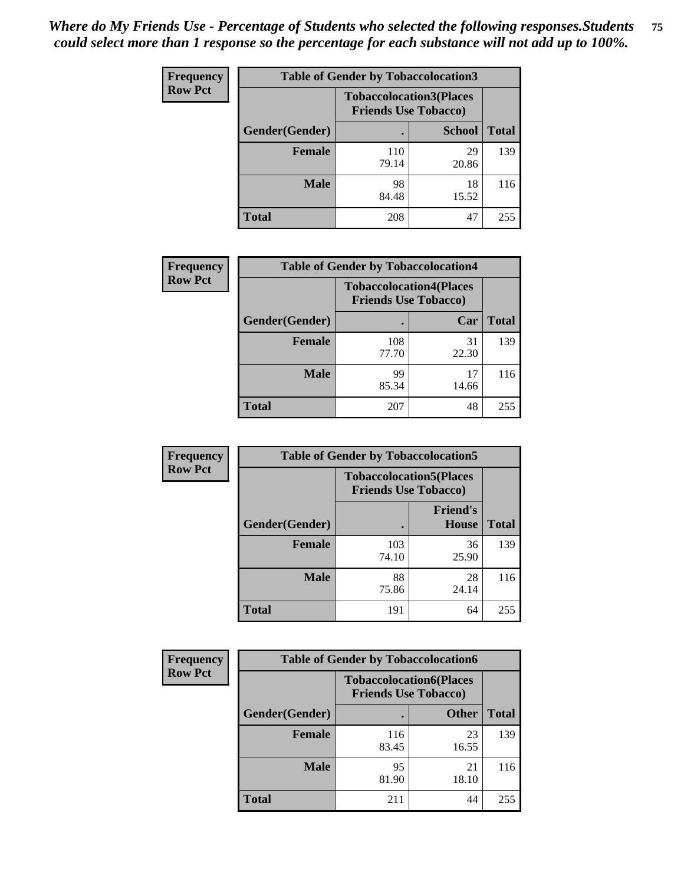*Where do My Friends Use - Percentage of Students who selected the following responses.Students could select more than 1 response so the percentage for each substance will not add up to 100%.*

**Frequency Row Pct**

| Table of Gender by Tobaccolocation3 | | | |
|---|---|---|---|
| | Tobaccolocation3(Places Friends Use Tobacco) | | |
| Gender(Gender) | . | School | Total |
| Female | 110<br>79.14 | 29<br>20.86 | 139 |
| Male | 98<br>84.48 | 18<br>15.52 | 116 |
| Total | 208 | 47 | 255 |

**Frequency Row Pct**

| Table of Gender by Tobaccolocation4 | | | |
|---|---|---|---|
| | Tobaccolocation4(Places Friends Use Tobacco) | | |
| Gender(Gender) | . | Car | Total |
| Female | 108<br>77.70 | 31<br>22.30 | 139 |
| Male | 99<br>85.34 | 17<br>14.66 | 116 |
| Total | 207 | 48 | 255 |

**Frequency Row Pct**

| Table of Gender by Tobaccolocation5 | | | |
|---|---|---|---|
| | Tobaccolocation5(Places Friends Use Tobacco) | | |
| Gender(Gender) | . | Friend's House | Total |
| Female | 103<br>74.10 | 36<br>25.90 | 139 |
| Male | 88<br>75.86 | 28<br>24.14 | 116 |
| Total | 191 | 64 | 255 |

**Frequency Row Pct**

| Table of Gender by Tobaccolocation6 | | | |
|---|---|---|---|
| | Tobaccolocation6(Places Friends Use Tobacco) | | |
| Gender(Gender) | . | Other | Total |
| Female | 116<br>83.45 | 23<br>16.55 | 139 |
| Male | 95<br>81.90 | 21<br>18.10 | 116 |
| Total | 211 | 44 | 255 |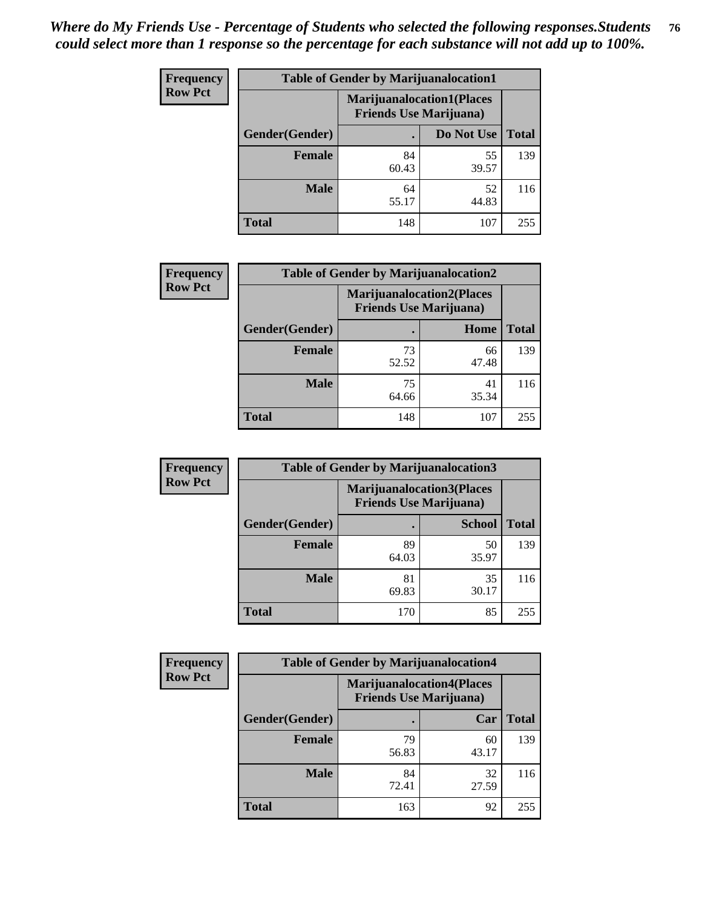*Where do My Friends Use - Percentage of Students who selected the following responses.Students could select more than 1 response so the percentage for each substance will not add up to 100%.*

**Frequency**
**Row Pct**

| Table of Gender by Marijuanalocation1 | | | |
|---|---|---|---|
| | Marijuanalocation1(Places Friends Use Marijuana) | | |
| Gender(Gender) | . | Do Not Use | Total |
| **Female** | 84<br>60.43 | 55<br>39.57 | 139 |
| **Male** | 64<br>55.17 | 52<br>44.83 | 116 |
| **Total** | 148 | 107 | 255 |

**Frequency**
**Row Pct**

| Table of Gender by Marijuanalocation2 | | | |
|---|---|---|---|
| | Marijuanalocation2(Places Friends Use Marijuana) | | |
| Gender(Gender) | . | Home | Total |
| **Female** | 73<br>52.52 | 66<br>47.48 | 139 |
| **Male** | 75<br>64.66 | 41<br>35.34 | 116 |
| **Total** | 148 | 107 | 255 |

**Frequency**
**Row Pct**

| Table of Gender by Marijuanalocation3 | | | |
|---|---|---|---|
| | Marijuanalocation3(Places Friends Use Marijuana) | | |
| Gender(Gender) | . | School | Total |
| **Female** | 89<br>64.03 | 50<br>35.97 | 139 |
| **Male** | 81<br>69.83 | 35<br>30.17 | 116 |
| **Total** | 170 | 85 | 255 |

**Frequency**
**Row Pct**

| Table of Gender by Marijuanalocation4 | | | |
|---|---|---|---|
| | Marijuanalocation4(Places Friends Use Marijuana) | | |
| Gender(Gender) | . | Car | Total |
| **Female** | 79<br>56.83 | 60<br>43.17 | 139 |
| **Male** | 84<br>72.41 | 32<br>27.59 | 116 |
| **Total** | 163 | 92 | 255 |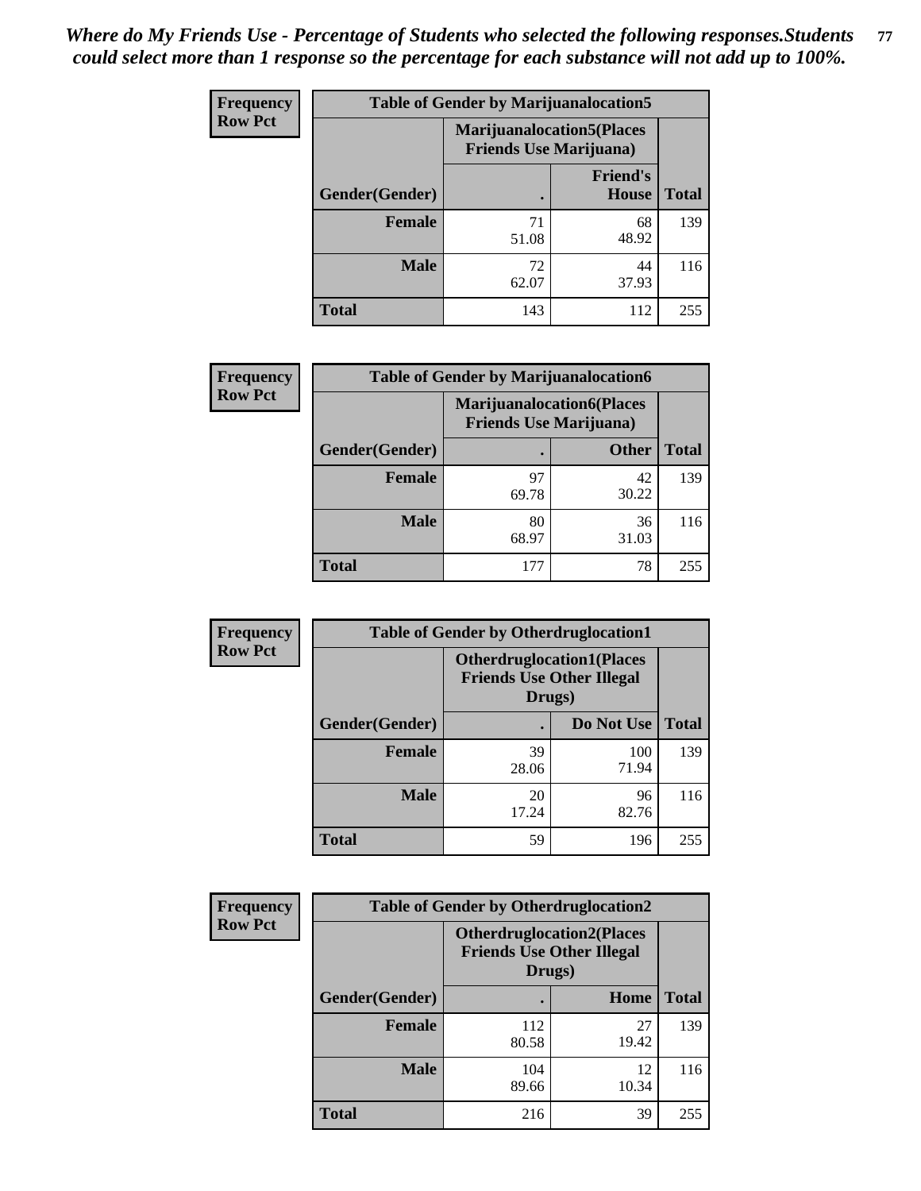*Where do My Friends Use - Percentage of Students who selected the following responses.Students could select more than 1 response so the percentage for each substance will not add up to 100%.*

**Frequency Row Pct**

| Table of Gender by Marijuanalocation5 | | | |
|---|---|---|---|
| | Marijuanalocation5(Places Friends Use Marijuana) | | |
| Gender(Gender) | . | Friend's House | Total |
| **Female** | 71<br>51.08 | 68<br>48.92 | 139 |
| **Male** | 72<br>62.07 | 44<br>37.93 | 116 |
| **Total** | 143 | 112 | 255 |

**Frequency Row Pct**

| Table of Gender by Marijuanalocation6 | | | |
|---|---|---|---|
| | Marijuanalocation6(Places Friends Use Marijuana) | | |
| Gender(Gender) | . | Other | Total |
| **Female** | 97<br>69.78 | 42<br>30.22 | 139 |
| **Male** | 80<br>68.97 | 36<br>31.03 | 116 |
| **Total** | 177 | 78 | 255 |

**Frequency Row Pct**

| Table of Gender by Otherdruglocation1 | | | |
|---|---|---|---|
| | Otherdruglocation1(Places Friends Use Other Illegal Drugs) | | |
| Gender(Gender) | . | Do Not Use | Total |
| **Female** | 39<br>28.06 | 100<br>71.94 | 139 |
| **Male** | 20<br>17.24 | 96<br>82.76 | 116 |
| **Total** | 59 | 196 | 255 |

**Frequency Row Pct**

| Table of Gender by Otherdruglocation2 | | | |
|---|---|---|---|
| | Otherdruglocation2(Places Friends Use Other Illegal Drugs) | | |
| Gender(Gender) | . | Home | Total |
| **Female** | 112<br>80.58 | 27<br>19.42 | 139 |
| **Male** | 104<br>89.66 | 12<br>10.34 | 116 |
| **Total** | 216 | 39 | 255 |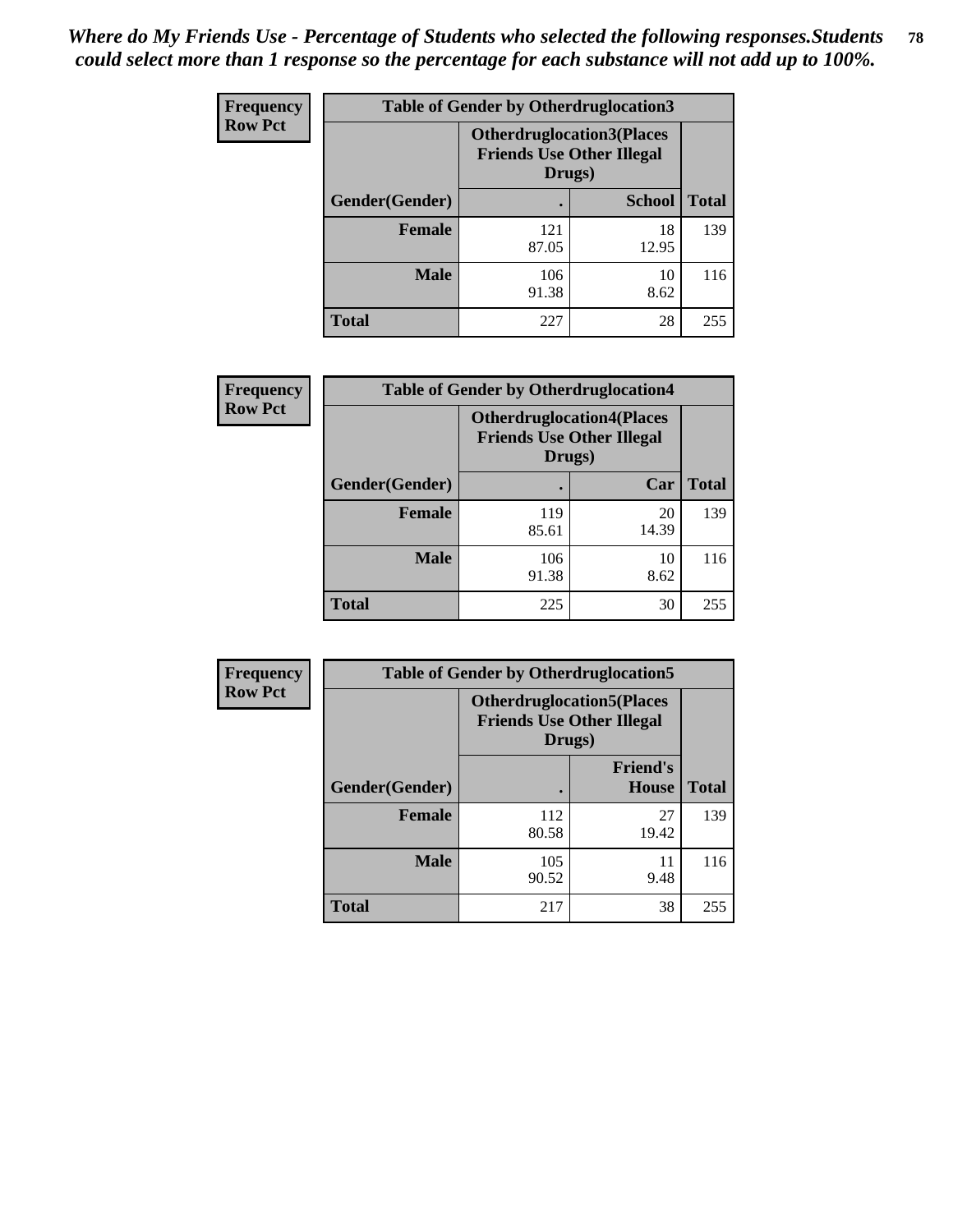*Where do My Friends Use - Percentage of Students who selected the following responses.Students could select more than 1 response so the percentage for each substance will not add up to 100%.*

**Frequency**
**Row Pct**

| Table of Gender by Otherdruglocation3 | | | |
|---|---|---|---|
| | Otherdruglocation3(Places Friends Use Other Illegal Drugs) | | |
| Gender(Gender) | . | School | Total |
| Female | 121<br>87.05 | 18<br>12.95 | 139 |
| Male | 106<br>91.38 | 10<br>8.62 | 116 |
| Total | 227 | 28 | 255 |

**Frequency**
**Row Pct**

| Table of Gender by Otherdruglocation4 | | | |
|---|---|---|---|
| | Otherdruglocation4(Places Friends Use Other Illegal Drugs) | | |
| Gender(Gender) | . | Car | Total |
| Female | 119<br>85.61 | 20<br>14.39 | 139 |
| Male | 106<br>91.38 | 10<br>8.62 | 116 |
| Total | 225 | 30 | 255 |

**Frequency**
**Row Pct**

| Table of Gender by Otherdruglocation5 | | | |
|---|---|---|---|
| | Otherdruglocation5(Places Friends Use Other Illegal Drugs) | | |
| Gender(Gender) | . | Friend's House | Total |
| Female | 112<br>80.58 | 27<br>19.42 | 139 |
| Male | 105<br>90.52 | 11<br>9.48 | 116 |
| Total | 217 | 38 | 255 |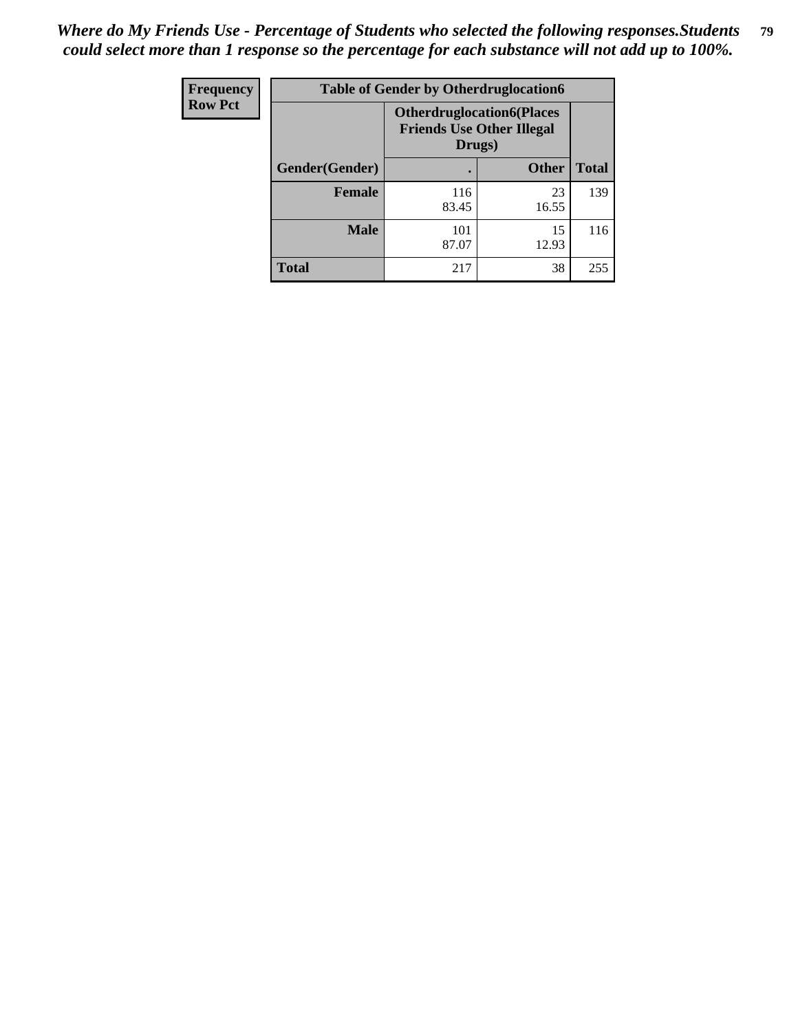*Where do My Friends Use - Percentage of Students who selected the following responses.Students could select more than 1 response so the percentage for each substance will not add up to 100%.*

| Frequency Row Pct | Table of Gender by Otherdruglocation6 | | |
|---|---|---|---|
| | Otherdruglocation6(Places Friends Use Other Illegal Drugs) | | |
| Gender(Gender) | . | Other | Total |
| Female | 116 83.45 | 23 16.55 | 139 |
| Male | 101 87.07 | 15 12.93 | 116 |
| Total | 217 | 38 | 255 |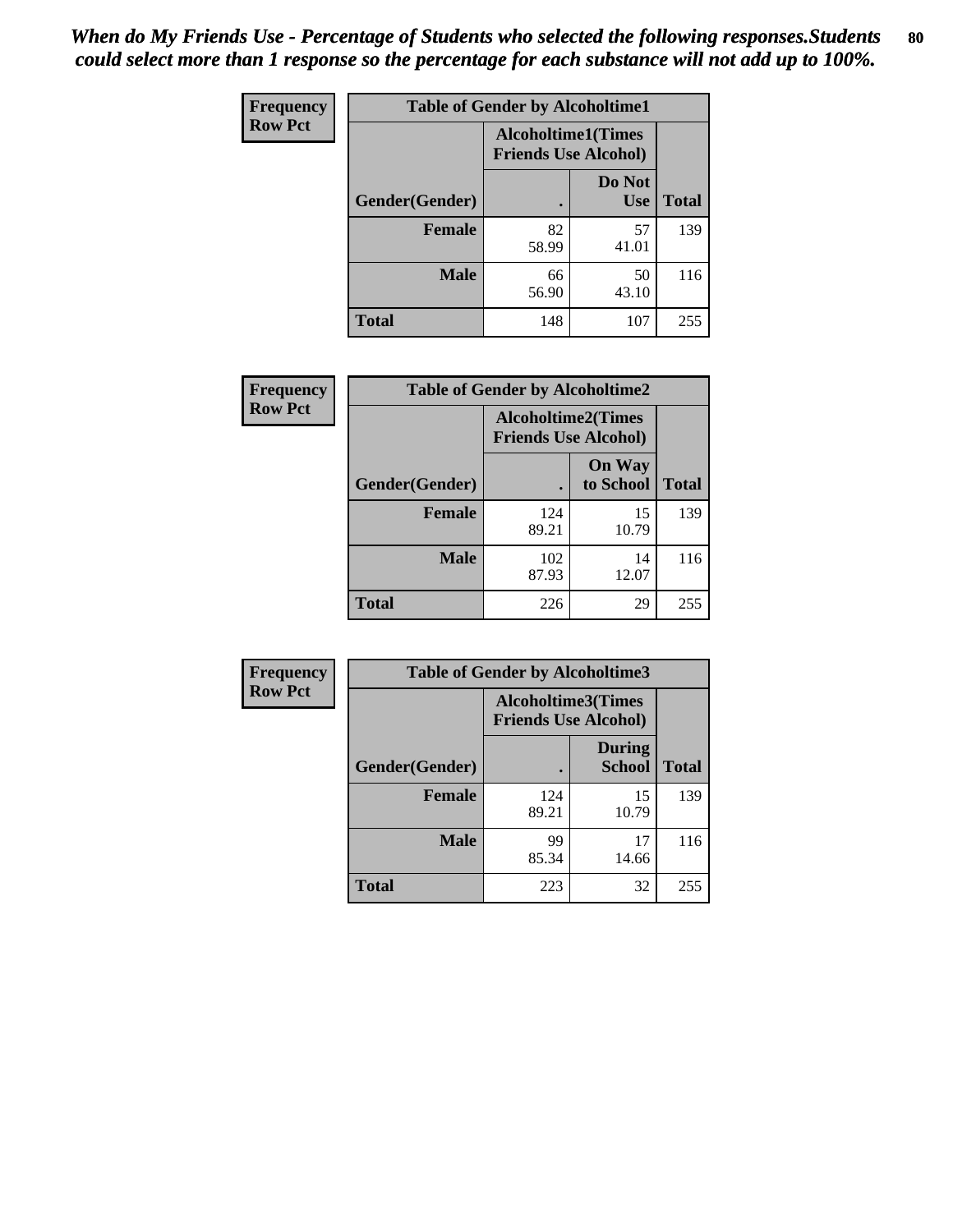*When do My Friends Use - Percentage of Students who selected the following responses.Students could select more than 1 response so the percentage for each substance will not add up to 100%.*

**Frequency**
**Row Pct**

| Table of Gender by Alcoholtime1 | | | |
|---|---|---|---|
| | Alcoholtime1(Times Friends Use Alcohol) | | |
| Gender(Gender) | . | Do Not Use | Total |
| **Female** | 82<br>58.99 | 57<br>41.01 | 139 |
| **Male** | 66<br>56.90 | 50<br>43.10 | 116 |
| **Total** | 148 | 107 | 255 |

**Frequency**
**Row Pct**

| Table of Gender by Alcoholtime2 | | | |
|---|---|---|---|
| | Alcoholtime2(Times Friends Use Alcohol) | | |
| Gender(Gender) | . | On Way to School | Total |
| **Female** | 124<br>89.21 | 15<br>10.79 | 139 |
| **Male** | 102<br>87.93 | 14<br>12.07 | 116 |
| **Total** | 226 | 29 | 255 |

**Frequency**
**Row Pct**

| Table of Gender by Alcoholtime3 | | | |
|---|---|---|---|
| | Alcoholtime3(Times Friends Use Alcohol) | | |
| Gender(Gender) | . | During School | Total |
| **Female** | 124<br>89.21 | 15<br>10.79 | 139 |
| **Male** | 99<br>85.34 | 17<br>14.66 | 116 |
| **Total** | 223 | 32 | 255 |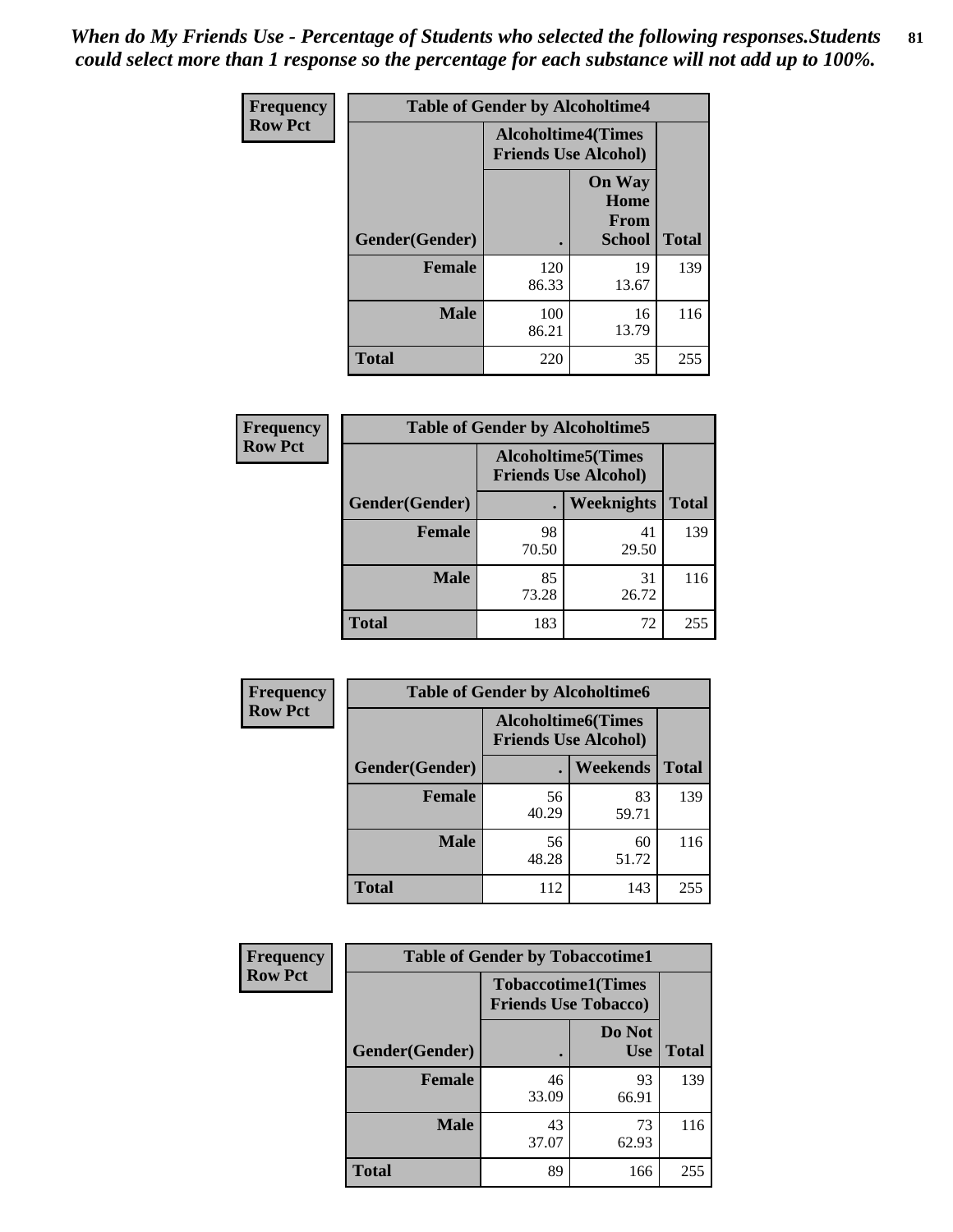*When do My Friends Use - Percentage of Students who selected the following responses.Students could select more than 1 response so the percentage for each substance will not add up to 100%.*

**Frequency Row Pct**

| Table of Gender by Alcoholtime4 | | | |
|---|---|---|---|
| | Alcoholtime4(Times Friends Use Alcohol) | | |
| Gender(Gender) | . | On Way Home From School | Total |
| **Female** | 120<br>86.33 | 19<br>13.67 | 139 |
| **Male** | 100<br>86.21 | 16<br>13.79 | 116 |
| **Total** | 220 | 35 | 255 |

**Frequency Row Pct**

| Table of Gender by Alcoholtime5 | | | |
|---|---|---|---|
| | Alcoholtime5(Times Friends Use Alcohol) | | |
| Gender(Gender) | . | Weeknights | Total |
| **Female** | 98<br>70.50 | 41<br>29.50 | 139 |
| **Male** | 85<br>73.28 | 31<br>26.72 | 116 |
| **Total** | 183 | 72 | 255 |

**Frequency Row Pct**

| Table of Gender by Alcoholtime6 | | | |
|---|---|---|---|
| | Alcoholtime6(Times Friends Use Alcohol) | | |
| Gender(Gender) | . | Weekends | Total |
| **Female** | 56<br>40.29 | 83<br>59.71 | 139 |
| **Male** | 56<br>48.28 | 60<br>51.72 | 116 |
| **Total** | 112 | 143 | 255 |

**Frequency Row Pct**

| Table of Gender by Tobaccotime1 | | | |
|---|---|---|---|
| | Tobaccotime1(Times Friends Use Tobacco) | | |
| Gender(Gender) | . | Do Not Use | Total |
| **Female** | 46<br>33.09 | 93<br>66.91 | 139 |
| **Male** | 43<br>37.07 | 73<br>62.93 | 116 |
| **Total** | 89 | 166 | 255 |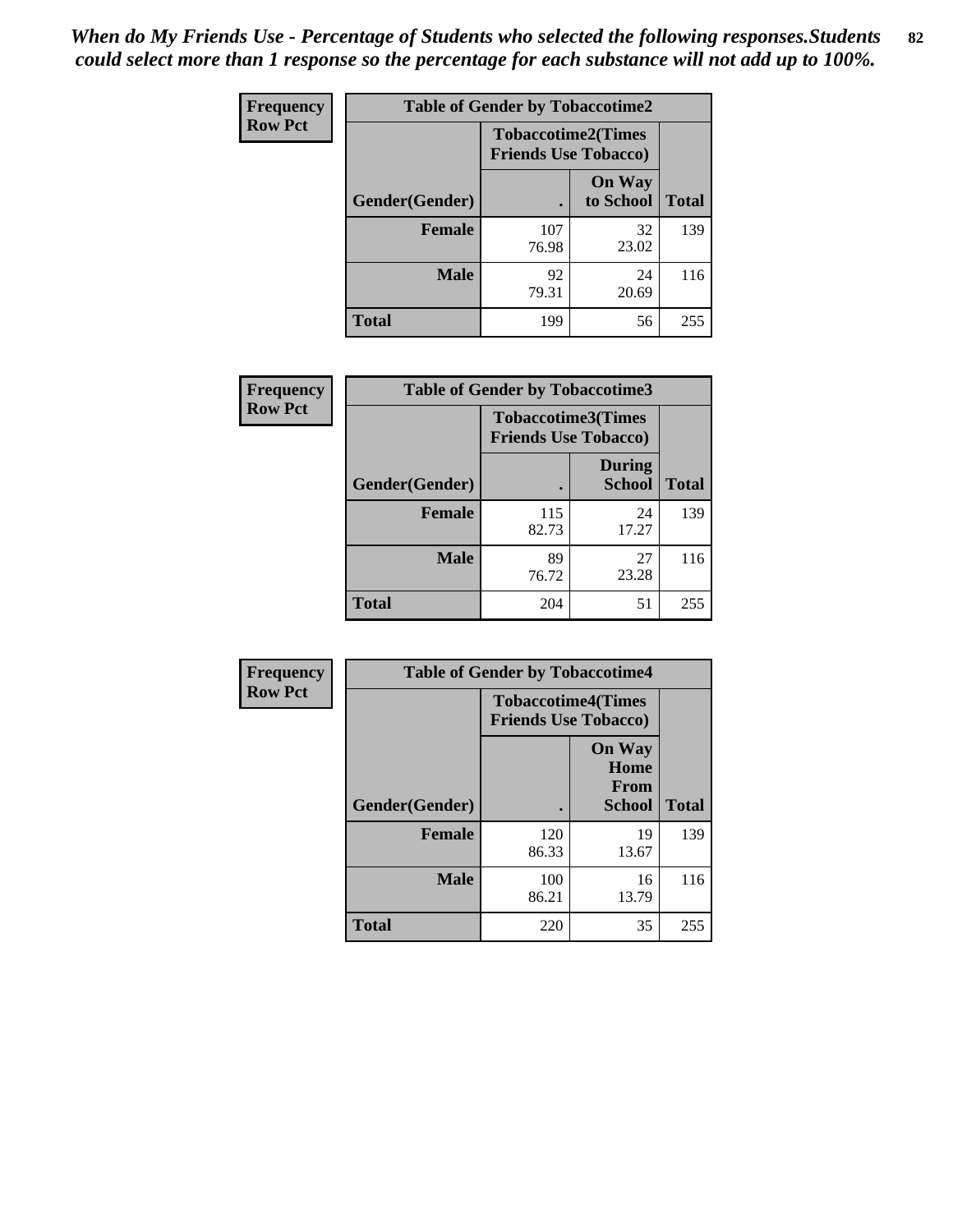*When do My Friends Use - Percentage of Students who selected the following responses.Students could select more than 1 response so the percentage for each substance will not add up to 100%.*

**Frequency**
**Row Pct**

| Table of Gender by Tobaccotime2 | | | |
|---|---|---|---|
| | Tobaccotime2(Times Friends Use Tobacco) | | |
| Gender(Gender) | . | On Way to School | Total |
| **Female** | 107<br>76.98 | 32<br>23.02 | 139 |
| **Male** | 92<br>79.31 | 24<br>20.69 | 116 |
| **Total** | 199 | 56 | 255 |

**Frequency**
**Row Pct**

| Table of Gender by Tobaccotime3 | | | |
|---|---|---|---|
| | Tobaccotime3(Times Friends Use Tobacco) | | |
| Gender(Gender) | . | During School | Total |
| **Female** | 115<br>82.73 | 24<br>17.27 | 139 |
| **Male** | 89<br>76.72 | 27<br>23.28 | 116 |
| **Total** | 204 | 51 | 255 |

**Frequency**
**Row Pct**

| Table of Gender by Tobaccotime4 | | | |
|---|---|---|---|
| | Tobaccotime4(Times Friends Use Tobacco) | | |
| Gender(Gender) | . | On Way Home From School | Total |
| **Female** | 120<br>86.33 | 19<br>13.67 | 139 |
| **Male** | 100<br>86.21 | 16<br>13.79 | 116 |
| **Total** | 220 | 35 | 255 |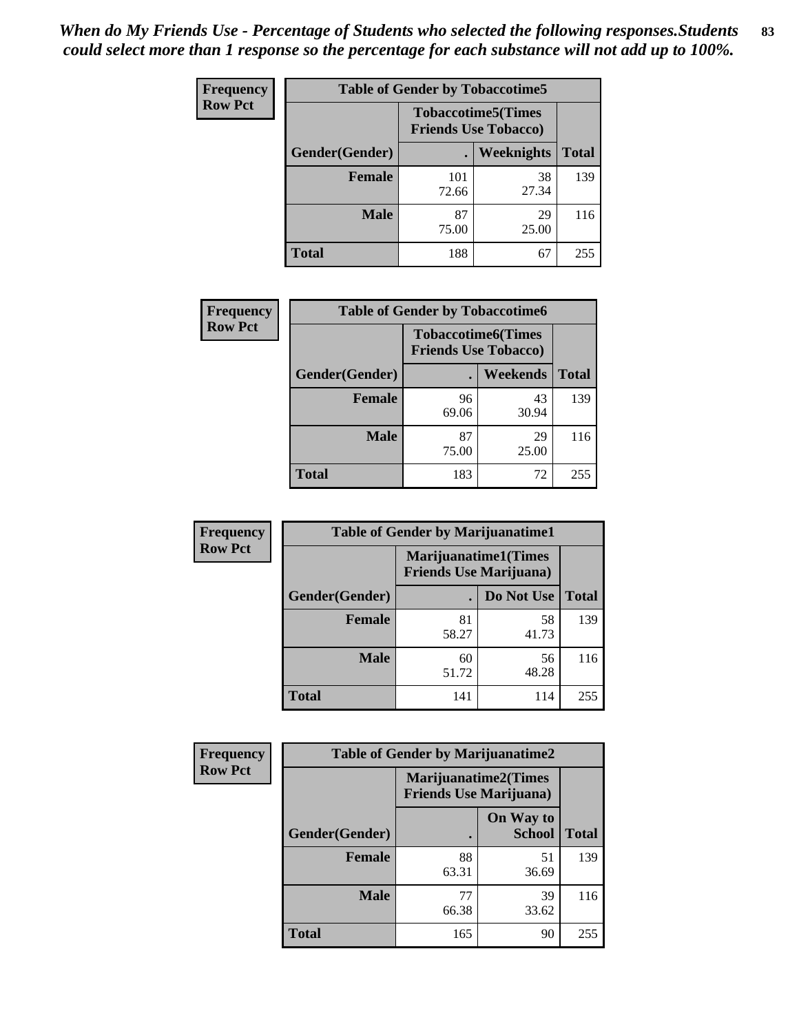*When do My Friends Use - Percentage of Students who selected the following responses.Students could select more than 1 response so the percentage for each substance will not add up to 100%.*

**Frequency**
**Row Pct**

**Table of Gender by Tobaccotime5**

| Gender(Gender) | Tobaccotime5(Times Friends Use Tobacco) . | Weeknights | Total |
|---|---|---|---|
| **Female** | 101<br>72.66 | 38<br>27.34 | 139 |
| **Male** | 87<br>75.00 | 29<br>25.00 | 116 |
| **Total** | 188 | 67 | 255 |

**Frequency**
**Row Pct**

**Table of Gender by Tobaccotime6**

| Gender(Gender) | Tobaccotime6(Times Friends Use Tobacco) . | Weekends | Total |
|---|---|---|---|
| **Female** | 96<br>69.06 | 43<br>30.94 | 139 |
| **Male** | 87<br>75.00 | 29<br>25.00 | 116 |
| **Total** | 183 | 72 | 255 |

**Frequency**
**Row Pct**

**Table of Gender by Marijuanatime1**

| Gender(Gender) | Marijuanatime1(Times Friends Use Marijuana) . | Do Not Use | Total |
|---|---|---|---|
| **Female** | 81<br>58.27 | 58<br>41.73 | 139 |
| **Male** | 60<br>51.72 | 56<br>48.28 | 116 |
| **Total** | 141 | 114 | 255 |

**Frequency**
**Row Pct**

**Table of Gender by Marijuanatime2**

| Gender(Gender) | Marijuanatime2(Times Friends Use Marijuana) . | On Way to School | Total |
|---|---|---|---|
| **Female** | 88<br>63.31 | 51<br>36.69 | 139 |
| **Male** | 77<br>66.38 | 39<br>33.62 | 116 |
| **Total** | 165 | 90 | 255 |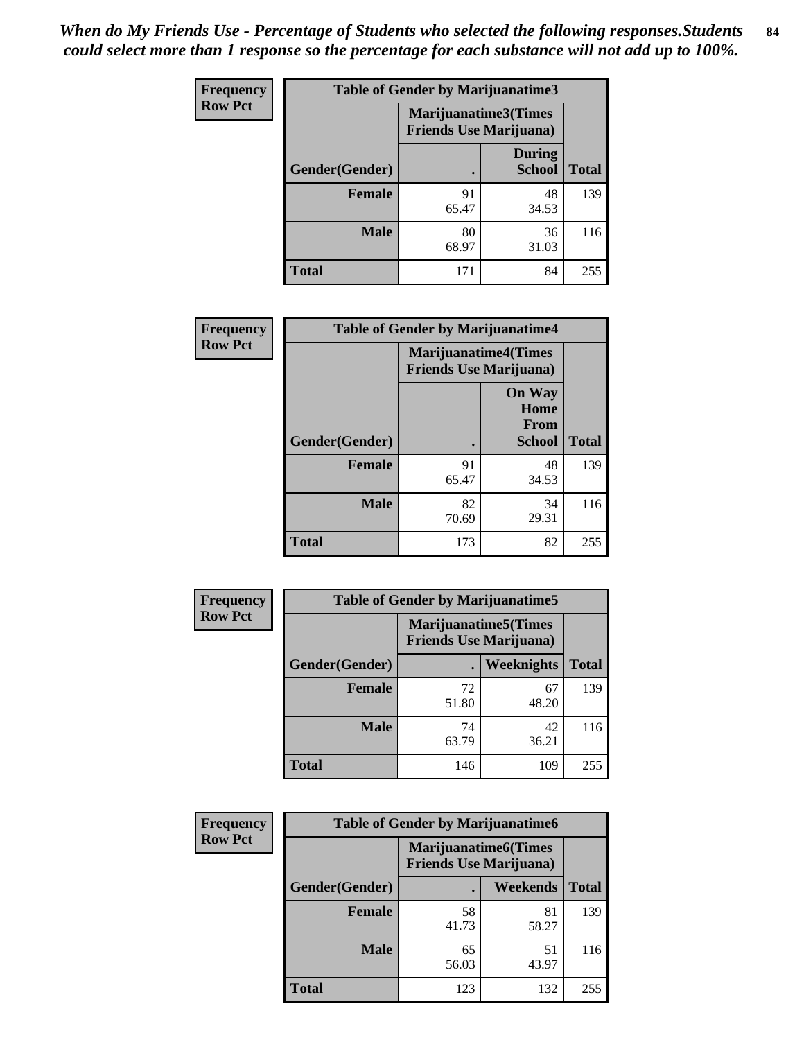*When do My Friends Use - Percentage of Students who selected the following responses.Students could select more than 1 response so the percentage for each substance will not add up to 100%.*

**Frequency Row Pct**

| Table of Gender by Marijuanatime3 | | | |
|---|---|---|---|
| | Marijuanatime3(Times Friends Use Marijuana) | | |
| Gender(Gender) | . | During School | Total |
| Female | 91<br>65.47 | 48<br>34.53 | 139 |
| Male | 80<br>68.97 | 36<br>31.03 | 116 |
| Total | 171 | 84 | 255 |

**Frequency Row Pct**

| Table of Gender by Marijuanatime4 | | | |
|---|---|---|---|
| | Marijuanatime4(Times Friends Use Marijuana) | | |
| Gender(Gender) | . | On Way Home From School | Total |
| Female | 91<br>65.47 | 48<br>34.53 | 139 |
| Male | 82<br>70.69 | 34<br>29.31 | 116 |
| Total | 173 | 82 | 255 |

**Frequency Row Pct**

| Table of Gender by Marijuanatime5 | | | |
|---|---|---|---|
| | Marijuanatime5(Times Friends Use Marijuana) | | |
| Gender(Gender) | . | Weeknights | Total |
| Female | 72<br>51.80 | 67<br>48.20 | 139 |
| Male | 74<br>63.79 | 42<br>36.21 | 116 |
| Total | 146 | 109 | 255 |

**Frequency Row Pct**

| Table of Gender by Marijuanatime6 | | | |
|---|---|---|---|
| | Marijuanatime6(Times Friends Use Marijuana) | | |
| Gender(Gender) | . | Weekends | Total |
| Female | 58<br>41.73 | 81<br>58.27 | 139 |
| Male | 65<br>56.03 | 51<br>43.97 | 116 |
| Total | 123 | 132 | 255 |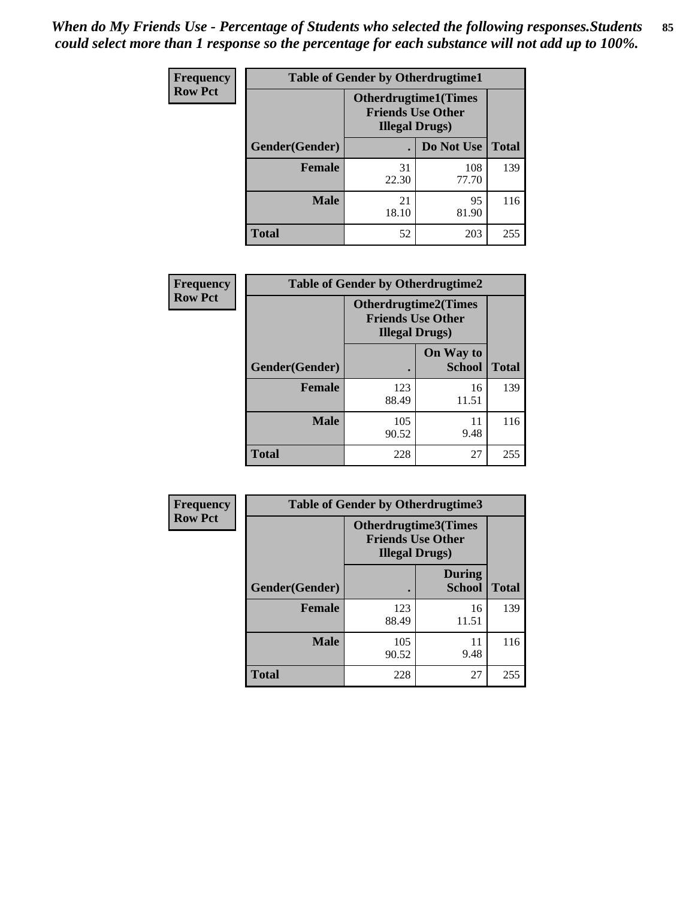*When do My Friends Use - Percentage of Students who selected the following responses.Students could select more than 1 response so the percentage for each substance will not add up to 100%.*

**Frequency**
**Row Pct**

| Table of Gender by Otherdrugtime1 | | | |
|---|---|---|---|
| | Otherdrugtime1(Times Friends Use Other Illegal Drugs) | | |
| Gender(Gender) | . | Do Not Use | Total |
| **Female** | 31<br>22.30 | 108<br>77.70 | 139 |
| **Male** | 21<br>18.10 | 95<br>81.90 | 116 |
| **Total** | 52 | 203 | 255 |

**Frequency**
**Row Pct**

| Table of Gender by Otherdrugtime2 | | | |
|---|---|---|---|
| | Otherdrugtime2(Times Friends Use Other Illegal Drugs) | | |
| Gender(Gender) | . | On Way to School | Total |
| **Female** | 123<br>88.49 | 16<br>11.51 | 139 |
| **Male** | 105<br>90.52 | 11<br>9.48 | 116 |
| **Total** | 228 | 27 | 255 |

**Frequency**
**Row Pct**

| Table of Gender by Otherdrugtime3 | | | |
|---|---|---|---|
| | Otherdrugtime3(Times Friends Use Other Illegal Drugs) | | |
| Gender(Gender) | . | During School | Total |
| **Female** | 123<br>88.49 | 16<br>11.51 | 139 |
| **Male** | 105<br>90.52 | 11<br>9.48 | 116 |
| **Total** | 228 | 27 | 255 |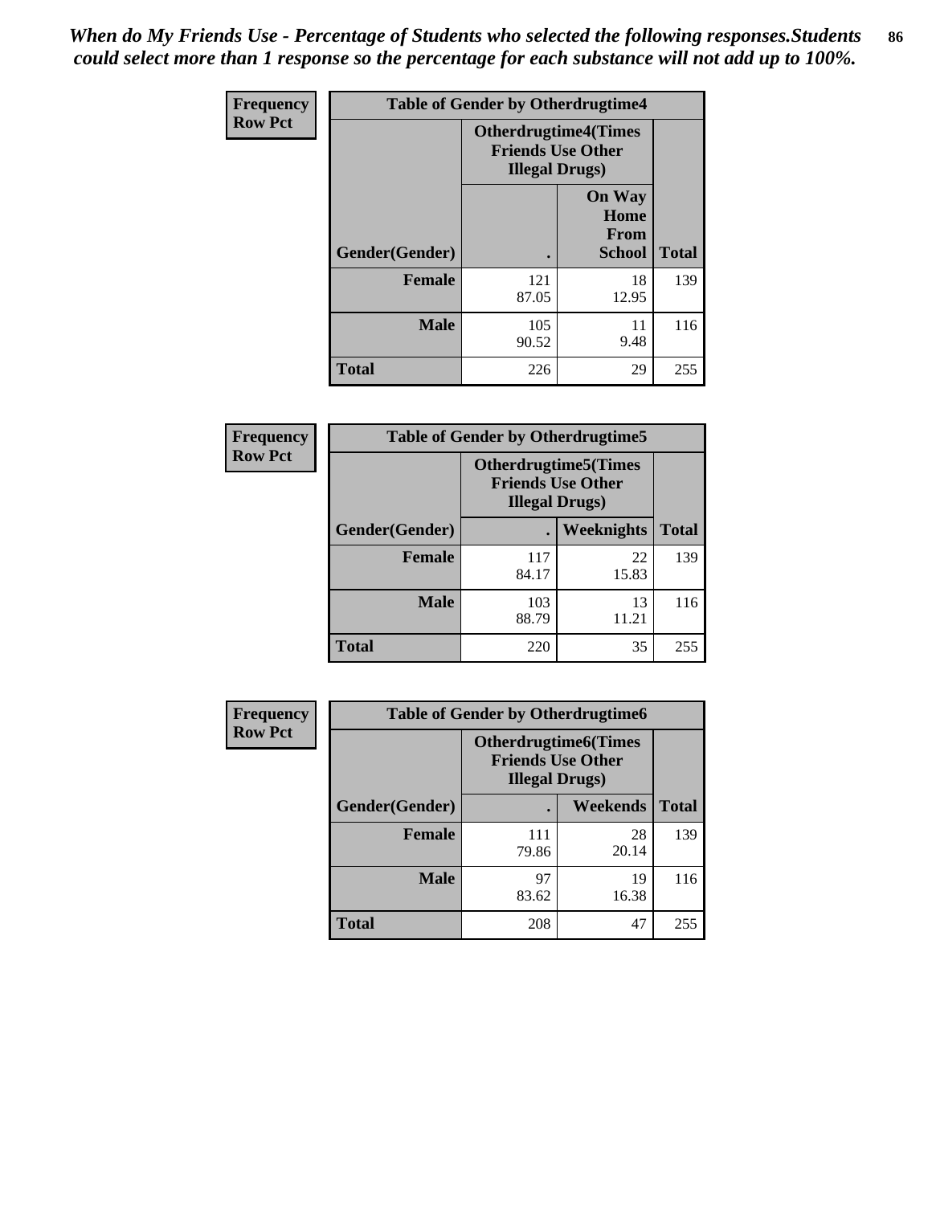*When do My Friends Use - Percentage of Students who selected the following responses.Students could select more than 1 response so the percentage for each substance will not add up to 100%.*

**Frequency**
**Row Pct**

| Table of Gender by Otherdrugtime4 | | | |
|---|---|---|---|
| | Otherdrugtime4(Times Friends Use Other Illegal Drugs) | | |
| Gender(Gender) | . | On Way Home From School | Total |
| Female | 121<br>87.05 | 18<br>12.95 | 139 |
| Male | 105<br>90.52 | 11<br>9.48 | 116 |
| Total | 226 | 29 | 255 |

**Frequency**
**Row Pct**

| Table of Gender by Otherdrugtime5 | | | |
|---|---|---|---|
| | Otherdrugtime5(Times Friends Use Other Illegal Drugs) | | |
| Gender(Gender) | . | Weeknights | Total |
| Female | 117<br>84.17 | 22<br>15.83 | 139 |
| Male | 103<br>88.79 | 13<br>11.21 | 116 |
| Total | 220 | 35 | 255 |

**Frequency**
**Row Pct**

| Table of Gender by Otherdrugtime6 | | | |
|---|---|---|---|
| | Otherdrugtime6(Times Friends Use Other Illegal Drugs) | | |
| Gender(Gender) | . | Weekends | Total |
| Female | 111<br>79.86 | 28<br>20.14 | 139 |
| Male | 97<br>83.62 | 19<br>16.38 | 116 |
| Total | 208 | 47 | 255 |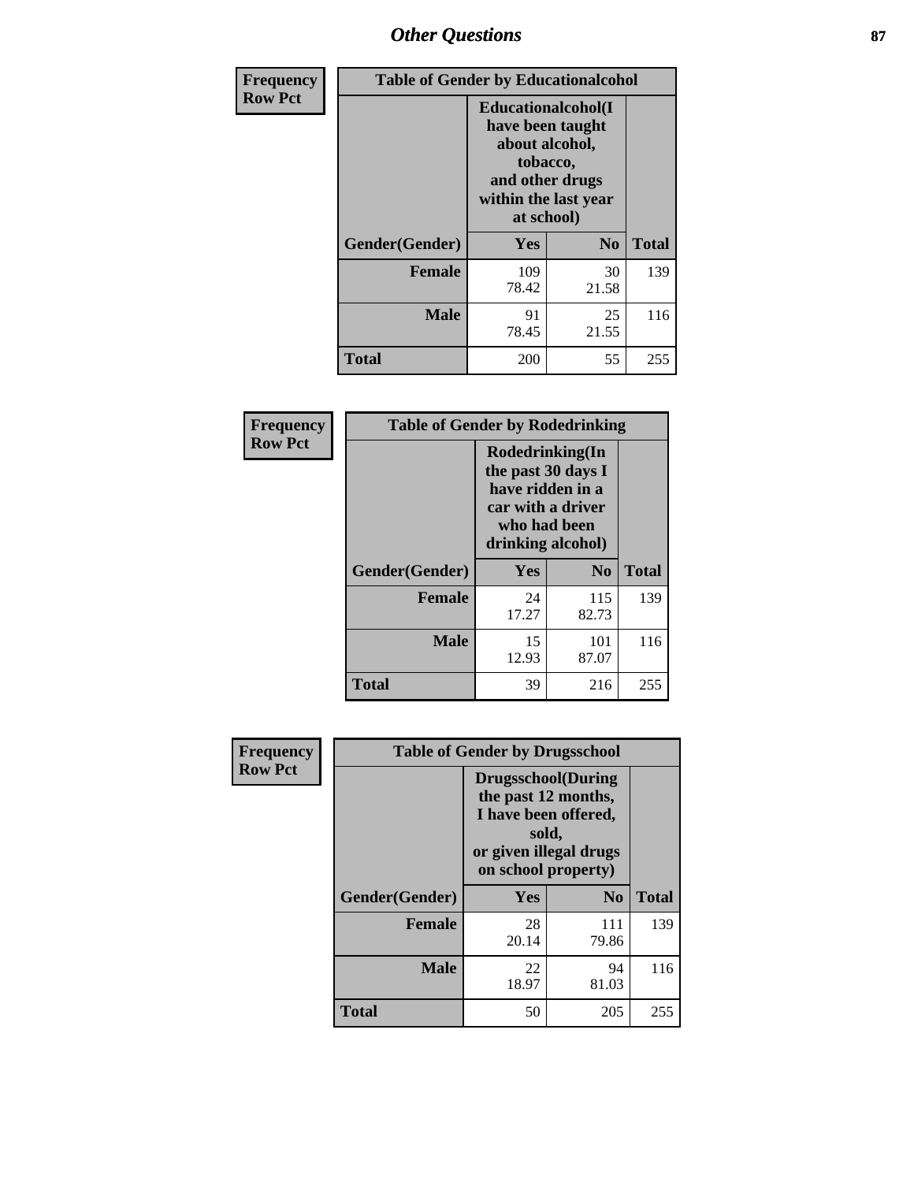| Frequency Row Pct | Table of Gender by Educationalcohol | | |
|---|---|---|---|
| | Educationalcohol(I have been taught about alcohol, tobacco, and other drugs within the last year at school) | | |
| Gender(Gender) | Yes | No | Total |
| Female | 109<br>78.42 | 30<br>21.58 | 139 |
| Male | 91<br>78.45 | 25<br>21.55 | 116 |
| Total | 200 | 55 | 255 |

| Frequency Row Pct | Table of Gender by Rodedrinking | | |
|---|---|---|---|
| | Rodedrinking(In the past 30 days I have ridden in a car with a driver who had been drinking alcohol) | | |
| Gender(Gender) | Yes | No | Total |
| Female | 24<br>17.27 | 115<br>82.73 | 139 |
| Male | 15<br>12.93 | 101<br>87.07 | 116 |
| Total | 39 | 216 | 255 |

| Frequency Row Pct | Table of Gender by Drugsschool | | |
|---|---|---|---|
| | Drugsschool(During the past 12 months, I have been offered, sold, or given illegal drugs on school property) | | |
| Gender(Gender) | Yes | No | Total |
| Female | 28<br>20.14 | 111<br>79.86 | 139 |
| Male | 22<br>18.97 | 94<br>81.03 | 116 |
| Total | 50 | 205 | 255 |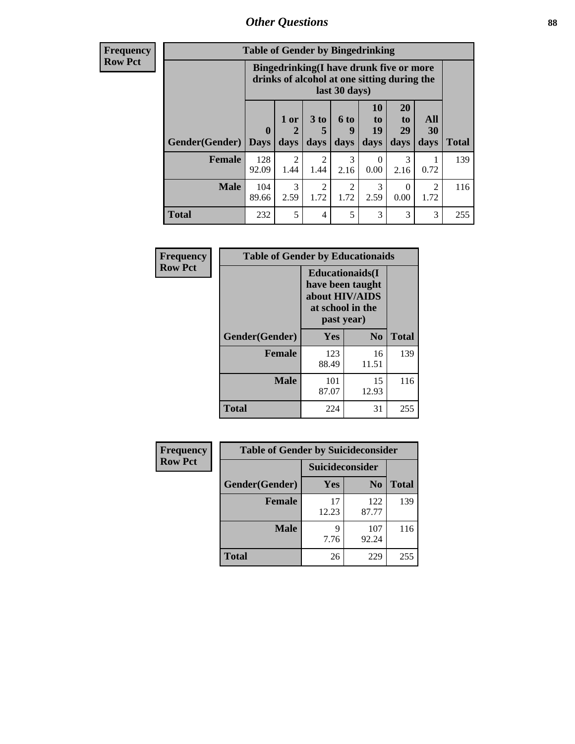| Frequency<br>Row Pct | Table of Gender by Bingedrinking | | | | | | | |
|---|---|---|---|---|---|---|---|---|
| | Bingedrinking(I have drunk five or more drinks of alcohol at one sitting during the last 30 days) | | | | | | | |
| Gender(Gender) | 0 Days | 1 or 2 days | 3 to 5 days | 6 to 9 days | 10 to 19 days | 20 to 29 days | All 30 days | Total |
| Female | 128<br>92.09 | 2<br>1.44 | 2<br>1.44 | 3<br>2.16 | 0<br>0.00 | 3<br>2.16 | 1<br>0.72 | 139 |
| Male | 104<br>89.66 | 3<br>2.59 | 2<br>1.72 | 2<br>1.72 | 3<br>2.59 | 0<br>0.00 | 2<br>1.72 | 116 |
| Total | 232 | 5 | 4 | 5 | 3 | 3 | 3 | 255 |

| Frequency<br>Row Pct | Table of Gender by Educationaids | | |
|---|---|---|---|
| | Educationaids(I have been taught about HIV/AIDS at school in the past year) | | |
| Gender(Gender) | Yes | No | Total |
| Female | 123<br>88.49 | 16<br>11.51 | 139 |
| Male | 101<br>87.07 | 15<br>12.93 | 116 |
| Total | 224 | 31 | 255 |

| Frequency<br>Row Pct | Table of Gender by Suicideconsider | | |
|---|---|---|---|
| | Suicideconsider | | |
| Gender(Gender) | Yes | No | Total |
| Female | 17<br>12.23 | 122<br>87.77 | 139 |
| Male | 9<br>7.76 | 107<br>92.24 | 116 |
| Total | 26 | 229 | 255 |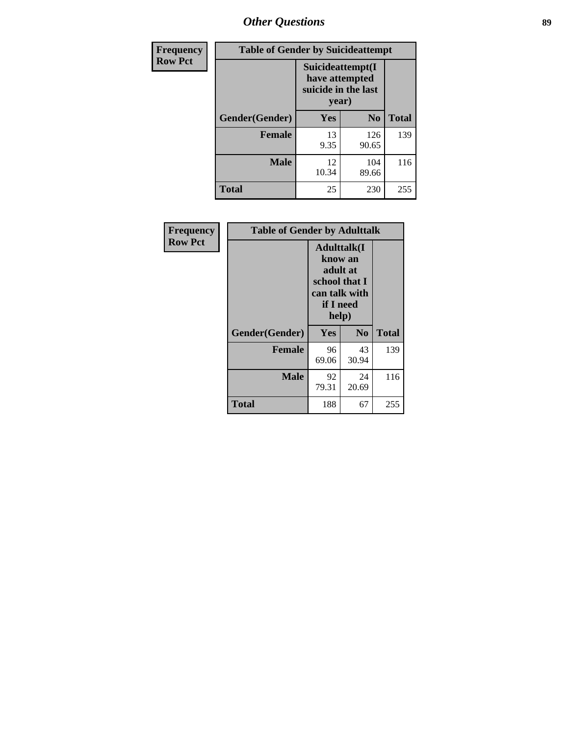| Frequency<br>Row Pct | Table of Gender by Suicideattempt | | |
|---|---|---|---|
| | Suicideattempt(I have attempted suicide in the last year) | | |
| Gender(Gender) | Yes | No | Total |
| Female | 13<br>9.35 | 126<br>90.65 | 139 |
| Male | 12<br>10.34 | 104<br>89.66 | 116 |
| Total | 25 | 230 | 255 |

| Frequency<br>Row Pct | Table of Gender by Adulttalk | | |
|---|---|---|---|
| | Adulttalk(I know an adult at school that I can talk with if I need help) | | |
| Gender(Gender) | Yes | No | Total |
| Female | 96<br>69.06 | 43<br>30.94 | 139 |
| Male | 92<br>79.31 | 24<br>20.69 | 116 |
| Total | 188 | 67 | 255 |